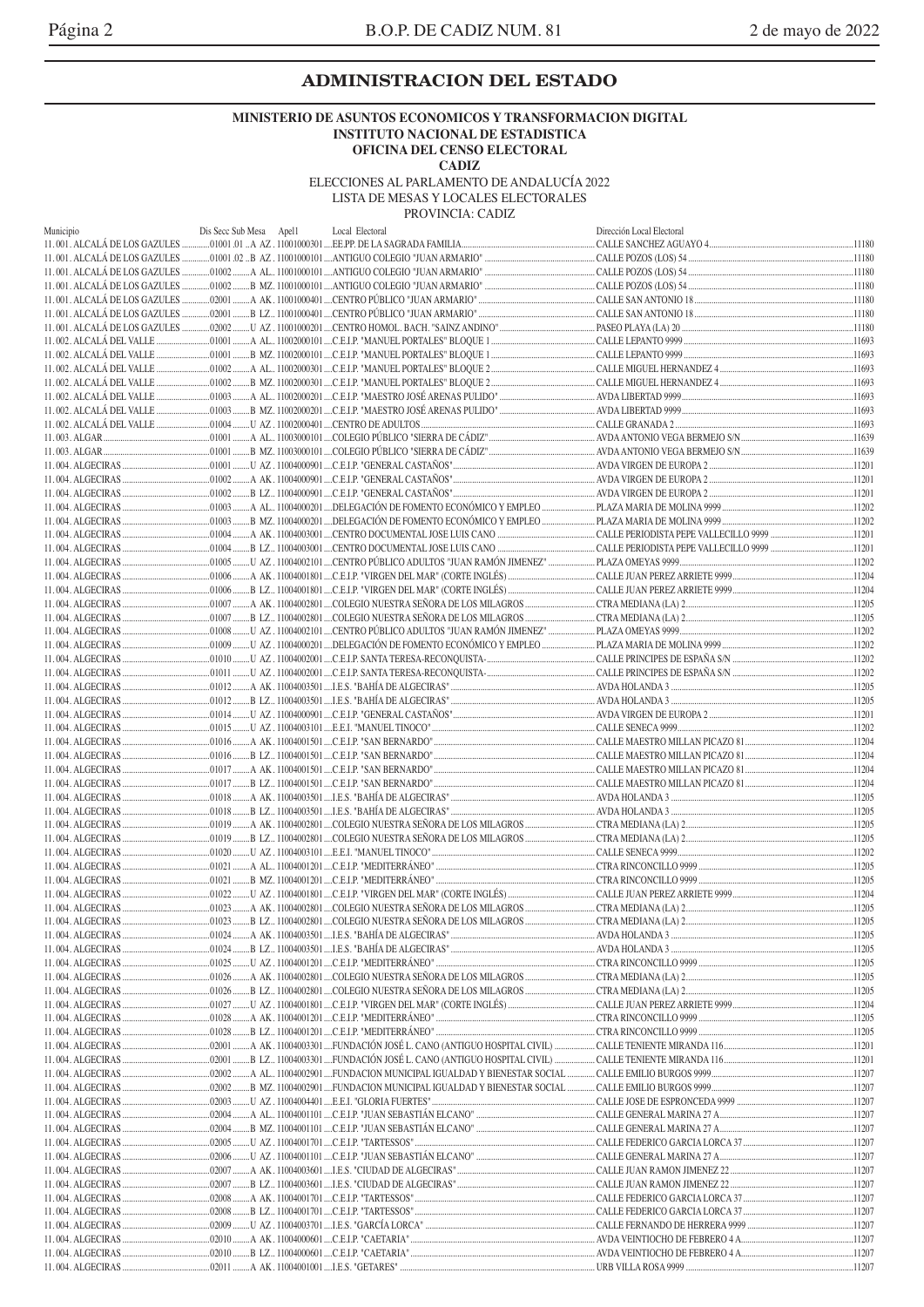## ADMINISTRACION DEL ESTADO

**MINISTERIO DE ASUNTOS ECONOMICOS Y TRANSFORMACION DIGITAL**
**INSTITUTO NACIONAL DE ESTADISTICA**
**OFICINA DEL CENSO ELECTORAL**
**CADIZ**

ELECCIONES AL PARLAMENTO DE ANDALUCÍA 2022
LISTA DE MESAS Y LOCALES ELECTORALES
PROVINCIA: CADIZ

| Municipio | Dis Secc Sub Mesa | Apel1 | Local Electoral | Dirección Local Electoral | |
|---|---|---|---|---|---|
| 11. 001. ALCALÁ DE LOS GAZULES | 01001 .01 ..A | AZ . 11001000301 | EE.PP. DE LA SAGRADA FAMILIA | CALLE SANCHEZ AGUAYO 4 | 11180 |
| 11. 001. ALCALÁ DE LOS GAZULES | 01001 .02 ..B | AZ . 11001000101 | ANTIGUO COLEGIO "JUAN ARMARIO" | CALLE POZOS (LOS) 54 | 11180 |
| 11. 001. ALCALÁ DE LOS GAZULES | 01002 ........A | AL.. 11001000101 | ANTIGUO COLEGIO "JUAN ARMARIO" | CALLE POZOS (LOS) 54 | 11180 |
| 11. 001. ALCALÁ DE LOS GAZULES | 01002 ........B | MZ. 11001000101 | ANTIGUO COLEGIO "JUAN ARMARIO" | CALLE POZOS (LOS) 54 | 11180 |
| 11. 001. ALCALÁ DE LOS GAZULES | 02001 ........A | AK.. 11001000401 | CENTRO PÚBLICO "JUAN ARMARIO" | CALLE SAN ANTONIO 18 | 11180 |
| 11. 001. ALCALÁ DE LOS GAZULES | 02001 ........B | LZ... 11001000401 | CENTRO PÚBLICO "JUAN ARMARIO" | CALLE SAN ANTONIO 18 | 11180 |
| 11. 001. ALCALÁ DE LOS GAZULES | 02002 ........U | AZ . 11001000201 | CENTRO HOMOL. BACH. "SAINZ ANDINO" | PASEO PLAYA (LA) 20 | 11180 |
| 11. 002. ALCALÁ DEL VALLE | 01001 ........A | AL.. 11002000101 | C.E.I.P. "MANUEL PORTALES" BLOQUE 1 | CALLE LEPANTO 9999 | 11693 |
| 11. 002. ALCALÁ DEL VALLE | 01001 ........B | MZ. 11002000101 | C.E.I.P. "MANUEL PORTALES" BLOQUE 1 | CALLE LEPANTO 9999 | 11693 |
| 11. 002. ALCALÁ DEL VALLE | 01002 ........A | AL.. 11002000301 | C.E.I.P. "MANUEL PORTALES" BLOQUE 2 | CALLE MIGUEL HERNANDEZ 4 | 11693 |
| 11. 002. ALCALÁ DEL VALLE | 01002 ........B | MZ. 11002000301 | C.E.I.P. "MANUEL PORTALES" BLOQUE 2 | CALLE MIGUEL HERNANDEZ 4 | 11693 |
| 11. 002. ALCALÁ DEL VALLE | 01003 ........A | AL.. 11002000201 | C.E.I.P. "MAESTRO JOSÉ ARENAS PULIDO" | AVDA LIBERTAD 9999 | 11693 |
| 11. 002. ALCALÁ DEL VALLE | 01003 ........B | MZ. 11002000201 | C.E.I.P. "MAESTRO JOSÉ ARENAS PULIDO" | AVDA LIBERTAD 9999 | 11693 |
| 11. 002. ALCALÁ DEL VALLE | 01004 ........U | AZ . 11002000401 | CENTRO DE ADULTOS | CALLE GRANADA 2 | 11693 |
| 11. 003. ALGAR | 01001 ........A | AL.. 11003000101 | COLEGIO PÚBLICO "SIERRA DE CÁDIZ" | AVDA ANTONIO VEGA BERMEJO S/N | 11639 |
| 11. 003. ALGAR | 01001 ........B | MZ. 11003000101 | COLEGIO PÚBLICO "SIERRA DE CÁDIZ" | AVDA ANTONIO VEGA BERMEJO S/N | 11639 |
| 11. 004. ALGECIRAS | 01001 ........U | AZ . 11004000901 | C.E.I.P. "GENERAL CASTAÑOS" | AVDA VIRGEN DE EUROPA 2 | 11201 |
| 11. 004. ALGECIRAS | 01002 ........A | AK.. 11004000901 | C.E.I.P. "GENERAL CASTAÑOS" | AVDA VIRGEN DE EUROPA 2 | 11201 |
| 11. 004. ALGECIRAS | 01002 ........B | LZ... 11004000901 | C.E.I.P. "GENERAL CASTAÑOS" | AVDA VIRGEN DE EUROPA 2 | 11201 |
| 11. 004. ALGECIRAS | 01003 ........A | AL.. 11004000201 | DELEGACIÓN DE FOMENTO ECONÓMICO Y EMPLEO | PLAZA MARIA DE MOLINA 9999 | 11202 |
| 11. 004. ALGECIRAS | 01003 ........B | MZ. 11004000201 | DELEGACIÓN DE FOMENTO ECONÓMICO Y EMPLEO | PLAZA MARIA DE MOLINA 9999 | 11202 |
| 11. 004. ALGECIRAS | 01004 ........A | AK.. 11004003001 | CENTRO DOCUMENTAL JOSE LUIS CANO | CALLE PERIODISTA PEPE VALLECILLO 9999 | 11201 |
| 11. 004. ALGECIRAS | 01004 ........B | LZ... 11004003001 | CENTRO DOCUMENTAL JOSE LUIS CANO | CALLE PERIODISTA PEPE VALLECILLO 9999 | 11201 |
| 11. 004. ALGECIRAS | 01005 ........U | AZ . 11004002101 | CENTRO PÚBLICO ADULTOS "JUAN RAMÓN JIMENEZ" | PLAZA OMEYAS 9999 | 11202 |
| 11. 004. ALGECIRAS | 01006 ........A | AK.. 11004001801 | C.E.I.P. "VIRGEN DEL MAR" (CORTE INGLÉS) | CALLE JUAN PEREZ ARRIETE 9999 | 11204 |
| 11. 004. ALGECIRAS | 01006 ........B | LZ... 11004001801 | C.E.I.P. "VIRGEN DEL MAR" (CORTE INGLÉS) | CALLE JUAN PEREZ ARRIETE 9999 | 11204 |
| 11. 004. ALGECIRAS | 01007 ........A | AK.. 11004002801 | COLEGIO NUESTRA SEÑORA DE LOS MILAGROS | CTRA MEDIANA (LA) 2 | 11205 |
| 11. 004. ALGECIRAS | 01007 ........B | LZ... 11004002801 | COLEGIO NUESTRA SEÑORA DE LOS MILAGROS | CTRA MEDIANA (LA) 2 | 11205 |
| 11. 004. ALGECIRAS | 01008 ........U | AZ . 11004002101 | CENTRO PÚBLICO ADULTOS "JUAN RAMÓN JIMENEZ" | PLAZA OMEYAS 9999 | 11202 |
| 11. 004. ALGECIRAS | 01009 ........U | AZ . 11004000201 | DELEGACIÓN DE FOMENTO ECONÓMICO Y EMPLEO | PLAZA MARIA DE MOLINA 9999 | 11202 |
| 11. 004. ALGECIRAS | 01010 ........U | AZ . 11004002001 | C.E.I.P. SANTA TERESA-RECONQUISTA- | CALLE PRINCIPES DE ESPAÑA S/N | 11202 |
| 11. 004. ALGECIRAS | 01011 ........U | AZ . 11004002001 | C.E.I.P. SANTA TERESA-RECONQUISTA- | CALLE PRINCIPES DE ESPAÑA S/N | 11202 |
| 11. 004. ALGECIRAS | 01012 ........A | AK.. 11004003501 | I.E.S. "BAHÍA DE ALGECIRAS" | AVDA HOLANDA 3 | 11205 |
| 11. 004. ALGECIRAS | 01012 ........B | LZ... 11004003501 | I.E.S. "BAHÍA DE ALGECIRAS" | AVDA HOLANDA 3 | 11205 |
| 11. 004. ALGECIRAS | 01014 ........U | AZ . 11004000901 | C.E.I.P. "GENERAL CASTAÑOS" | AVDA VIRGEN DE EUROPA 2 | 11201 |
| 11. 004. ALGECIRAS | 01015 ........U | AZ . 11004003101 | E.E.I. "MANUEL TINOCO" | CALLE SENECA 9999 | 11202 |
| 11. 004. ALGECIRAS | 01016 ........A | AK.. 11004001501 | C.E.I.P. "SAN BERNARDO" | CALLE MAESTRO MILLAN PICAZO 81 | 11204 |
| 11. 004. ALGECIRAS | 01016 ........B | LZ... 11004001501 | C.E.I.P. "SAN BERNARDO" | CALLE MAESTRO MILLAN PICAZO 81 | 11204 |
| 11. 004. ALGECIRAS | 01017 ........A | AK.. 11004001501 | C.E.I.P. "SAN BERNARDO" | CALLE MAESTRO MILLAN PICAZO 81 | 11204 |
| 11. 004. ALGECIRAS | 01017 ........B | LZ... 11004001501 | C.E.I.P. "SAN BERNARDO" | CALLE MAESTRO MILLAN PICAZO 81 | 11204 |
| 11. 004. ALGECIRAS | 01018 ........A | AK.. 11004003501 | I.E.S. "BAHÍA DE ALGECIRAS" | AVDA HOLANDA 3 | 11205 |
| 11. 004. ALGECIRAS | 01018 ........B | LZ... 11004003501 | I.E.S. "BAHÍA DE ALGECIRAS" | AVDA HOLANDA 3 | 11205 |
| 11. 004. ALGECIRAS | 01019 ........A | AK.. 11004002801 | COLEGIO NUESTRA SEÑORA DE LOS MILAGROS | CTRA MEDIANA (LA) 2 | 11205 |
| 11. 004. ALGECIRAS | 01019 ........B | LZ... 11004002801 | COLEGIO NUESTRA SEÑORA DE LOS MILAGROS | CTRA MEDIANA (LA) 2 | 11205 |
| 11. 004. ALGECIRAS | 01020 ........U | AZ . 11004003101 | E.E.I. "MANUEL TINOCO" | CALLE SENECA 9999 | 11202 |
| 11. 004. ALGECIRAS | 01021 ........A | AL.. 11004001201 | C.E.I.P. "MEDITERRÁNEO" | CTRA RINCONCILLO 9999 | 11205 |
| 11. 004. ALGECIRAS | 01021 ........B | MZ. 11004001201 | C.E.I.P. "MEDITERRÁNEO" | CTRA RINCONCILLO 9999 | 11205 |
| 11. 004. ALGECIRAS | 01022 ........U | AZ . 11004001801 | C.E.I.P. "VIRGEN DEL MAR" (CORTE INGLÉS) | CALLE JUAN PEREZ ARRIETE 9999 | 11204 |
| 11. 004. ALGECIRAS | 01023 ........A | AK.. 11004002801 | COLEGIO NUESTRA SEÑORA DE LOS MILAGROS | CTRA MEDIANA (LA) 2 | 11205 |
| 11. 004. ALGECIRAS | 01023 ........B | LZ... 11004002801 | COLEGIO NUESTRA SEÑORA DE LOS MILAGROS | CTRA MEDIANA (LA) 2 | 11205 |
| 11. 004. ALGECIRAS | 01024 ........A | AK.. 11004003501 | I.E.S. "BAHÍA DE ALGECIRAS" | AVDA HOLANDA 3 | 11205 |
| 11. 004. ALGECIRAS | 01024 ........B | LZ... 11004003501 | I.E.S. "BAHÍA DE ALGECIRAS" | AVDA HOLANDA 3 | 11205 |
| 11. 004. ALGECIRAS | 01025 ........U | AZ . 11004001201 | C.E.I.P. "MEDITERRÁNEO" | CTRA RINCONCILLO 9999 | 11205 |
| 11. 004. ALGECIRAS | 01026 ........A | AK.. 11004002801 | COLEGIO NUESTRA SEÑORA DE LOS MILAGROS | CTRA MEDIANA (LA) 2 | 11205 |
| 11. 004. ALGECIRAS | 01026 ........B | LZ... 11004002801 | COLEGIO NUESTRA SEÑORA DE LOS MILAGROS | CTRA MEDIANA (LA) 2 | 11205 |
| 11. 004. ALGECIRAS | 01027 ........U | AZ . 11004001801 | C.E.I.P. "VIRGEN DEL MAR" (CORTE INGLÉS) | CALLE JUAN PEREZ ARRIETE 9999 | 11204 |
| 11. 004. ALGECIRAS | 01028 ........A | AK.. 11004001201 | C.E.I.P. "MEDITERRÁNEO" | CTRA RINCONCILLO 9999 | 11205 |
| 11. 004. ALGECIRAS | 01028 ........B | LZ... 11004001201 | C.E.I.P. "MEDITERRÁNEO" | CTRA RINCONCILLO 9999 | 11205 |
| 11. 004. ALGECIRAS | 02001 ........A | AK.. 11004003301 | FUNDACIÓN JOSÉ L. CANO (ANTIGUO HOSPITAL CIVIL) | CALLE TENIENTE MIRANDA 116 | 11201 |
| 11. 004. ALGECIRAS | 02001 ........B | LZ... 11004003301 | FUNDACIÓN JOSÉ L. CANO (ANTIGUO HOSPITAL CIVIL) | CALLE TENIENTE MIRANDA 116 | 11201 |
| 11. 004. ALGECIRAS | 02002 ........A | AL.. 11004002901 | FUNDACION MUNICIPAL IGUALDAD Y BIENESTAR SOCIAL | CALLE EMILIO BURGOS 9999 | 11207 |
| 11. 004. ALGECIRAS | 02002 ........B | MZ. 11004002901 | FUNDACION MUNICIPAL IGUALDAD Y BIENESTAR SOCIAL | CALLE EMILIO BURGOS 9999 | 11207 |
| 11. 004. ALGECIRAS | 02003 ........U | AZ . 11004004401 | E.E.I. "GLORIA FUERTES" | CALLE JOSE DE ESPRONCEDA 9999 | 11207 |
| 11. 004. ALGECIRAS | 02004 ........A | AL.. 11004001101 | C.E.I.P. "JUAN SEBASTIÁN ELCANO" | CALLE GENERAL MARINA 27 A | 11207 |
| 11. 004. ALGECIRAS | 02004 ........B | MZ. 11004001101 | C.E.I.P. "JUAN SEBASTIÁN ELCANO" | CALLE GENERAL MARINA 27 A | 11207 |
| 11. 004. ALGECIRAS | 02005 ........U | AZ . 11004001701 | C.E.I.P. "TARTESSOS" | CALLE FEDERICO GARCIA LORCA 37 | 11207 |
| 11. 004. ALGECIRAS | 02006 ........U | AZ . 11004001101 | C.E.I.P. "JUAN SEBASTIÁN ELCANO" | CALLE GENERAL MARINA 27 A | 11207 |
| 11. 004. ALGECIRAS | 02007 ........A | AK.. 11004003601 | I.E.S. "CIUDAD DE ALGECIRAS" | CALLE JUAN RAMON JIMENEZ 22 | 11207 |
| 11. 004. ALGECIRAS | 02007 ........B | LZ... 11004003601 | I.E.S. "CIUDAD DE ALGECIRAS" | CALLE JUAN RAMON JIMENEZ 22 | 11207 |
| 11. 004. ALGECIRAS | 02008 ........A | AK.. 11004001701 | C.E.I.P. "TARTESSOS" | CALLE FEDERICO GARCIA LORCA 37 | 11207 |
| 11. 004. ALGECIRAS | 02008 ........B | LZ... 11004001701 | C.E.I.P. "TARTESSOS" | CALLE FEDERICO GARCIA LORCA 37 | 11207 |
| 11. 004. ALGECIRAS | 02009 ........U | AZ . 11004003701 | I.E.S. "GARCÍA LORCA" | CALLE FERNANDO DE HERRERA 9999 | 11207 |
| 11. 004. ALGECIRAS | 02010 ........A | AK.. 11004000601 | C.E.I.P. "CAETARIA" | AVDA VEINTIOCHO DE FEBRERO 4 A | 11207 |
| 11. 004. ALGECIRAS | 02010 ........B | LZ... 11004000601 | C.E.I.P. "CAETARIA" | AVDA VEINTIOCHO DE FEBRERO 4 A | 11207 |
| 11. 004. ALGECIRAS | 02011 ........A | AK.. 11004001001 | I.E.S. "GETARES" | URB VILLA ROSA 9999 | 11207 |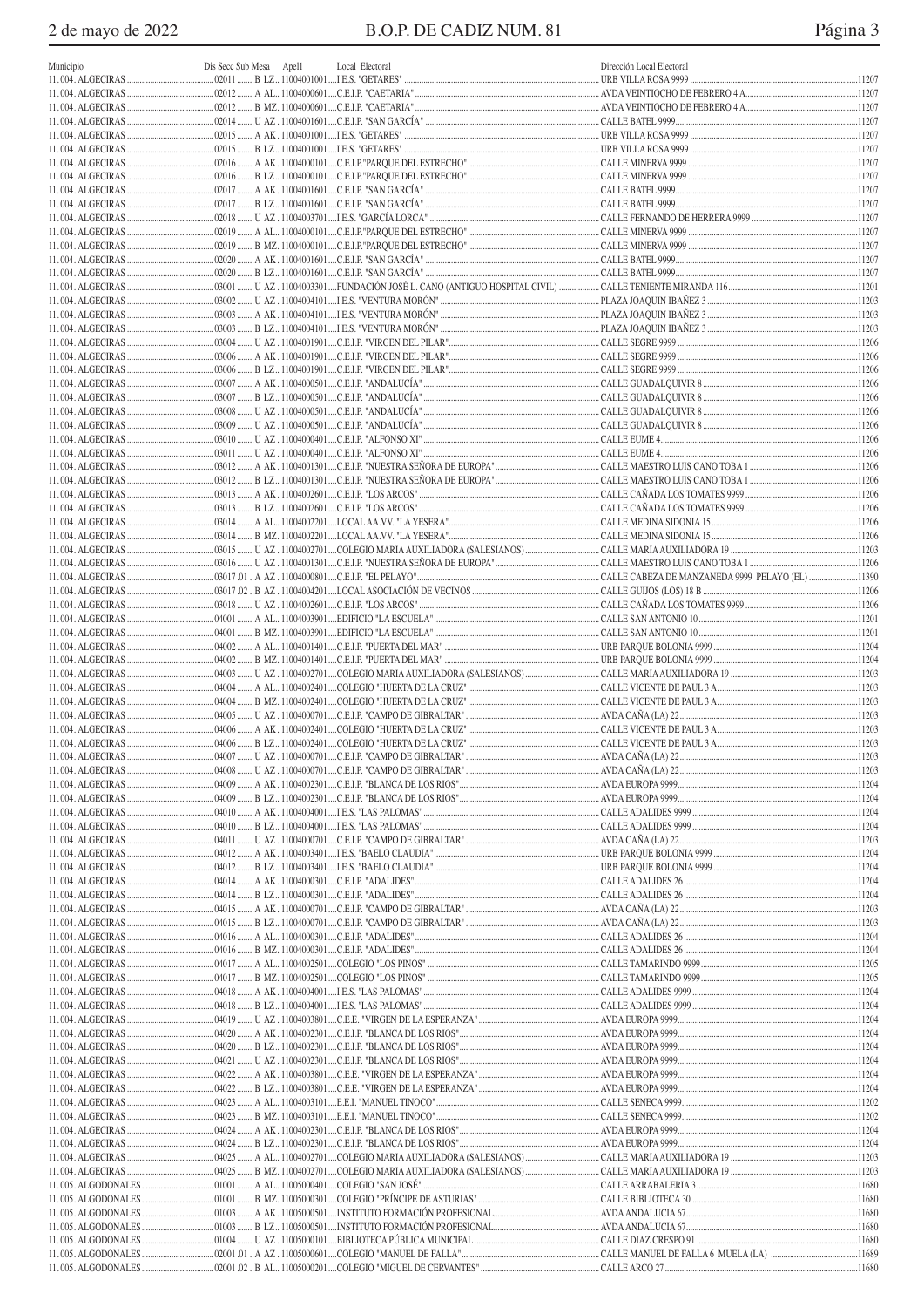| Municipio | Dis Secc Sub Mesa | Apel1 | Local Electoral | Dirección Local Electoral | |
|---|---|---|---|---|---|
| 11. 004. ALGECIRAS | 02011 ........B | LZ.. 11004001001 | I.E.S. "GETARES" | URB VILLA ROSA 9999 | 11207 |
| 11. 004. ALGECIRAS | 02012 ........A | AL.. 11004000601 | C.E.I.P. "CAETARIA" | AVDA VEINTIOCHO DE FEBRERO 4 A | 11207 |
| 11. 004. ALGECIRAS | 02012 ........B | MZ.. 11004000601 | C.E.I.P. "CAETARIA" | AVDA VEINTIOCHO DE FEBRERO 4 A | 11207 |
| 11. 004. ALGECIRAS | 02014 ........U | AZ.. 11004001601 | C.E.I.P. "SAN GARCÍA" | CALLE BATEL 9999 | 11207 |
| 11. 004. ALGECIRAS | 02015 ........A | AK.. 11004001001 | I.E.S. "GETARES" | URB VILLA ROSA 9999 | 11207 |
| 11. 004. ALGECIRAS | 02015 ........B | LZ.. 11004001001 | I.E.S. "GETARES" | URB VILLA ROSA 9999 | 11207 |
| 11. 004. ALGECIRAS | 02016 ........A | AK.. 11004000101 | C.E.I.P."PARQUE DEL ESTRECHO" | CALLE MINERVA 9999 | 11207 |
| 11. 004. ALGECIRAS | 02016 ........B | LZ.. 11004000101 | C.E.I.P."PARQUE DEL ESTRECHO" | CALLE MINERVA 9999 | 11207 |
| 11. 004. ALGECIRAS | 02017 ........A | AK.. 11004001601 | C.E.I.P. "SAN GARCÍA" | CALLE BATEL 9999 | 11207 |
| 11. 004. ALGECIRAS | 02017 ........B | LZ.. 11004001601 | C.E.I.P. "SAN GARCÍA" | CALLE BATEL 9999 | 11207 |
| 11. 004. ALGECIRAS | 02018 ........U | AZ.. 11004003701 | I.E.S. "GARCÍA LORCA" | CALLE FERNANDO DE HERRERA 9999 | 11207 |
| 11. 004. ALGECIRAS | 02019 ........A | AL.. 11004000101 | C.E.I.P."PARQUE DEL ESTRECHO" | CALLE MINERVA 9999 | 11207 |
| 11. 004. ALGECIRAS | 02019 ........B | MZ.. 11004000101 | C.E.I.P."PARQUE DEL ESTRECHO" | CALLE MINERVA 9999 | 11207 |
| 11. 004. ALGECIRAS | 02020 ........A | AK.. 11004001601 | C.E.I.P. "SAN GARCÍA" | CALLE BATEL 9999 | 11207 |
| 11. 004. ALGECIRAS | 02020 ........B | LZ.. 11004001601 | C.E.I.P. "SAN GARCÍA" | CALLE BATEL 9999 | 11207 |
| 11. 004. ALGECIRAS | 03001 ........U | AZ.. 11004003301 | FUNDACIÓN JOSÉ L. CANO (ANTIGUO HOSPITAL CIVIL) | CALLE TENIENTE MIRANDA 116 | 11201 |
| 11. 004. ALGECIRAS | 03002 ........U | AZ.. 11004004101 | I.E.S. "VENTURA MORÓN" | PLAZA JOAQUIN IBAÑEZ 3 | 11203 |
| 11. 004. ALGECIRAS | 03003 ........A | AK.. 11004004101 | I.E.S. "VENTURA MORÓN" | PLAZA JOAQUIN IBAÑEZ 3 | 11203 |
| 11. 004. ALGECIRAS | 03003 ........B | LZ.. 11004004101 | I.E.S. "VENTURA MORÓN" | PLAZA JOAQUIN IBAÑEZ 3 | 11203 |
| 11. 004. ALGECIRAS | 03004 ........U | AZ.. 11004001901 | C.E.I.P. "VIRGEN DEL PILAR" | CALLE SEGRE 9999 | 11206 |
| 11. 004. ALGECIRAS | 03006 ........A | AK.. 11004001901 | C.E.I.P. "VIRGEN DEL PILAR" | CALLE SEGRE 9999 | 11206 |
| 11. 004. ALGECIRAS | 03006 ........B | LZ.. 11004001901 | C.E.I.P. "VIRGEN DEL PILAR" | CALLE SEGRE 9999 | 11206 |
| 11. 004. ALGECIRAS | 03007 ........A | AK.. 11004000501 | C.E.I.P. "ANDALUCÍA" | CALLE GUADALQUIVIR 8 | 11206 |
| 11. 004. ALGECIRAS | 03007 ........B | LZ.. 11004000501 | C.E.I.P. "ANDALUCÍA" | CALLE GUADALQUIVIR 8 | 11206 |
| 11. 004. ALGECIRAS | 03008 ........U | AZ.. 11004000501 | C.E.I.P. "ANDALUCÍA" | CALLE GUADALQUIVIR 8 | 11206 |
| 11. 004. ALGECIRAS | 03009 ........U | AZ.. 11004000501 | C.E.I.P. "ANDALUCÍA" | CALLE GUADALQUIVIR 8 | 11206 |
| 11. 004. ALGECIRAS | 03010 ........U | AZ.. 11004000401 | C.E.I.P. "ALFONSO XI" | CALLE EUME 4 | 11206 |
| 11. 004. ALGECIRAS | 03011 ........U | AZ.. 11004000401 | C.E.I.P. "ALFONSO XI" | CALLE EUME 4 | 11206 |
| 11. 004. ALGECIRAS | 03012 ........A | AK.. 11004001301 | C.E.I.P. "NUESTRA SEÑORA DE EUROPA" | CALLE MAESTRO LUIS CANO TOBA 1 | 11206 |
| 11. 004. ALGECIRAS | 03012 ........B | LZ.. 11004001301 | C.E.I.P. "NUESTRA SEÑORA DE EUROPA" | CALLE MAESTRO LUIS CANO TOBA 1 | 11206 |
| 11. 004. ALGECIRAS | 03013 ........A | AK.. 11004002601 | C.E.I.P. "LOS ARCOS" | CALLE CAÑADA LOS TOMATES 9999 | 11206 |
| 11. 004. ALGECIRAS | 03013 ........B | LZ.. 11004002601 | C.E.I.P. "LOS ARCOS" | CALLE CAÑADA LOS TOMATES 9999 | 11206 |
| 11. 004. ALGECIRAS | 03014 ........A | AL.. 11004002201 | LOCAL AA.VV. "LA YESERA" | CALLE MEDINA SIDONIA 15 | 11206 |
| 11. 004. ALGECIRAS | 03014 ........B | MZ.. 11004002201 | LOCAL AA.VV. "LA YESERA" | CALLE MEDINA SIDONIA 15 | 11206 |
| 11. 004. ALGECIRAS | 03015 ........U | AZ.. 11004002701 | COLEGIO MARIA AUXILIADORA (SALESIANOS) | CALLE MARIA AUXILIADORA 19 | 11203 |
| 11. 004. ALGECIRAS | 03016 ........U | AZ.. 11004001301 | C.E.I.P. "NUESTRA SEÑORA DE EUROPA" | CALLE MAESTRO LUIS CANO TOBA 1 | 11206 |
| 11. 004. ALGECIRAS | 03017 .01 ..A | AZ.. 11004000801 | C.E.I.P. "EL PELAYO" | CALLE CABEZA DE MANZANEDA 9999 PELAYO (EL) | 11390 |
| 11. 004. ALGECIRAS | 03017 .02 ..B | AZ.. 11004004201 | LOCAL ASOCIACIÓN DE VECINOS | CALLE GUIJOS (LOS) 18 B | 11206 |
| 11. 004. ALGECIRAS | 03018 ........U | AZ.. 11004002601 | C.E.I.P. "LOS ARCOS" | CALLE CAÑADA LOS TOMATES 9999 | 11206 |
| 11. 004. ALGECIRAS | 04001 ........A | AL.. 11004003901 | EDIFICIO "LA ESCUELA" | CALLE SAN ANTONIO 10 | 11201 |
| 11. 004. ALGECIRAS | 04001 ........B | MZ.. 11004003901 | EDIFICIO "LA ESCUELA" | CALLE SAN ANTONIO 10 | 11201 |
| 11. 004. ALGECIRAS | 04002 ........A | AL.. 11004001401 | C.E.I.P. "PUERTA DEL MAR" | URB PARQUE BOLONIA 9999 | 11204 |
| 11. 004. ALGECIRAS | 04002 ........B | MZ.. 11004001401 | C.E.I.P. "PUERTA DEL MAR" | URB PARQUE BOLONIA 9999 | 11204 |
| 11. 004. ALGECIRAS | 04003 ........U | AZ.. 11004002701 | COLEGIO MARIA AUXILIADORA (SALESIANOS) | CALLE MARIA AUXILIADORA 19 | 11203 |
| 11. 004. ALGECIRAS | 04004 ........A | AL.. 11004002401 | COLEGIO "HUERTA DE LA CRUZ" | CALLE VICENTE DE PAUL 3 A | 11203 |
| 11. 004. ALGECIRAS | 04004 ........B | MZ.. 11004002401 | COLEGIO "HUERTA DE LA CRUZ" | CALLE VICENTE DE PAUL 3 A | 11203 |
| 11. 004. ALGECIRAS | 04005 ........U | AZ.. 11004000701 | C.E.I.P. "CAMPO DE GIBRALTAR" | AVDA CAÑA (LA) 22 | 11203 |
| 11. 004. ALGECIRAS | 04006 ........A | AK.. 11004002401 | COLEGIO "HUERTA DE LA CRUZ" | CALLE VICENTE DE PAUL 3 A | 11203 |
| 11. 004. ALGECIRAS | 04006 ........B | LZ.. 11004002401 | COLEGIO "HUERTA DE LA CRUZ" | CALLE VICENTE DE PAUL 3 A | 11203 |
| 11. 004. ALGECIRAS | 04007 ........U | AZ.. 11004000701 | C.E.I.P. "CAMPO DE GIBRALTAR" | AVDA CAÑA (LA) 22 | 11203 |
| 11. 004. ALGECIRAS | 04008 ........U | AZ.. 11004000701 | C.E.I.P. "CAMPO DE GIBRALTAR" | AVDA CAÑA (LA) 22 | 11203 |
| 11. 004. ALGECIRAS | 04009 ........A | AK.. 11004002301 | C.E.I.P. "BLANCA DE LOS RIOS" | AVDA EUROPA 9999 | 11204 |
| 11. 004. ALGECIRAS | 04009 ........B | LZ.. 11004002301 | C.E.I.P. "BLANCA DE LOS RIOS" | AVDA EUROPA 9999 | 11204 |
| 11. 004. ALGECIRAS | 04010 ........A | AK.. 11004004001 | I.E.S. "LAS PALOMAS" | CALLE ADALIDES 9999 | 11204 |
| 11. 004. ALGECIRAS | 04010 ........B | LZ.. 11004004001 | I.E.S. "LAS PALOMAS" | CALLE ADALIDES 9999 | 11204 |
| 11. 004. ALGECIRAS | 04011 ........U | AZ.. 11004000701 | C.E.I.P. "CAMPO DE GIBRALTAR" | AVDA CAÑA (LA) 22 | 11203 |
| 11. 004. ALGECIRAS | 04012 ........A | AK.. 11004003401 | I.E.S. "BAELO CLAUDIA" | URB PARQUE BOLONIA 9999 | 11204 |
| 11. 004. ALGECIRAS | 04012 ........B | LZ.. 11004003401 | I.E.S. "BAELO CLAUDIA" | URB PARQUE BOLONIA 9999 | 11204 |
| 11. 004. ALGECIRAS | 04014 ........A | AK.. 11004000301 | C.E.I.P. "ADALIDES" | CALLE ADALIDES 26 | 11204 |
| 11. 004. ALGECIRAS | 04014 ........B | LZ.. 11004000301 | C.E.I.P. "ADALIDES" | CALLE ADALIDES 26 | 11204 |
| 11. 004. ALGECIRAS | 04015 ........A | AK.. 11004000701 | C.E.I.P. "CAMPO DE GIBRALTAR" | AVDA CAÑA (LA) 22 | 11203 |
| 11. 004. ALGECIRAS | 04015 ........B | LZ.. 11004000701 | C.E.I.P. "CAMPO DE GIBRALTAR" | AVDA CAÑA (LA) 22 | 11203 |
| 11. 004. ALGECIRAS | 04016 ........A | AL.. 11004000301 | C.E.I.P. "ADALIDES" | CALLE ADALIDES 26 | 11204 |
| 11. 004. ALGECIRAS | 04016 ........B | MZ.. 11004000301 | C.E.I.P. "ADALIDES" | CALLE ADALIDES 26 | 11204 |
| 11. 004. ALGECIRAS | 04017 ........A | AL.. 11004002501 | COLEGIO "LOS PINOS" | CALLE TAMARINDO 9999 | 11205 |
| 11. 004. ALGECIRAS | 04017 ........B | MZ.. 11004002501 | COLEGIO "LOS PINOS" | CALLE TAMARINDO 9999 | 11205 |
| 11. 004. ALGECIRAS | 04018 ........A | AK.. 11004004001 | I.E.S. "LAS PALOMAS" | CALLE ADALIDES 9999 | 11204 |
| 11. 004. ALGECIRAS | 04018 ........B | LZ.. 11004004001 | I.E.S. "LAS PALOMAS" | CALLE ADALIDES 9999 | 11204 |
| 11. 004. ALGECIRAS | 04019 ........U | AZ.. 11004003801 | C.E.E. "VIRGEN DE LA ESPERANZA" | AVDA EUROPA 9999 | 11204 |
| 11. 004. ALGECIRAS | 04020 ........A | AK.. 11004002301 | C.E.I.P. "BLANCA DE LOS RIOS" | AVDA EUROPA 9999 | 11204 |
| 11. 004. ALGECIRAS | 04020 ........B | LZ.. 11004002301 | C.E.I.P. "BLANCA DE LOS RIOS" | AVDA EUROPA 9999 | 11204 |
| 11. 004. ALGECIRAS | 04021 ........U | AZ.. 11004002301 | C.E.I.P. "BLANCA DE LOS RIOS" | AVDA EUROPA 9999 | 11204 |
| 11. 004. ALGECIRAS | 04022 ........A | AK.. 11004003801 | C.E.E. "VIRGEN DE LA ESPERANZA" | AVDA EUROPA 9999 | 11204 |
| 11. 004. ALGECIRAS | 04022 ........B | LZ.. 11004003801 | C.E.E. "VIRGEN DE LA ESPERANZA" | AVDA EUROPA 9999 | 11204 |
| 11. 004. ALGECIRAS | 04023 ........A | AL.. 11004003101 | E.E.I. "MANUEL TINOCO" | CALLE SENECA 9999 | 11202 |
| 11. 004. ALGECIRAS | 04023 ........B | MZ.. 11004003101 | E.E.I. "MANUEL TINOCO" | CALLE SENECA 9999 | 11202 |
| 11. 004. ALGECIRAS | 04024 ........A | AK.. 11004002301 | C.E.I.P. "BLANCA DE LOS RIOS" | AVDA EUROPA 9999 | 11204 |
| 11. 004. ALGECIRAS | 04024 ........B | LZ.. 11004002301 | C.E.I.P. "BLANCA DE LOS RIOS" | AVDA EUROPA 9999 | 11204 |
| 11. 004. ALGECIRAS | 04025 ........A | AL.. 11004002701 | COLEGIO MARIA AUXILIADORA (SALESIANOS) | CALLE MARIA AUXILIADORA 19 | 11203 |
| 11. 004. ALGECIRAS | 04025 ........B | MZ.. 11004002701 | COLEGIO MARIA AUXILIADORA (SALESIANOS) | CALLE MARIA AUXILIADORA 19 | 11203 |
| 11. 005. ALGODONALES | 01001 ........A | AL.. 11005000401 | COLEGIO "SAN JOSÉ" | CALLE ARRABALERIA 3 | 11680 |
| 11. 005. ALGODONALES | 01001 ........B | MZ.. 11005000301 | COLEGIO "PRÍNCIPE DE ASTURIAS" | CALLE BIBLIOTECA 30 | 11680 |
| 11. 005. ALGODONALES | 01003 ........A | AK.. 11005000501 | INSTITUTO FORMACIÓN PROFESIONAL | AVDA ANDALUCIA 67 | 11680 |
| 11. 005. ALGODONALES | 01003 ........B | LZ.. 11005000501 | INSTITUTO FORMACIÓN PROFESIONAL | AVDA ANDALUCIA 67 | 11680 |
| 11. 005. ALGODONALES | 01004 ........U | AZ.. 11005000101 | BIBLIOTECA PÚBLICA MUNICIPAL | CALLE DIAZ CRESPO 91 | 11680 |
| 11. 005. ALGODONALES | 02001 .01 ..A | AK.. 11005000601 | COLEGIO "MANUEL DE FALLA" | CALLE MANUEL DE FALLA 6 MUELA (LA) | 11689 |
| 11. 005. ALGODONALES | 02001 .02 ..B | AL.. 11005000201 | COLEGIO "MIGUEL DE CERVANTES" | CALLE ARCO 27 | 11680 |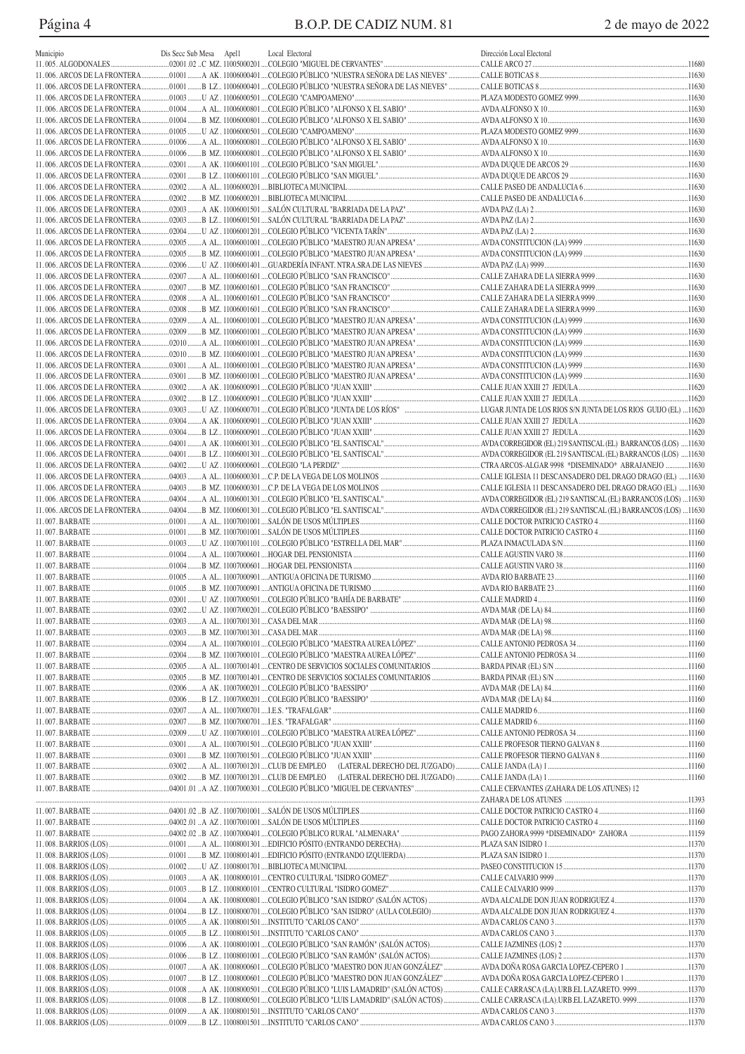| Municipio | Dis Secc Sub Mesa | Apell | Local Electoral | Dirección Local Electoral | |
|---|---|---|---|---|---|
| 11.005. ALGODONALES | 02001 .02 ..C | MZ. | 11005000201 ....COLEGIO "MIGUEL DE CERVANTES" | CALLE ARCO 27 | 11680 |
| 11.006. ARCOS DE LA FRONTERA | 01001 ........A | AK. | 11006000401 ....COLEGIO PÚBLICO "NUESTRA SEÑORA DE LAS NIEVES" | CALLE BOTICAS 8 | 11630 |
| 11.006. ARCOS DE LA FRONTERA | 01001 ........B | LZ. | 11006000401 ....COLEGIO PÚBLICO "NUESTRA SEÑORA DE LAS NIEVES" | CALLE BOTICAS 8 | 11630 |
| 11.006. ARCOS DE LA FRONTERA | 01003 ........U | AZ. | 11006000501 ....COLEGIO "CAMPOAMENO" | PLAZA MODESTO GOMEZ 9999 | 11630 |
| 11.006. ARCOS DE LA FRONTERA | 01004 ........A | AL. | 11006000801 ....COLEGIO PÚBLICO "ALFONSO X EL SABIO" | AVDA ALFONSO X 10 | 11630 |
| 11.006. ARCOS DE LA FRONTERA | 01004 ........B | MZ. | 11006000801 ....COLEGIO PÚBLICO "ALFONSO X EL SABIO" | AVDA ALFONSO X 10 | 11630 |
| 11.006. ARCOS DE LA FRONTERA | 01005 ........U | AZ. | 11006000501 ....COLEGIO "CAMPOAMENO" | PLAZA MODESTO GOMEZ 9999 | 11630 |
| 11.006. ARCOS DE LA FRONTERA | 01006 ........A | AL. | 11006000801 ....COLEGIO PÚBLICO "ALFONSO X EL SABIO" | AVDA ALFONSO X 10 | 11630 |
| 11.006. ARCOS DE LA FRONTERA | 01006 ........B | MZ. | 11006000801 ....COLEGIO PÚBLICO "ALFONSO X EL SABIO" | AVDA ALFONSO X 10 | 11630 |
| 11.006. ARCOS DE LA FRONTERA | 02001 ........A | AK. | 11006001101 ....COLEGIO PÚBLICO "SAN MIGUEL" | AVDA DUQUE DE ARCOS 29 | 11630 |
| 11.006. ARCOS DE LA FRONTERA | 02001 ........B | LZ. | 11006001101 ....COLEGIO PÚBLICO "SAN MIGUEL" | AVDA DUQUE DE ARCOS 29 | 11630 |
| 11.006. ARCOS DE LA FRONTERA | 02002 ........A | AL. | 11006000201 ....BIBLIOTECA MUNICIPAL | CALLE PASEO DE ANDALUCIA 6 | 11630 |
| 11.006. ARCOS DE LA FRONTERA | 02002 ........B | MZ. | 11006000201 ....BIBLIOTECA MUNICIPAL | CALLE PASEO DE ANDALUCIA 6 | 11630 |
| 11.006. ARCOS DE LA FRONTERA | 02003 ........A | AK. | 11006001501 ....SALÓN CULTURAL "BARRIADA DE LA PAZ" | AVDA PAZ (LA) 2 | 11630 |
| 11.006. ARCOS DE LA FRONTERA | 02003 ........B | LZ. | 11006001501 ....SALÓN CULTURAL "BARRIADA DE LA PAZ" | AVDA PAZ (LA) 2 | 11630 |
| 11.006. ARCOS DE LA FRONTERA | 02004 ........U | AZ. | 11006001201 ....COLEGIO PÚBLICO "VICENTA TARÍN" | AVDA PAZ (LA) 2 | 11630 |
| 11.006. ARCOS DE LA FRONTERA | 02005 ........A | AL. | 11006001001 ....COLEGIO PÚBLICO "MAESTRO JUAN APRESA" | AVDA CONSTITUCION (LA) 9999 | 11630 |
| 11.006. ARCOS DE LA FRONTERA | 02005 ........B | MZ. | 11006001001 ....COLEGIO PÚBLICO "MAESTRO JUAN APRESA" | AVDA CONSTITUCION (LA) 9999 | 11630 |
| 11.006. ARCOS DE LA FRONTERA | 02006 ........U | AZ. | 11006001401 ....GUARDERÍA INFANT. NTRA.SRA.DE LAS NIEVES | AVDA PAZ (LA) 9999 | 11630 |
| 11.006. ARCOS DE LA FRONTERA | 02007 ........A | AL. | 11006001601 ....COLEGIO PÚBLICO "SAN FRANCISCO" | CALLE ZAHARA DE LA SIERRA 9999 | 11630 |
| 11.006. ARCOS DE LA FRONTERA | 02007 ........B | MZ. | 11006001601 ....COLEGIO PÚBLICO "SAN FRANCISCO" | CALLE ZAHARA DE LA SIERRA 9999 | 11630 |
| 11.006. ARCOS DE LA FRONTERA | 02008 ........A | AL. | 11006001601 ....COLEGIO PÚBLICO "SAN FRANCISCO" | CALLE ZAHARA DE LA SIERRA 9999 | 11630 |
| 11.006. ARCOS DE LA FRONTERA | 02008 ........B | MZ. | 11006001601 ....COLEGIO PÚBLICO "SAN FRANCISCO" | CALLE ZAHARA DE LA SIERRA 9999 | 11630 |
| 11.006. ARCOS DE LA FRONTERA | 02009 ........A | AL. | 11006001001 ....COLEGIO PÚBLICO "MAESTRO JUAN APRESA" | AVDA CONSTITUCION (LA) 9999 | 11630 |
| 11.006. ARCOS DE LA FRONTERA | 02009 ........B | MZ. | 11006001001 ....COLEGIO PÚBLICO "MAESTRO JUAN APRESA" | AVDA CONSTITUCION (LA) 9999 | 11630 |
| 11.006. ARCOS DE LA FRONTERA | 02010 ........A | AL. | 11006001001 ....COLEGIO PÚBLICO "MAESTRO JUAN APRESA" | AVDA CONSTITUCION (LA) 9999 | 11630 |
| 11.006. ARCOS DE LA FRONTERA | 02010 ........B | MZ. | 11006001001 ....COLEGIO PÚBLICO "MAESTRO JUAN APRESA" | AVDA CONSTITUCION (LA) 9999 | 11630 |
| 11.006. ARCOS DE LA FRONTERA | 03001 ........A | AL. | 11006001001 ....COLEGIO PÚBLICO "MAESTRO JUAN APRESA" | AVDA CONSTITUCION (LA) 9999 | 11630 |
| 11.006. ARCOS DE LA FRONTERA | 03001 ........B | MZ. | 11006001001 ....COLEGIO PÚBLICO "MAESTRO JUAN APRESA" | AVDA CONSTITUCION (LA) 9999 | 11630 |
| 11.006. ARCOS DE LA FRONTERA | 03002 ........A | AK. | 11006000901 ....COLEGIO PÚBLICO "JUAN XXIII" | CALLE JUAN XXIII 27 JEDULA | 11620 |
| 11.006. ARCOS DE LA FRONTERA | 03002 ........B | LZ. | 11006000901 ....COLEGIO PÚBLICO "JUAN XXIII" | CALLE JUAN XXIII 27 JEDULA | 11620 |
| 11.006. ARCOS DE LA FRONTERA | 03003 ........U | AZ. | 11006000701 ....COLEGIO PÚBLICO "JUNTA DE LOS RÍOS" | LUGAR JUNTA DE LOS RIOS S/N JUNTA DE LOS RIOS GUIJO (EL) | 11620 |
| 11.006. ARCOS DE LA FRONTERA | 03004 ........A | AK. | 11006000901 ....COLEGIO PÚBLICO "JUAN XXIII" | CALLE JUAN XXIII 27 JEDULA | 11620 |
| 11.006. ARCOS DE LA FRONTERA | 03004 ........B | LZ. | 11006000901 ....COLEGIO PÚBLICO "JUAN XXIII" | CALLE JUAN XXIII 27 JEDULA | 11620 |
| 11.006. ARCOS DE LA FRONTERA | 04001 ........A | AK. | 11006001301 ....COLEGIO PÚBLICO "EL SANTISCAL" | AVDA CORREGIDOR (EL) 219 SANTISCAL (EL) BARRANCOS (LOS) | 11630 |
| 11.006. ARCOS DE LA FRONTERA | 04001 ........B | LZ. | 11006001301 ....COLEGIO PÚBLICO "EL SANTISCAL" | AVDA CORREGIDOR (EL) 219 SANTISCAL (EL) BARRANCOS (LOS) | 11630 |
| 11.006. ARCOS DE LA FRONTERA | 04002 ........U | AZ. | 11006000601 ....COLEGIO "LA PERDIZ" | CTRA ARCOS-ALGAR 9998 *DISEMINADO* ABRAJANEJO | 11630 |
| 11.006. ARCOS DE LA FRONTERA | 04003 ........A | AL. | 11006000301 ....C.P. DE LA VEGA DE LOS MOLINOS | CALLE IGLESIA 11 DESCANSADERO DEL DRAGO DRAGO (EL) | 11630 |
| 11.006. ARCOS DE LA FRONTERA | 04003 ........B | MZ. | 11006000301 ....C.P. DE LA VEGA DE LOS MOLINOS | CALLE IGLESIA 11 DESCANSADERO DEL DRAGO DRAGO (EL) | 11630 |
| 11.006. ARCOS DE LA FRONTERA | 04004 ........A | AL. | 11006001301 ....COLEGIO PÚBLICO "EL SANTISCAL" | AVDA CORREGIDOR (EL) 219 SANTISCAL (EL) BARRANCOS (LOS) | 11630 |
| 11.006. ARCOS DE LA FRONTERA | 04004 ........B | MZ. | 11006001301 ....COLEGIO PÚBLICO "EL SANTISCAL" | AVDA CORREGIDOR (EL) 219 SANTISCAL (EL) BARRANCOS (LOS) | 11630 |
| 11.007. BARBATE | 01001 ........A | AL. | 11007001001 ....SALÓN DE USOS MÚLTIPLES | CALLE DOCTOR PATRICIO CASTRO 4 | 11160 |
| 11.007. BARBATE | 01001 ........B | MZ. | 11007001001 ....SALÓN DE USOS MÚLTIPLES | CALLE DOCTOR PATRICIO CASTRO 4 | 11160 |
| 11.007. BARBATE | 01003 ........U | AZ. | 11007001101 ....COLEGIO PÚBLICO "ESTRELLA DEL MAR" | PLAZA INMACULADA S/N | 11160 |
| 11.007. BARBATE | 01004 ........A | AL. | 11007000601 ....HOGAR DEL PENSIONISTA | CALLE AGUSTIN VARO 38 | 11160 |
| 11.007. BARBATE | 01004 ........B | MZ. | 11007000601 ....HOGAR DEL PENSIONISTA | CALLE AGUSTIN VARO 38 | 11160 |
| 11.007. BARBATE | 01005 ........A | AL. | 11007000901 ....ANTIGUA OFICINA DE TURISMO | AVDA RIO BARBATE 23 | 11160 |
| 11.007. BARBATE | 01005 ........B | MZ. | 11007000901 ....ANTIGUA OFICINA DE TURISMO | AVDA RIO BARBATE 23 | 11160 |
| 11.007. BARBATE | 02001 ........U | AZ. | 11007000501 ....COLEGIO PÚBLICO "BAHÍA DE BARBATE" | CALLE MADRID 4 | 11160 |
| 11.007. BARBATE | 02002 ........U | AZ. | 11007000201 ....COLEGIO PÚBLICO "BAESSIPO" | AVDA MAR (DE LA) 84 | 11160 |
| 11.007. BARBATE | 02003 ........A | AL. | 11007001301 ....CASA DEL MAR | AVDA MAR (DE LA) 98 | 11160 |
| 11.007. BARBATE | 02003 ........B | MZ. | 11007001301 ....CASA DEL MAR | AVDA MAR (DE LA) 98 | 11160 |
| 11.007. BARBATE | 02004 ........A | AL. | 11007000101 ....COLEGIO PÚBLICO "MAESTRA AUREA LÓPEZ" | CALLE ANTONIO PEDROSA 34 | 11160 |
| 11.007. BARBATE | 02004 ........B | MZ. | 11007000101 ....COLEGIO PÚBLICO "MAESTRA AUREA LÓPEZ" | CALLE ANTONIO PEDROSA 34 | 11160 |
| 11.007. BARBATE | 02005 ........A | AL. | 11007001401 ....CENTRO DE SERVICIOS SOCIALES COMUNITARIOS | BARDA PINAR (EL) S/N | 11160 |
| 11.007. BARBATE | 02005 ........B | MZ. | 11007001401 ....CENTRO DE SERVICIOS SOCIALES COMUNITARIOS | BARDA PINAR (EL) S/N | 11160 |
| 11.007. BARBATE | 02006 ........A | AK. | 11007000201 ....COLEGIO PÚBLICO "BAESSIPO" | AVDA MAR (DE LA) 84 | 11160 |
| 11.007. BARBATE | 02006 ........B | LZ. | 11007000201 ....COLEGIO PÚBLICO "BAESSIPO" | AVDA MAR (DE LA) 84 | 11160 |
| 11.007. BARBATE | 02007 ........A | AL. | 11007000701 ....I.E.S. "TRAFALGAR" | CALLE MADRID 6 | 11160 |
| 11.007. BARBATE | 02007 ........B | MZ. | 11007000701 ....I.E.S. "TRAFALGAR" | CALLE MADRID 6 | 11160 |
| 11.007. BARBATE | 02009 ........U | AZ. | 11007000101 ....COLEGIO PÚBLICO "MAESTRA AUREA LÓPEZ" | CALLE ANTONIO PEDROSA 34 | 11160 |
| 11.007. BARBATE | 03001 ........A | AL. | 11007001501 ....COLEGIO PÚBLICO "JUAN XXIII" | CALLE PROFESOR TIERNO GALVAN 8 | 11160 |
| 11.007. BARBATE | 03001 ........B | MZ. | 11007001501 ....COLEGIO PÚBLICO "JUAN XXIII" | CALLE PROFESOR TIERNO GALVAN 8 | 11160 |
| 11.007. BARBATE | 03002 ........A | AL. | 11007001201 ....CLUB DE EMPLEO (LATERAL DERECHO DEL JUZGADO) | CALLE JANDA (LA) 1 | 11160 |
| 11.007. BARBATE | 03002 ........B | MZ. | 11007001201 ....CLUB DE EMPLEO (LATERAL DERECHO DEL JUZGADO) | CALLE JANDA (LA) 1 | 11160 |
| 11.007. BARBATE | 04001 .01 ..A | AZ. | 11007000301 ....COLEGIO PÚBLICO "MIGUEL DE CERVANTES" | CALLE CERVANTES (ZAHARA DE LOS ATUNES) 12 ZAHARA DE LOS ATUNES | 11393 |
| 11.007. BARBATE | 04001 .02 ..B | AZ. | 11007001001 ....SALÓN DE USOS MÚLTIPLES | CALLE DOCTOR PATRICIO CASTRO 4 | 11160 |
| 11.007. BARBATE | 04002 .01 ..A | AZ. | 11007001001 ....SALÓN DE USOS MÚLTIPLES | CALLE DOCTOR PATRICIO CASTRO 4 | 11160 |
| 11.007. BARBATE | 04002 .02 ..B | AZ. | 11007000401 ....COLEGIO PÚBLICO RURAL "ALMENARA" | PAGO ZAHORA 9999 *DISEMINADO* ZAHORA | 11159 |
| 11.008. BARRIOS (LOS) | 01001 ........A | AL. | 11008001301 ....EDIFICIO PÓSITO (ENTRANDO DERECHA) | PLAZA SAN ISIDRO 1 | 11370 |
| 11.008. BARRIOS (LOS) | 01001 ........B | MZ. | 11008001301 ....EDIFICIO PÓSITO (ENTRANDO IZQUIERDA) | PLAZA SAN ISIDRO 1 | 11370 |
| 11.008. BARRIOS (LOS) | 01002 ........U | AZ. | 11008001701 ....BIBLIOTECA MUNICIPAL | PASEO CONSTITUCION 15 | 11370 |
| 11.008. BARRIOS (LOS) | 01003 ........A | AK. | 11008000101 ....CENTRO CULTURAL "ISIDRO GOMEZ" | CALLE CALVARIO 9999 | 11370 |
| 11.008. BARRIOS (LOS) | 01003 ........B | LZ. | 11008000101 ....CENTRO CULTURAL "ISIDRO GOMEZ" | CALLE CALVARIO 9999 | 11370 |
| 11.008. BARRIOS (LOS) | 01004 ........A | AK. | 11008000801 ....COLEGIO PÚBLICO "SAN ISIDRO" (SALÓN ACTOS) | AVDA ALCALDE DON JUAN RODRIGUEZ 4 | 11370 |
| 11.008. BARRIOS (LOS) | 01004 ........B | LZ. | 11008000701 ....COLEGIO PÚBLICO "SAN ISIDRO" (AULA COLEGIO) | AVDA ALCALDE DON JUAN RODRIGUEZ 4 | 11370 |
| 11.008. BARRIOS (LOS) | 01005 ........A | AK. | 11008001501 ....INSTITUTO "CARLOS CANO" | AVDA CARLOS CANO 3 | 11370 |
| 11.008. BARRIOS (LOS) | 01005 ........B | LZ. | 11008001501 ....INSTITUTO "CARLOS CANO" | AVDA CARLOS CANO 3 | 11370 |
| 11.008. BARRIOS (LOS) | 01006 ........A | AK. | 11008001001 ....COLEGIO PÚBLICO "SAN RAMÓN" (SALÓN ACTOS) | CALLE JAZMINES (LOS) 2 | 11370 |
| 11.008. BARRIOS (LOS) | 01006 ........B | LZ. | 11008001001 ....COLEGIO PÚBLICO "SAN RAMÓN" (SALÓN ACTOS) | CALLE JAZMINES (LOS) 2 | 11370 |
| 11.008. BARRIOS (LOS) | 01007 ........A | AK. | 11008000601 ....COLEGIO PÚBLICO "MAESTRO DON JUAN GONZÁLEZ" | AVDA DOÑA ROSA GARCIA LOPEZ-CEPERO 1 | 11370 |
| 11.008. BARRIOS (LOS) | 01007 ........B | LZ. | 11008000601 ....COLEGIO PÚBLICO "MAESTRO DON JUAN GONZÁLEZ" | AVDA DOÑA ROSA GARCIA LOPEZ-CEPERO 1 | 11370 |
| 11.008. BARRIOS (LOS) | 01008 ........A | AK. | 11008000501 ....COLEGIO PÚBLICO "LUIS LAMADRID" (SALÓN ACTOS) | CALLE CARRASCA (LA).URB.EL LAZARETO. 9999 | 11370 |
| 11.008. BARRIOS (LOS) | 01008 ........B | LZ. | 11008000501 ....COLEGIO PÚBLICO "LUIS LAMADRID" (SALÓN ACTOS) | CALLE CARRASCA (LA).URB.EL LAZARETO. 9999 | 11370 |
| 11.008. BARRIOS (LOS) | 01009 ........A | AK. | 11008001501 ....INSTITUTO "CARLOS CANO" | AVDA CARLOS CANO 3 | 11370 |
| 11.008. BARRIOS (LOS) | 01009 ........B | LZ. | 11008001501 ....INSTITUTO "CARLOS CANO" | AVDA CARLOS CANO 3 | 11370 |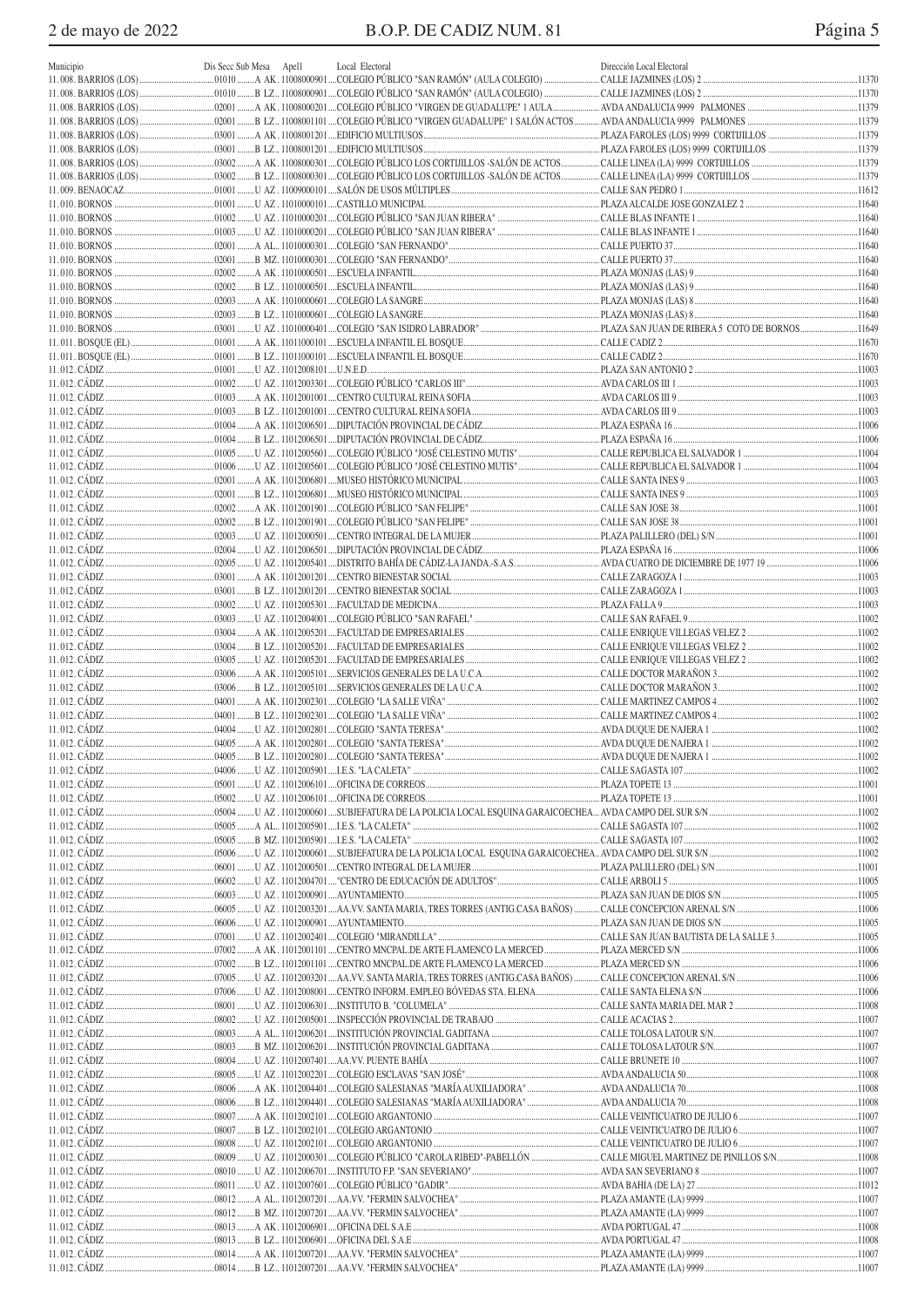| Municipio | Dis Secc Sub Mesa | Apel1 | Local Electoral | Dirección Local Electoral | |
|---|---|---|---|---|---|
| 11.008. BARRIOS (LOS) | 01010 | A AK | 11008000901 ....COLEGIO PÚBLICO "SAN RAMÓN" (AULA COLEGIO) | CALLE JAZMINES (LOS) 2 | 11370 |
| 11.008. BARRIOS (LOS) | 01010 | B LZ | 11008000901 ....COLEGIO PÚBLICO "SAN RAMÓN" (AULA COLEGIO) | CALLE JAZMINES (LOS) 2 | 11370 |
| 11.008. BARRIOS (LOS) | 02001 | A AK | 11008000201 ....COLEGIO PÚBLICO "VIRGEN DE GUADALUPE" 1 AULA | AVDA ANDALUCIA 9999 PALMONES | 11379 |
| 11.008. BARRIOS (LOS) | 02001 | B LZ | 11008001101 ....COLEGIO PÚBLICO "VIRGEN GUADALUPE" 1 SALÓN ACTOS | AVDA ANDALUCIA 9999 PALMONES | 11379 |
| 11.008. BARRIOS (LOS) | 03001 | A AK | 11008001201 ....EDIFICIO MULTIUSOS | PLAZA FAROLES (LOS) 9999 CORTIJILLOS | 11379 |
| 11.008. BARRIOS (LOS) | 03001 | B LZ | 11008001201 ....EDIFICIO MULTIUSOS | PLAZA FAROLES (LOS) 9999 CORTIJILLOS | 11379 |
| 11.008. BARRIOS (LOS) | 03002 | A AK | 11008000301 ....COLEGIO PÚBLICO LOS CORTIJILLOS -SALÓN DE ACTOS | CALLE LINEA (LA) 9999 CORTIJILLOS | 11379 |
| 11.008. BARRIOS (LOS) | 03002 | B LZ | 11008000301 ....COLEGIO PÚBLICO LOS CORTIJILLOS -SALÓN DE ACTOS | CALLE LINEA (LA) 9999 CORTIJILLOS | 11379 |
| 11.009. BENAOCAZ | 01001 | U AZ | 11009000101 ....SALÓN DE USOS MÚLTIPLES | CALLE SAN PEDRO 1 | 11612 |
| 11.010. BORNOS | 01001 | U AZ | 11010000101 ....CASTILLO MUNICIPAL | PLAZA ALCALDE JOSE GONZALEZ 2 | 11640 |
| 11.010. BORNOS | 01002 | U AZ | 11010000201 ....COLEGIO PÚBLICO "SAN JUAN RIBERA" | CALLE BLAS INFANTE 1 | 11640 |
| 11.010. BORNOS | 01003 | U AZ | 11010000201 ....COLEGIO PÚBLICO "SAN JUAN RIBERA" | CALLE BLAS INFANTE 1 | 11640 |
| 11.010. BORNOS | 02001 | A AL | 11010000301 ....COLEGIO "SAN FERNANDO" | CALLE PUERTO 37 | 11640 |
| 11.010. BORNOS | 02001 | B MZ | 11010000301 ....COLEGIO "SAN FERNANDO" | CALLE PUERTO 37 | 11640 |
| 11.010. BORNOS | 02002 | A AK | 11010000501 ....ESCUELA INFANTIL | PLAZA MONJAS (LAS) 9 | 11640 |
| 11.010. BORNOS | 02002 | B LZ | 11010000501 ....ESCUELA INFANTIL | PLAZA MONJAS (LAS) 9 | 11640 |
| 11.010. BORNOS | 02003 | A AK | 11010000601 ....COLEGIO LA SANGRE | PLAZA MONJAS (LAS) 8 | 11640 |
| 11.010. BORNOS | 02003 | B LZ | 11010000601 ....COLEGIO LA SANGRE | PLAZA MONJAS (LAS) 8 | 11640 |
| 11.010. BORNOS | 03001 | U AZ | 11010000401 ....COLEGIO "SAN ISIDRO LABRADOR" | PLAZA SAN JUAN DE RIBERA 5 COTO DE BORNOS | 11649 |
| 11.011. BOSQUE (EL) | 01001 | A AK | 11011000101 ....ESCUELA INFANTIL EL BOSQUE | CALLE CADIZ 2 | 11670 |
| 11.011. BOSQUE (EL) | 01001 | B LZ | 11011000101 ....ESCUELA INFANTIL EL BOSQUE | CALLE CADIZ 2 | 11670 |
| 11.012. CÁDIZ | 01001 | U AZ | 11012008101 ....U.N.E.D. | PLAZA SAN ANTONIO 2 | 11003 |
| 11.012. CÁDIZ | 01002 | U AZ | 11012003301 ....COLEGIO PÚBLICO "CARLOS III" | AVDA CARLOS III 1 | 11003 |
| 11.012. CÁDIZ | 01003 | A AK | 11012001001 ....CENTRO CULTURAL REINA SOFIA | AVDA CARLOS III 9 | 11003 |
| 11.012. CÁDIZ | 01003 | B LZ | 11012001001 ....CENTRO CULTURAL REINA SOFIA | AVDA CARLOS III 9 | 11003 |
| 11.012. CÁDIZ | 01004 | A AK | 11012006501 ....DIPUTACIÓN PROVINCIAL DE CÁDIZ | PLAZA ESPAÑA 16 | 11006 |
| 11.012. CÁDIZ | 01004 | B LZ | 11012006501 ....DIPUTACIÓN PROVINCIAL DE CÁDIZ | PLAZA ESPAÑA 16 | 11006 |
| 11.012. CÁDIZ | 01005 | U AZ | 11012005601 ....COLEGIO PÚBLICO "JOSÉ CELESTINO MUTIS" | CALLE REPUBLICA EL SALVADOR 1 | 11004 |
| 11.012. CÁDIZ | 01006 | U AZ | 11012005601 ....COLEGIO PÚBLICO "JOSÉ CELESTINO MUTIS" | CALLE REPUBLICA EL SALVADOR 1 | 11004 |
| 11.012. CÁDIZ | 02001 | A AK | 11012006801 ....MUSEO HISTÓRICO MUNICIPAL | CALLE SANTA INES 9 | 11003 |
| 11.012. CÁDIZ | 02001 | B LZ | 11012006801 ....MUSEO HISTÓRICO MUNICIPAL | CALLE SANTA INES 9 | 11003 |
| 11.012. CÁDIZ | 02002 | A AK | 11012001901 ....COLEGIO PÚBLICO "SAN FELIPE" | CALLE SAN JOSE 38 | 11001 |
| 11.012. CÁDIZ | 02002 | B LZ | 11012001901 ....COLEGIO PÚBLICO "SAN FELIPE" | CALLE SAN JOSE 38 | 11001 |
| 11.012. CÁDIZ | 02003 | U AZ | 11012000501 ....CENTRO INTEGRAL DE LA MUJER | PLAZA PALILLERO (DEL) S/N | 11001 |
| 11.012. CÁDIZ | 02004 | U AZ | 11012006501 ....DIPUTACIÓN PROVINCIAL DE CÁDIZ | PLAZA ESPAÑA 16 | 11006 |
| 11.012. CÁDIZ | 02005 | U AZ | 11012005401 ....DISTRITO BAHÍA DE CÁDIZ-LA JANDA.-S.A.S. | AVDA CUATRO DE DICIEMBRE DE 1977 19 | 11006 |
| 11.012. CÁDIZ | 03001 | A AK | 11012001201 ....CENTRO BIENESTAR SOCIAL | CALLE ZARAGOZA 1 | 11003 |
| 11.012. CÁDIZ | 03001 | B LZ | 11012001201 ....CENTRO BIENESTAR SOCIAL | CALLE ZARAGOZA 1 | 11003 |
| 11.012. CÁDIZ | 03002 | U AZ | 11012005301 ....FACULTAD DE MEDICINA | PLAZA FALLA 9 | 11003 |
| 11.012. CÁDIZ | 03003 | U AZ | 11012004001 ....COLEGIO PÚBLICO "SAN RAFAEL" | CALLE SAN RAFAEL 9 | 11002 |
| 11.012. CÁDIZ | 03004 | A AK | 11012005201 ....FACULTAD DE EMPRESARIALES | CALLE ENRIQUE VILLEGAS VELEZ 2 | 11002 |
| 11.012. CÁDIZ | 03004 | B LZ | 11012005201 ....FACULTAD DE EMPRESARIALES | CALLE ENRIQUE VILLEGAS VELEZ 2 | 11002 |
| 11.012. CÁDIZ | 03005 | U AZ | 11012005201 ....FACULTAD DE EMPRESARIALES | CALLE ENRIQUE VILLEGAS VELEZ 2 | 11002 |
| 11.012. CÁDIZ | 03006 | A AK | 11012005101 ....SERVICIOS GENERALES DE LA U.C.A. | CALLE DOCTOR MARAÑON 3 | 11002 |
| 11.012. CÁDIZ | 03006 | B LZ | 11012005101 ....SERVICIOS GENERALES DE LA U.C.A. | CALLE DOCTOR MARAÑON 3 | 11002 |
| 11.012. CÁDIZ | 04001 | A AK | 11012002301 ....COLEGIO "LA SALLE VIÑA" | CALLE MARTINEZ CAMPOS 4 | 11002 |
| 11.012. CÁDIZ | 04001 | B LZ | 11012002301 ....COLEGIO "LA SALLE VIÑA" | CALLE MARTINEZ CAMPOS 4 | 11002 |
| 11.012. CÁDIZ | 04004 | U AZ | 11012002801 ....COLEGIO "SANTA TERESA" | AVDA DUQUE DE NAJERA 1 | 11002 |
| 11.012. CÁDIZ | 04005 | A AK | 11012002801 ....COLEGIO "SANTA TERESA" | AVDA DUQUE DE NAJERA 1 | 11002 |
| 11.012. CÁDIZ | 04005 | B LZ | 11012002801 ....COLEGIO "SANTA TERESA" | AVDA DUQUE DE NAJERA 1 | 11002 |
| 11.012. CÁDIZ | 04006 | U AZ | 11012005901 ....I.E.S. "LA CALETA" | CALLE SAGASTA 107 | 11002 |
| 11.012. CÁDIZ | 05001 | U AZ | 11012006101 ....OFICINA DE CORREOS | PLAZA TOPETE 13 | 11001 |
| 11.012. CÁDIZ | 05002 | U AZ | 11012006101 ....OFICINA DE CORREOS | PLAZA TOPETE 13 | 11001 |
| 11.012. CÁDIZ | 05004 | U AZ | 11012000601 ....SUBJEFATURA DE LA POLICIA LOCAL ESQUINA GARAICOECHEA | AVDA CAMPO DEL SUR S/N | 11002 |
| 11.012. CÁDIZ | 05005 | A AL | 11012005901 ....I.E.S. "LA CALETA" | CALLE SAGASTA 107 | 11002 |
| 11.012. CÁDIZ | 05005 | B MZ | 11012005901 ....I.E.S. "LA CALETA" | CALLE SAGASTA 107 | 11002 |
| 11.012. CÁDIZ | 05006 | U AZ | 11012000601 ....SUBJEFATURA DE LA POLICIA LOCAL ESQUINA GARAICOECHEA | AVDA CAMPO DEL SUR S/N | 11002 |
| 11.012. CÁDIZ | 06001 | U AZ | 11012000501 ....CENTRO INTEGRAL DE LA MUJER | PLAZA PALILLERO (DEL) S/N | 11001 |
| 11.012. CÁDIZ | 06002 | U AZ | 11012004701 ...."CENTRO DE EDUCACIÓN DE ADULTOS" | CALLE ARBOLI 5 | 11005 |
| 11.012. CÁDIZ | 06003 | U AZ | 11012000901 ....AYUNTAMIENTO | PLAZA SAN JUAN DE DIOS S/N | 11005 |
| 11.012. CÁDIZ | 06005 | U AZ | 11012003201 ....AA.VV. SANTA MARIA, TRES TORRES (ANTIG.CASA BAÑOS) | CALLE CONCEPCION ARENAL S/N | 11006 |
| 11.012. CÁDIZ | 06006 | U AZ | 11012000901 ....AYUNTAMIENTO | PLAZA SAN JUAN DE DIOS S/N | 11005 |
| 11.012. CÁDIZ | 07001 | U AZ | 11012002401 ....COLEGIO "MIRANDILLA" | CALLE SAN JUAN BAUTISTA DE LA SALLE 3 | 11005 |
| 11.012. CÁDIZ | 07002 | A AK | 11012001101 ....CENTRO MNCPAL.DE ARTE FLAMENCO LA MERCED | PLAZA MERCED S/N | 11006 |
| 11.012. CÁDIZ | 07002 | B LZ | 11012001101 ....CENTRO MNCPAL.DE ARTE FLAMENCO LA MERCED | PLAZA MERCED S/N | 11006 |
| 11.012. CÁDIZ | 07005 | U AZ | 11012003201 ....AA.VV. SANTA MARIA, TRES TORRES (ANTIG.CASA BAÑOS) | CALLE CONCEPCION ARENAL S/N | 11006 |
| 11.012. CÁDIZ | 07006 | U AZ | 11012008001 ....CENTRO INFORM. EMPLEO BÓVEDAS STA. ELENA | CALLE SANTA ELENA S/N | 11006 |
| 11.012. CÁDIZ | 08001 | U AZ | 11012006301 ....INSTITUTO B. "COLUMELA" | CALLE SANTA MARIA DEL MAR 2 | 11008 |
| 11.012. CÁDIZ | 08002 | U AZ | 11012005001 ....INSPECCIÓN PROVINCIAL DE TRABAJO | CALLE ACACIAS 2 | 11007 |
| 11.012. CÁDIZ | 08003 | A AL | 11012006201 ....INSTITUCIÓN PROVINCIAL GADITANA | CALLE TOLOSA LATOUR S/N | 11007 |
| 11.012. CÁDIZ | 08003 | B MZ | 11012006201 ....INSTITUCIÓN PROVINCIAL GADITANA | CALLE TOLOSA LATOUR S/N | 11007 |
| 11.012. CÁDIZ | 08004 | U AZ | 11012007401 ....AA.VV. PUENTE BAHÍA | CALLE BRUNETE 10 | 11007 |
| 11.012. CÁDIZ | 08005 | U AZ | 11012002201 ....COLEGIO ESCLAVAS "SAN JOSÉ" | AVDA ANDALUCIA 50 | 11008 |
| 11.012. CÁDIZ | 08006 | A AK | 11012004401 ....COLEGIO SALESIANAS "MARÍA AUXILIADORA" | AVDA ANDALUCIA 70 | 11008 |
| 11.012. CÁDIZ | 08006 | B LZ | 11012004401 ....COLEGIO SALESIANAS "MARÍA AUXILIADORA" | AVDA ANDALUCIA 70 | 11008 |
| 11.012. CÁDIZ | 08007 | A AK | 11012002101 ....COLEGIO ARGANTONIO | CALLE VEINTICUATRO DE JULIO 6 | 11007 |
| 11.012. CÁDIZ | 08007 | B LZ | 11012002101 ....COLEGIO ARGANTONIO | CALLE VEINTICUATRO DE JULIO 6 | 11007 |
| 11.012. CÁDIZ | 08008 | U AZ | 11012002101 ....COLEGIO ARGANTONIO | CALLE VEINTICUATRO DE JULIO 6 | 11007 |
| 11.012. CÁDIZ | 08009 | U AZ | 11012000301 ....COLEGIO PÚBLICO "CAROLA RIBED"-PABELLÓN | CALLE MIGUEL MARTINEZ DE PINILLOS S/N | 11008 |
| 11.012. CÁDIZ | 08010 | U AZ | 11012006701 ....INSTITUTO F.P. "SAN SEVERIANO" | AVDA SAN SEVERIANO 8 | 11007 |
| 11.012. CÁDIZ | 08011 | U AZ | 11012007601 ....COLEGIO PÚBLICO "GADIR" | AVDA BAHIA (DE LA) 27 | 11012 |
| 11.012. CÁDIZ | 08012 | A AL | 11012007201 ....AA.VV. "FERMIN SALVOCHEA" | PLAZA AMANTE (LA) 9999 | 11007 |
| 11.012. CÁDIZ | 08012 | B MZ | 11012007201 ....AA.VV. "FERMIN SALVOCHEA" | PLAZA AMANTE (LA) 9999 | 11007 |
| 11.012. CÁDIZ | 08013 | A AK | 11012006901 ....OFICINA DEL S.A.E | AVDA PORTUGAL 47 | 11008 |
| 11.012. CÁDIZ | 08013 | B LZ | 11012006901 ....OFICINA DEL S.A.E | AVDA PORTUGAL 47 | 11008 |
| 11.012. CÁDIZ | 08014 | A AK | 11012007201 ....AA.VV. "FERMIN SALVOCHEA" | PLAZA AMANTE (LA) 9999 | 11007 |
| 11.012. CÁDIZ | 08014 | B LZ | 11012007201 ....AA.VV. "FERMIN SALVOCHEA" | PLAZA AMANTE (LA) 9999 | 11007 |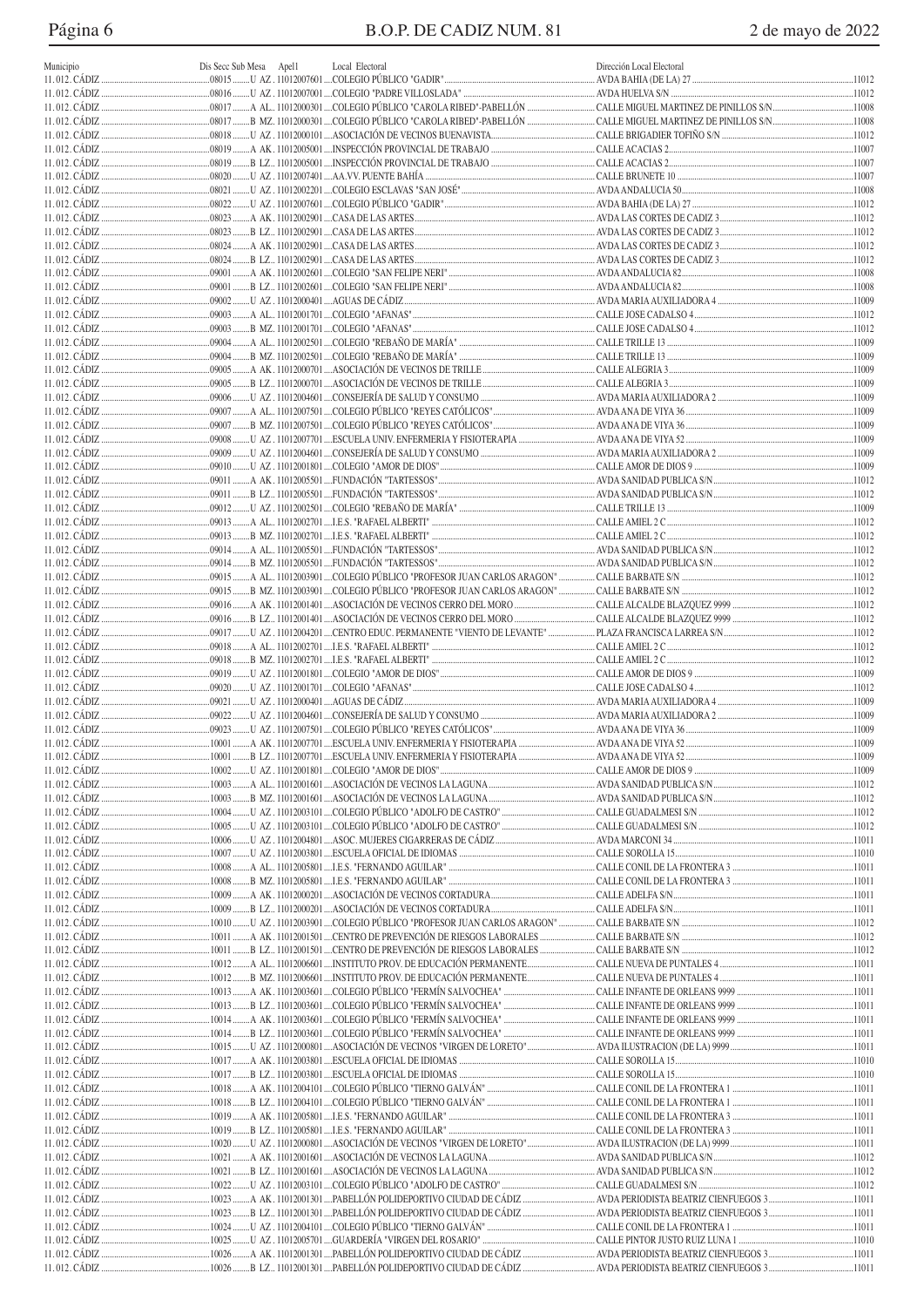| Municipio | Dis Secc Sub Mesa | Apel1 | Local Electoral | Dirección Local Electoral | |
|---|---|---|---|---|---|
| 11. 012. CÁDIZ | 08015 U | AZ | 11012007601 COLEGIO PÚBLICO "GADIR" | AVDA BAHIA (DE LA) 27 | 11012 |
| 11. 012. CÁDIZ | 08016 U | AZ | 11012007001 COLEGIO "PADRE VILLOSLADA" | AVDA HUELVA S/N | 11012 |
| 11. 012. CÁDIZ | 08017 A | AL | 11012000301 COLEGIO PÚBLICO "CAROLA RIBED"-PABELLÓN | CALLE MIGUEL MARTINEZ DE PINILLOS S/N | 11008 |
| 11. 012. CÁDIZ | 08017 B | MZ | 11012000301 COLEGIO PÚBLICO "CAROLA RIBED"-PABELLÓN | CALLE MIGUEL MARTINEZ DE PINILLOS S/N | 11008 |
| 11. 012. CÁDIZ | 08018 U | AZ | 11012000101 ASOCIACIÓN DE VECINOS BUENAVISTA | CALLE BRIGADIER TOFIÑO S/N | 11012 |
| 11. 012. CÁDIZ | 08019 A | AK | 11012005001 INSPECCIÓN PROVINCIAL DE TRABAJO | CALLE ACACIAS 2 | 11007 |
| 11. 012. CÁDIZ | 08019 B | LZ | 11012005001 INSPECCIÓN PROVINCIAL DE TRABAJO | CALLE ACACIAS 2 | 11007 |
| 11. 012. CÁDIZ | 08020 U | AZ | 11012007401 AA.VV. PUENTE BAHÍA | CALLE BRUNETE 10 | 11007 |
| 11. 012. CÁDIZ | 08021 U | AZ | 11012002201 COLEGIO ESCLAVAS "SAN JOSÉ" | AVDA ANDALUCIA 50 | 11008 |
| 11. 012. CÁDIZ | 08022 U | AZ | 11012007601 COLEGIO PÚBLICO "GADIR" | AVDA BAHIA (DE LA) 27 | 11012 |
| 11. 012. CÁDIZ | 08023 A | AK | 11012002901 CASA DE LAS ARTES | AVDA LAS CORTES DE CADIZ 3 | 11012 |
| 11. 012. CÁDIZ | 08023 B | LZ | 11012002901 CASA DE LAS ARTES | AVDA LAS CORTES DE CADIZ 3 | 11012 |
| 11. 012. CÁDIZ | 08024 A | AK | 11012002901 CASA DE LAS ARTES | AVDA LAS CORTES DE CADIZ 3 | 11012 |
| 11. 012. CÁDIZ | 08024 B | LZ | 11012002901 CASA DE LAS ARTES | AVDA LAS CORTES DE CADIZ 3 | 11012 |
| 11. 012. CÁDIZ | 09001 A | AK | 11012002601 COLEGIO "SAN FELIPE NERI" | AVDA ANDALUCIA 82 | 11008 |
| 11. 012. CÁDIZ | 09001 B | LZ | 11012002601 COLEGIO "SAN FELIPE NERI" | AVDA ANDALUCIA 82 | 11008 |
| 11. 012. CÁDIZ | 09002 U | AZ | 11012000401 AGUAS DE CÁDIZ | AVDA MARIA AUXILIADORA 4 | 11009 |
| 11. 012. CÁDIZ | 09003 A | AL | 11012001701 COLEGIO "AFANAS" | CALLE JOSE CADALSO 4 | 11012 |
| 11. 012. CÁDIZ | 09003 B | MZ | 11012001701 COLEGIO "AFANAS" | CALLE JOSE CADALSO 4 | 11012 |
| 11. 012. CÁDIZ | 09004 A | AL | 11012002501 COLEGIO "REBAÑO DE MARÍA" | CALLE TRILLE 13 | 11009 |
| 11. 012. CÁDIZ | 09004 B | MZ | 11012002501 COLEGIO "REBAÑO DE MARÍA" | CALLE TRILLE 13 | 11009 |
| 11. 012. CÁDIZ | 09005 A | AK | 11012000701 ASOCIACIÓN DE VECINOS DE TRILLE | CALLE ALEGRIA 3 | 11009 |
| 11. 012. CÁDIZ | 09005 B | LZ | 11012000701 ASOCIACIÓN DE VECINOS DE TRILLE | CALLE ALEGRIA 3 | 11009 |
| 11. 012. CÁDIZ | 09006 U | AZ | 11012004601 CONSEJERÍA DE SALUD Y CONSUMO | AVDA MARIA AUXILIADORA 2 | 11009 |
| 11. 012. CÁDIZ | 09007 A | AL | 11012007501 COLEGIO PÚBLICO "REYES CATÓLICOS" | AVDA ANA DE VIYA 36 | 11009 |
| 11. 012. CÁDIZ | 09007 B | MZ | 11012007501 COLEGIO PÚBLICO "REYES CATÓLICOS" | AVDA ANA DE VIYA 36 | 11009 |
| 11. 012. CÁDIZ | 09008 U | AZ | 11012007701 ESCUELA UNIV. ENFERMERIA Y FISIOTERAPIA | AVDA ANA DE VIYA 52 | 11009 |
| 11. 012. CÁDIZ | 09009 U | AZ | 11012004601 CONSEJERÍA DE SALUD Y CONSUMO | AVDA MARIA AUXILIADORA 2 | 11009 |
| 11. 012. CÁDIZ | 09010 U | AZ | 11012001801 COLEGIO "AMOR DE DIOS" | CALLE AMOR DE DIOS 9 | 11009 |
| 11. 012. CÁDIZ | 09011 A | AK | 11012005501 FUNDACIÓN "TARTESSOS" | AVDA SANIDAD PUBLICA S/N | 11012 |
| 11. 012. CÁDIZ | 09011 B | LZ | 11012005501 FUNDACIÓN "TARTESSOS" | AVDA SANIDAD PUBLICA S/N | 11012 |
| 11. 012. CÁDIZ | 09012 U | AZ | 11012002501 COLEGIO "REBAÑO DE MARÍA" | CALLE TRILLE 13 | 11009 |
| 11. 012. CÁDIZ | 09013 A | AL | 11012002701 I.E.S. "RAFAEL ALBERTI" | CALLE AMIEL 2 C | 11012 |
| 11. 012. CÁDIZ | 09013 B | MZ | 11012002701 I.E.S. "RAFAEL ALBERTI" | CALLE AMIEL 2 C | 11012 |
| 11. 012. CÁDIZ | 09014 A | AL | 11012005501 FUNDACIÓN "TARTESSOS" | AVDA SANIDAD PUBLICA S/N | 11012 |
| 11. 012. CÁDIZ | 09014 B | MZ | 11012005501 FUNDACIÓN "TARTESSOS" | AVDA SANIDAD PUBLICA S/N | 11012 |
| 11. 012. CÁDIZ | 09015 A | AL | 11012003901 COLEGIO PÚBLICO "PROFESOR JUAN CARLOS ARAGON" | CALLE BARBATE S/N | 11012 |
| 11. 012. CÁDIZ | 09015 B | MZ | 11012003901 COLEGIO PÚBLICO "PROFESOR JUAN CARLOS ARAGON" | CALLE BARBATE S/N | 11012 |
| 11. 012. CÁDIZ | 09016 A | AK | 11012001401 ASOCIACIÓN DE VECINOS CERRO DEL MORO | CALLE ALCALDE BLAZQUEZ 9999 | 11012 |
| 11. 012. CÁDIZ | 09016 B | LZ | 11012001401 ASOCIACIÓN DE VECINOS CERRO DEL MORO | CALLE ALCALDE BLAZQUEZ 9999 | 11012 |
| 11. 012. CÁDIZ | 09017 U | AZ | 11012004201 CENTRO EDUC. PERMANENTE "VIENTO DE LEVANTE" | PLAZA FRANCISCA LARREA S/N | 11012 |
| 11. 012. CÁDIZ | 09018 A | AL | 11012002701 I.E.S. "RAFAEL ALBERTI" | CALLE AMIEL 2 C | 11012 |
| 11. 012. CÁDIZ | 09018 B | MZ | 11012002701 I.E.S. "RAFAEL ALBERTI" | CALLE AMIEL 2 C | 11012 |
| 11. 012. CÁDIZ | 09019 U | AZ | 11012001801 COLEGIO "AMOR DE DIOS" | CALLE AMOR DE DIOS 9 | 11009 |
| 11. 012. CÁDIZ | 09020 U | AZ | 11012001701 COLEGIO "AFANAS" | CALLE JOSE CADALSO 4 | 11012 |
| 11. 012. CÁDIZ | 09021 U | AZ | 11012000401 AGUAS DE CÁDIZ | AVDA MARIA AUXILIADORA 4 | 11009 |
| 11. 012. CÁDIZ | 09022 U | AZ | 11012004601 CONSEJERÍA DE SALUD Y CONSUMO | AVDA MARIA AUXILIADORA 2 | 11009 |
| 11. 012. CÁDIZ | 09023 U | AZ | 11012007501 COLEGIO PÚBLICO "REYES CATÓLICOS" | AVDA ANA DE VIYA 36 | 11009 |
| 11. 012. CÁDIZ | 10001 A | AK | 11012007701 ESCUELA UNIV. ENFERMERIA Y FISIOTERAPIA | AVDA ANA DE VIYA 52 | 11009 |
| 11. 012. CÁDIZ | 10001 B | LZ | 11012007701 ESCUELA UNIV. ENFERMERIA Y FISIOTERAPIA | AVDA ANA DE VIYA 52 | 11009 |
| 11. 012. CÁDIZ | 10002 U | AZ | 11012001801 COLEGIO "AMOR DE DIOS" | CALLE AMOR DE DIOS 9 | 11009 |
| 11. 012. CÁDIZ | 10003 A | AL | 11012001601 ASOCIACIÓN DE VECINOS LA LAGUNA | AVDA SANIDAD PUBLICA S/N | 11012 |
| 11. 012. CÁDIZ | 10003 B | MZ | 11012001601 ASOCIACIÓN DE VECINOS LA LAGUNA | AVDA SANIDAD PUBLICA S/N | 11012 |
| 11. 012. CÁDIZ | 10004 U | AZ | 11012003101 COLEGIO PÚBLICO "ADOLFO DE CASTRO" | CALLE GUADALMESI S/N | 11012 |
| 11. 012. CÁDIZ | 10005 U | AZ | 11012003101 COLEGIO PÚBLICO "ADOLFO DE CASTRO" | CALLE GUADALMESI S/N | 11012 |
| 11. 012. CÁDIZ | 10006 U | AZ | 11012004801 ASOC. MUJERES CIGARRERAS DE CÁDIZ | AVDA MARCONI 34 | 11011 |
| 11. 012. CÁDIZ | 10007 U | AZ | 11012003801 ESCUELA OFICIAL DE IDIOMAS | CALLE SOROLLA 15 | 11010 |
| 11. 012. CÁDIZ | 10008 A | AL | 11012005801 I.E.S. "FERNANDO AGUILAR" | CALLE CONIL DE LA FRONTERA 3 | 11011 |
| 11. 012. CÁDIZ | 10008 B | MZ | 11012005801 I.E.S. "FERNANDO AGUILAR" | CALLE CONIL DE LA FRONTERA 3 | 11011 |
| 11. 012. CÁDIZ | 10009 A | AK | 11012000201 ASOCIACIÓN DE VECINOS CORTADURA | CALLE ADELFA S/N | 11011 |
| 11. 012. CÁDIZ | 10009 B | LZ | 11012000201 ASOCIACIÓN DE VECINOS CORTADURA | CALLE ADELFA S/N | 11011 |
| 11. 012. CÁDIZ | 10010 U | AZ | 11012003901 COLEGIO PÚBLICO "PROFESOR JUAN CARLOS ARAGON" | CALLE BARBATE S/N | 11012 |
| 11. 012. CÁDIZ | 10011 A | AK | 11012001501 CENTRO DE PREVENCIÓN DE RIESGOS LABORALES | CALLE BARBATE S/N | 11012 |
| 11. 012. CÁDIZ | 10011 B | LZ | 11012001501 CENTRO DE PREVENCIÓN DE RIESGOS LABORALES | CALLE BARBATE S/N | 11012 |
| 11. 012. CÁDIZ | 10012 A | AL | 11012006601 INSTITUTO PROV. DE EDUCACIÓN PERMANENTE | CALLE NUEVA DE PUNTALES 4 | 11011 |
| 11. 012. CÁDIZ | 10012 B | MZ | 11012006601 INSTITUTO PROV. DE EDUCACIÓN PERMANENTE | CALLE NUEVA DE PUNTALES 4 | 11011 |
| 11. 012. CÁDIZ | 10013 A | AK | 11012003601 COLEGIO PÚBLICO "FERMÍN SALVOCHEA" | CALLE INFANTE DE ORLEANS 9999 | 11011 |
| 11. 012. CÁDIZ | 10013 B | LZ | 11012003601 COLEGIO PÚBLICO "FERMÍN SALVOCHEA" | CALLE INFANTE DE ORLEANS 9999 | 11011 |
| 11. 012. CÁDIZ | 10014 A | AK | 11012003601 COLEGIO PÚBLICO "FERMÍN SALVOCHEA" | CALLE INFANTE DE ORLEANS 9999 | 11011 |
| 11. 012. CÁDIZ | 10014 B | LZ | 11012003601 COLEGIO PÚBLICO "FERMÍN SALVOCHEA" | CALLE INFANTE DE ORLEANS 9999 | 11011 |
| 11. 012. CÁDIZ | 10015 U | AZ | 11012000801 ASOCIACIÓN DE VECINOS "VIRGEN DE LORETO" | AVDA ILUSTRACION (DE LA) 9999 | 11011 |
| 11. 012. CÁDIZ | 10017 A | AK | 11012003801 ESCUELA OFICIAL DE IDIOMAS | CALLE SOROLLA 15 | 11010 |
| 11. 012. CÁDIZ | 10017 B | LZ | 11012003801 ESCUELA OFICIAL DE IDIOMAS | CALLE SOROLLA 15 | 11010 |
| 11. 012. CÁDIZ | 10018 A | AK | 11012004101 COLEGIO PÚBLICO "TIERNO GALVÁN" | CALLE CONIL DE LA FRONTERA 1 | 11011 |
| 11. 012. CÁDIZ | 10018 B | LZ | 11012004101 COLEGIO PÚBLICO "TIERNO GALVÁN" | CALLE CONIL DE LA FRONTERA 1 | 11011 |
| 11. 012. CÁDIZ | 10019 A | AK | 11012005801 I.E.S. "FERNANDO AGUILAR" | CALLE CONIL DE LA FRONTERA 3 | 11011 |
| 11. 012. CÁDIZ | 10019 B | LZ | 11012005801 I.E.S. "FERNANDO AGUILAR" | CALLE CONIL DE LA FRONTERA 3 | 11011 |
| 11. 012. CÁDIZ | 10020 U | AZ | 11012000801 ASOCIACIÓN DE VECINOS "VIRGEN DE LORETO" | AVDA ILUSTRACION (DE LA) 9999 | 11011 |
| 11. 012. CÁDIZ | 10021 A | AK | 11012001601 ASOCIACIÓN DE VECINOS LA LAGUNA | AVDA SANIDAD PUBLICA S/N | 11012 |
| 11. 012. CÁDIZ | 10021 B | LZ | 11012001601 ASOCIACIÓN DE VECINOS LA LAGUNA | AVDA SANIDAD PUBLICA S/N | 11012 |
| 11. 012. CÁDIZ | 10022 U | AZ | 11012003101 COLEGIO PÚBLICO "ADOLFO DE CASTRO" | CALLE GUADALMESI S/N | 11012 |
| 11. 012. CÁDIZ | 10023 A | AK | 11012001301 PABELLÓN POLIDEPORTIVO CIUDAD DE CÁDIZ | AVDA PERIODISTA BEATRIZ CIENFUEGOS 3 | 11011 |
| 11. 012. CÁDIZ | 10023 B | LZ | 11012001301 PABELLÓN POLIDEPORTIVO CIUDAD DE CÁDIZ | AVDA PERIODISTA BEATRIZ CIENFUEGOS 3 | 11011 |
| 11. 012. CÁDIZ | 10024 U | AZ | 11012004101 COLEGIO PÚBLICO "TIERNO GALVÁN" | CALLE CONIL DE LA FRONTERA 1 | 11011 |
| 11. 012. CÁDIZ | 10025 U | AZ | 11012005701 GUARDERÍA "VIRGEN DEL ROSARIO" | CALLE PINTOR JUSTO RUIZ LUNA 1 | 11010 |
| 11. 012. CÁDIZ | 10026 A | AK | 11012001301 PABELLÓN POLIDEPORTIVO CIUDAD DE CÁDIZ | AVDA PERIODISTA BEATRIZ CIENFUEGOS 3 | 11011 |
| 11. 012. CÁDIZ | 10026 B | LZ | 11012001301 PABELLÓN POLIDEPORTIVO CIUDAD DE CÁDIZ | AVDA PERIODISTA BEATRIZ CIENFUEGOS 3 | 11011 |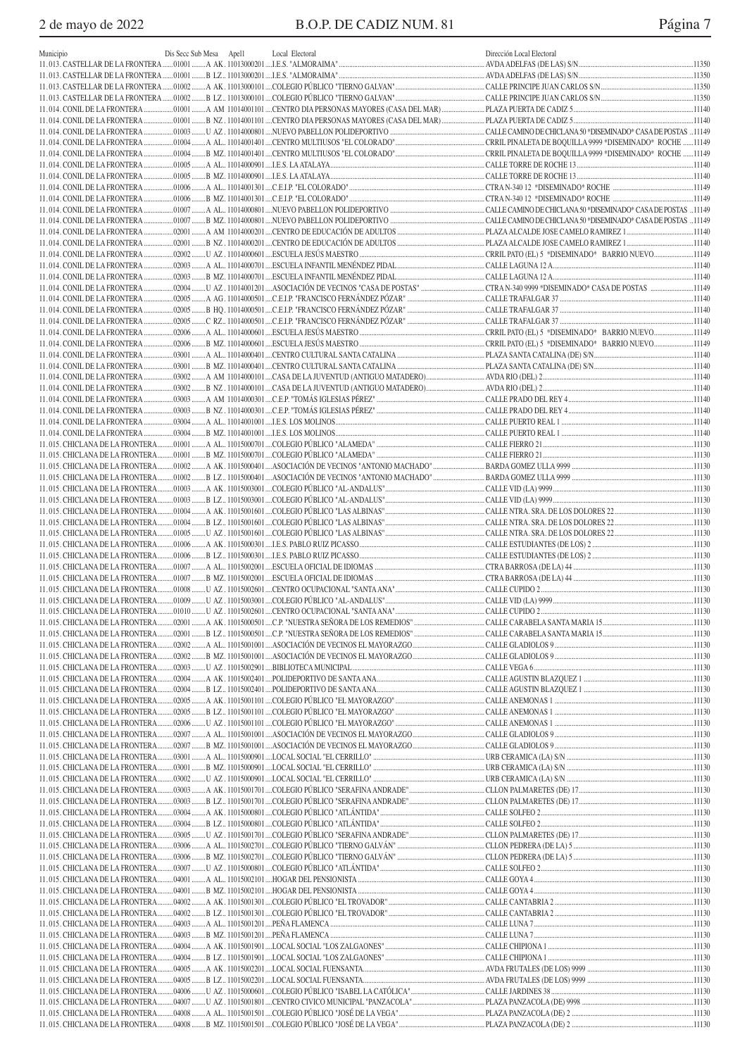| Municipio | Dis Secc Sub Mesa | Apel1 | Local Electoral | Dirección Local Electoral | |
|---|---|---|---|---|---|
| 11.013. CASTELLAR DE LA FRONTERA | 01001 | A AK. 11013000201 | I.E.S. "ALMORAIMA" | AVDA ADELFAS (DE LAS) S/N | 11350 |
| 11.013. CASTELLAR DE LA FRONTERA | 01001 | B LZ. 11013000201 | I.E.S. "ALMORAIMA" | AVDA ADELFAS (DE LAS) S/N | 11350 |
| 11.013. CASTELLAR DE LA FRONTERA | 01002 | A AK. 11013000101 | COLEGIO PÚBLICO "TIERNO GALVAN" | CALLE PRINCIPE JUAN CARLOS S/N | 11350 |
| 11.013. CASTELLAR DE LA FRONTERA | 01002 | B LZ. 11013000101 | COLEGIO PÚBLICO "TIERNO GALVAN" | CALLE PRINCIPE JUAN CARLOS S/N | 11350 |
| 11.014. CONIL DE LA FRONTERA | 01001 | A AM 11014001101 | CENTRO DIA PERSONAS MAYORES (CASA DEL MAR) | PLAZA PUERTA DE CADIZ 5 | 11140 |
| 11.014. CONIL DE LA FRONTERA | 01001 | B NZ. 11014001101 | CENTRO DIA PERSONAS MAYORES (CASA DEL MAR) | PLAZA PUERTA DE CADIZ 5 | 11140 |
| 11.014. CONIL DE LA FRONTERA | 01003 | U AZ. 11014000801 | NUEVO PABELLON POLIDEPORTIVO | CALLE CAMINO DE CHICLANA 50 *DISEMINADO* CASA DE POSTAS | 11149 |
| 11.014. CONIL DE LA FRONTERA | 01004 | A AL. 11014001401 | CENTRO MULTIUSOS "EL COLORADO" | CRRIL PINALETA DE BOQUILLA 9999 *DISEMINADO* ROCHE | 11149 |
| 11.014. CONIL DE LA FRONTERA | 01004 | B MZ. 11014001401 | CENTRO MULTIUSOS "EL COLORADO" | CRRIL PINALETA DE BOQUILLA 9999 *DISEMINADO* ROCHE | 11149 |
| 11.014. CONIL DE LA FRONTERA | 01005 | A AL. 11014000901 | I.E.S. LA ATALAYA | CALLE TORRE DE ROCHE 13 | 11140 |
| 11.014. CONIL DE LA FRONTERA | 01005 | B MZ. 11014000901 | I.E.S. LA ATALAYA | CALLE TORRE DE ROCHE 13 | 11140 |
| 11.014. CONIL DE LA FRONTERA | 01006 | A AL. 11014001301 | C.E.I.P. "EL COLORADO" | CTRA N-340 12 *DISEMINADO* ROCHE | 11149 |
| 11.014. CONIL DE LA FRONTERA | 01006 | B MZ. 11014001301 | C.E.I.P. "EL COLORADO" | CTRA N-340 12 *DISEMINADO* ROCHE | 11149 |
| 11.014. CONIL DE LA FRONTERA | 01007 | A AL. 11014000801 | NUEVO PABELLON POLIDEPORTIVO | CALLE CAMINO DE CHICLANA 50 *DISEMINADO* CASA DE POSTAS | 11149 |
| 11.014. CONIL DE LA FRONTERA | 01007 | B MZ. 11014000801 | NUEVO PABELLON POLIDEPORTIVO | CALLE CAMINO DE CHICLANA 50 *DISEMINADO* CASA DE POSTAS | 11149 |
| 11.014. CONIL DE LA FRONTERA | 02001 | A AM 11014000201 | CENTRO DE EDUCACIÓN DE ADULTOS | PLAZA ALCALDE JOSE CAMELO RAMIREZ 1 | 11140 |
| 11.014. CONIL DE LA FRONTERA | 02001 | B NZ. 11014000201 | CENTRO DE EDUCACIÓN DE ADULTOS | PLAZA ALCALDE JOSE CAMELO RAMIREZ 1 | 11140 |
| 11.014. CONIL DE LA FRONTERA | 02002 | U AZ. 11014000601 | ESCUELA JESÚS MAESTRO | CRRIL PATO (EL) 5 *DISEMINADO* BARRIO NUEVO | 11149 |
| 11.014. CONIL DE LA FRONTERA | 02003 | A AL. 11014000701 | ESCUELA INFANTIL MENÉNDEZ PIDAL | CALLE LAGUNA 12 A | 11140 |
| 11.014. CONIL DE LA FRONTERA | 02003 | B MZ. 11014000701 | ESCUELA INFANTIL MENÉNDEZ PIDAL | CALLE LAGUNA 12 A | 11140 |
| 11.014. CONIL DE LA FRONTERA | 02004 | U AZ. 11014001201 | ASOCIACIÓN DE VECINOS "CASA DE POSTAS" | CTRA N-340 9999 *DISEMINADO* CASA DE POSTAS | 11149 |
| 11.014. CONIL DE LA FRONTERA | 02005 | A AG. 11014000501 | C.E.I.P. "FRANCISCO FERNÁNDEZ PÓZAR" | CALLE TRAFALGAR 37 | 11140 |
| 11.014. CONIL DE LA FRONTERA | 02005 | B HQ. 11014000501 | C.E.I.P. "FRANCISCO FERNÁNDEZ PÓZAR" | CALLE TRAFALGAR 37 | 11140 |
| 11.014. CONIL DE LA FRONTERA | 02005 | C RZ. 11014000501 | C.E.I.P. "FRANCISCO FERNÁNDEZ PÓZAR" | CALLE TRAFALGAR 37 | 11140 |
| 11.014. CONIL DE LA FRONTERA | 02006 | A AL. 11014000601 | ESCUELA JESÚS MAESTRO | CRRIL PATO (EL) 5 *DISEMINADO* BARRIO NUEVO | 11149 |
| 11.014. CONIL DE LA FRONTERA | 02006 | B MZ. 11014000601 | ESCUELA JESÚS MAESTRO | CRRIL PATO (EL) 5 *DISEMINADO* BARRIO NUEVO | 11149 |
| 11.014. CONIL DE LA FRONTERA | 03001 | A AL. 11014000401 | CENTRO CULTURAL SANTA CATALINA | PLAZA SANTA CATALINA (DE) S/N | 11140 |
| 11.014. CONIL DE LA FRONTERA | 03001 | B MZ. 11014000401 | CENTRO CULTURAL SANTA CATALINA | PLAZA SANTA CATALINA (DE) S/N | 11140 |
| 11.014. CONIL DE LA FRONTERA | 03002 | A AM 11014000101 | CASA DE LA JUVENTUD (ANTIGUO MATADERO) | AVDA RIO (DEL) 2 | 11140 |
| 11.014. CONIL DE LA FRONTERA | 03002 | B NZ. 11014000101 | CASA DE LA JUVENTUD (ANTIGUO MATADERO) | AVDA RIO (DEL) 2 | 11140 |
| 11.014. CONIL DE LA FRONTERA | 03003 | A AM 11014000301 | C.E.P. "TOMÁS IGLESIAS PÉREZ" | CALLE PRADO DEL REY 4 | 11140 |
| 11.014. CONIL DE LA FRONTERA | 03003 | B NZ. 11014000301 | C.E.P. "TOMÁS IGLESIAS PÉREZ" | CALLE PRADO DEL REY 4 | 11140 |
| 11.014. CONIL DE LA FRONTERA | 03004 | A AL. 11014001001 | I.E.S. LOS MOLINOS | CALLE PUERTO REAL 1 | 11140 |
| 11.014. CONIL DE LA FRONTERA | 03004 | B MZ. 11014001001 | I.E.S. LOS MOLINOS | CALLE PUERTO REAL 1 | 11140 |
| 11.015. CHICLANA DE LA FRONTERA | 01001 | A AL. 11015000701 | COLEGIO PÚBLICO "ALAMEDA" | CALLE FIERRO 21 | 11130 |
| 11.015. CHICLANA DE LA FRONTERA | 01001 | B MZ. 11015000701 | COLEGIO PÚBLICO "ALAMEDA" | CALLE FIERRO 21 | 11130 |
| 11.015. CHICLANA DE LA FRONTERA | 01002 | A AK. 11015000401 | ASOCIACIÓN DE VECINOS "ANTONIO MACHADO" | BARDA GOMEZ ULLA 9999 | 11130 |
| 11.015. CHICLANA DE LA FRONTERA | 01002 | B LZ. 11015000401 | ASOCIACIÓN DE VECINOS "ANTONIO MACHADO" | BARDA GOMEZ ULLA 9999 | 11130 |
| 11.015. CHICLANA DE LA FRONTERA | 01003 | A AK. 11015003001 | COLEGIO PÚBLICO "AL-ANDALUS" | CALLE VID (LA) 9999 | 11130 |
| 11.015. CHICLANA DE LA FRONTERA | 01003 | B LZ. 11015003001 | COLEGIO PÚBLICO "AL-ANDALUS" | CALLE VID (LA) 9999 | 11130 |
| 11.015. CHICLANA DE LA FRONTERA | 01004 | A AK. 11015001601 | COLEGIO PÚBLICO "LAS ALBINAS" | CALLE NTRA. SRA. DE LOS DOLORES 22 | 11130 |
| 11.015. CHICLANA DE LA FRONTERA | 01004 | B LZ. 11015001601 | COLEGIO PÚBLICO "LAS ALBINAS" | CALLE NTRA. SRA. DE LOS DOLORES 22 | 11130 |
| 11.015. CHICLANA DE LA FRONTERA | 01005 | U AZ. 11015001601 | COLEGIO PÚBLICO "LAS ALBINAS" | CALLE NTRA. SRA. DE LOS DOLORES 22 | 11130 |
| 11.015. CHICLANA DE LA FRONTERA | 01006 | A AK. 11015000301 | I.E.S. PABLO RUIZ PICASSO | CALLE ESTUDIANTES (DE LOS) 2 | 11130 |
| 11.015. CHICLANA DE LA FRONTERA | 01006 | B LZ. 11015000301 | I.E.S. PABLO RUIZ PICASSO | CALLE ESTUDIANTES (DE LOS) 2 | 11130 |
| 11.015. CHICLANA DE LA FRONTERA | 01007 | A AL. 11015002001 | ESCUELA OFICIAL DE IDIOMAS | CTRA BARROSA (DE LA) 44 | 11130 |
| 11.015. CHICLANA DE LA FRONTERA | 01007 | B MZ. 11015002001 | ESCUELA OFICIAL DE IDIOMAS | CTRA BARROSA (DE LA) 44 | 11130 |
| 11.015. CHICLANA DE LA FRONTERA | 01008 | U AZ. 11015002601 | CENTRO OCUPACIONAL "SANTA ANA" | CALLE CUPIDO 2 | 11130 |
| 11.015. CHICLANA DE LA FRONTERA | 01009 | U AZ. 11015003001 | COLEGIO PÚBLICO "AL-ANDALUS" | CALLE VID (LA) 9999 | 11130 |
| 11.015. CHICLANA DE LA FRONTERA | 01010 | U AZ. 11015002601 | CENTRO OCUPACIONAL "SANTA ANA" | CALLE CUPIDO 2 | 11130 |
| 11.015. CHICLANA DE LA FRONTERA | 02001 | A AK. 11015000501 | C.P. "NUESTRA SEÑORA DE LOS REMEDIOS" | CALLE CARABELA SANTA MARIA 15 | 11130 |
| 11.015. CHICLANA DE LA FRONTERA | 02001 | B LZ. 11015000501 | C.P. "NUESTRA SEÑORA DE LOS REMEDIOS" | CALLE CARABELA SANTA MARIA 15 | 11130 |
| 11.015. CHICLANA DE LA FRONTERA | 02002 | A AL. 11015001001 | ASOCIACIÓN DE VECINOS EL MAYORAZGO | CALLE GLADIOLOS 9 | 11130 |
| 11.015. CHICLANA DE LA FRONTERA | 02002 | B MZ. 11015001001 | ASOCIACIÓN DE VECINOS EL MAYORAZGO | CALLE GLADIOLOS 9 | 11130 |
| 11.015. CHICLANA DE LA FRONTERA | 02003 | U AZ. 11015002901 | BIBLIOTECA MUNICIPAL | CALLE VEGA 6 | 11130 |
| 11.015. CHICLANA DE LA FRONTERA | 02004 | A AK. 11015002401 | POLIDEPORTIVO DE SANTA ANA | CALLE AGUSTIN BLAZQUEZ 1 | 11130 |
| 11.015. CHICLANA DE LA FRONTERA | 02004 | B LZ. 11015002401 | POLIDEPORTIVO DE SANTA ANA | CALLE AGUSTIN BLAZQUEZ 1 | 11130 |
| 11.015. CHICLANA DE LA FRONTERA | 02005 | A AK. 11015001101 | COLEGIO PÚBLICO "EL MAYORAZGO" | CALLE ANEMONAS 1 | 11130 |
| 11.015. CHICLANA DE LA FRONTERA | 02005 | B LZ. 11015001101 | COLEGIO PÚBLICO "EL MAYORAZGO" | CALLE ANEMONAS 1 | 11130 |
| 11.015. CHICLANA DE LA FRONTERA | 02006 | U AZ. 11015001101 | COLEGIO PÚBLICO "EL MAYORAZGO" | CALLE ANEMONAS 1 | 11130 |
| 11.015. CHICLANA DE LA FRONTERA | 02007 | A AL. 11015001001 | ASOCIACIÓN DE VECINOS EL MAYORAZGO | CALLE GLADIOLOS 9 | 11130 |
| 11.015. CHICLANA DE LA FRONTERA | 02007 | B MZ. 11015001001 | ASOCIACIÓN DE VECINOS EL MAYORAZGO | CALLE GLADIOLOS 9 | 11130 |
| 11.015. CHICLANA DE LA FRONTERA | 03001 | A AL. 11015000901 | LOCAL SOCIAL "EL CERRILLO" | URB CERAMICA (LA) S/N | 11130 |
| 11.015. CHICLANA DE LA FRONTERA | 03001 | B MZ. 11015000901 | LOCAL SOCIAL "EL CERRILLO" | URB CERAMICA (LA) S/N | 11130 |
| 11.015. CHICLANA DE LA FRONTERA | 03002 | U AZ. 11015000901 | LOCAL SOCIAL "EL CERRILLO" | URB CERAMICA (LA) S/N | 11130 |
| 11.015. CHICLANA DE LA FRONTERA | 03003 | A AK. 11015001701 | COLEGIO PÚBLICO "SERAFINA ANDRADE" | CLLON PALMARETES (DE) 17 | 11130 |
| 11.015. CHICLANA DE LA FRONTERA | 03003 | B LZ. 11015001701 | COLEGIO PÚBLICO "SERAFINA ANDRADE" | CLLON PALMARETES (DE) 17 | 11130 |
| 11.015. CHICLANA DE LA FRONTERA | 03004 | A AK. 11015000801 | COLEGIO PÚBLICO "ATLÁNTIDA" | CALLE SOLFEO 2 | 11130 |
| 11.015. CHICLANA DE LA FRONTERA | 03004 | B LZ. 11015000801 | COLEGIO PÚBLICO "ATLÁNTIDA" | CALLE SOLFEO 2 | 11130 |
| 11.015. CHICLANA DE LA FRONTERA | 03005 | U AZ. 11015001701 | COLEGIO PÚBLICO "SERAFINA ANDRADE" | CLLON PALMARETES (DE) 17 | 11130 |
| 11.015. CHICLANA DE LA FRONTERA | 03006 | A AL. 11015002701 | COLEGIO PÚBLICO "TIERNO GALVÁN" | CLLON PEDRERA (DE LA) 5 | 11130 |
| 11.015. CHICLANA DE LA FRONTERA | 03006 | B MZ. 11015002701 | COLEGIO PÚBLICO "TIERNO GALVÁN" | CLLON PEDRERA (DE LA) 5 | 11130 |
| 11.015. CHICLANA DE LA FRONTERA | 03007 | U AZ. 11015000801 | COLEGIO PÚBLICO "ATLÁNTIDA" | CALLE SOLFEO 2 | 11130 |
| 11.015. CHICLANA DE LA FRONTERA | 04001 | A AL. 11015002101 | HOGAR DEL PENSIONISTA | CALLE GOYA 4 | 11130 |
| 11.015. CHICLANA DE LA FRONTERA | 04001 | B MZ. 11015002101 | HOGAR DEL PENSIONISTA | CALLE GOYA 4 | 11130 |
| 11.015. CHICLANA DE LA FRONTERA | 04002 | A AK. 11015001301 | COLEGIO PÚBLICO "EL TROVADOR" | CALLE CANTABRIA 2 | 11130 |
| 11.015. CHICLANA DE LA FRONTERA | 04002 | B LZ. 11015001301 | COLEGIO PÚBLICO "EL TROVADOR" | CALLE CANTABRIA 2 | 11130 |
| 11.015. CHICLANA DE LA FRONTERA | 04003 | A AL. 11015001201 | PEÑA FLAMENCA | CALLE LUNA 7 | 11130 |
| 11.015. CHICLANA DE LA FRONTERA | 04003 | B MZ. 11015001201 | PEÑA FLAMENCA | CALLE LUNA 7 | 11130 |
| 11.015. CHICLANA DE LA FRONTERA | 04004 | A AK. 11015001901 | LOCAL SOCIAL "LOS ZALGAONES" | CALLE CHIPIONA 1 | 11130 |
| 11.015. CHICLANA DE LA FRONTERA | 04004 | B LZ. 11015001901 | LOCAL SOCIAL "LOS ZALGAONES" | CALLE CHIPIONA 1 | 11130 |
| 11.015. CHICLANA DE LA FRONTERA | 04005 | A AK. 11015002201 | LOCAL SOCIAL FUENSANTA | AVDA FRUTALES (DE LOS) 9999 | 11130 |
| 11.015. CHICLANA DE LA FRONTERA | 04005 | B LZ. 11015002201 | LOCAL SOCIAL FUENSANTA | AVDA FRUTALES (DE LOS) 9999 | 11130 |
| 11.015. CHICLANA DE LA FRONTERA | 04006 | U AZ. 11015000601 | COLEGIO PÚBLICO "ISABEL LA CATÓLICA" | CALLE JARDINES 38 | 11130 |
| 11.015. CHICLANA DE LA FRONTERA | 04007 | U AZ. 11015001801 | CENTRO CIVICO MUNICIPAL "PANZACOLA" | PLAZA PANZACOLA (DE) 9998 | 11130 |
| 11.015. CHICLANA DE LA FRONTERA | 04008 | A AL. 11015001501 | COLEGIO PÚBLICO "JOSÉ DE LA VEGA" | PLAZA PANZACOLA (DE) 2 | 11130 |
| 11.015. CHICLANA DE LA FRONTERA | 04008 | B MZ. 11015001501 | COLEGIO PÚBLICO "JOSÉ DE LA VEGA" | PLAZA PANZACOLA (DE) 2 | 11130 |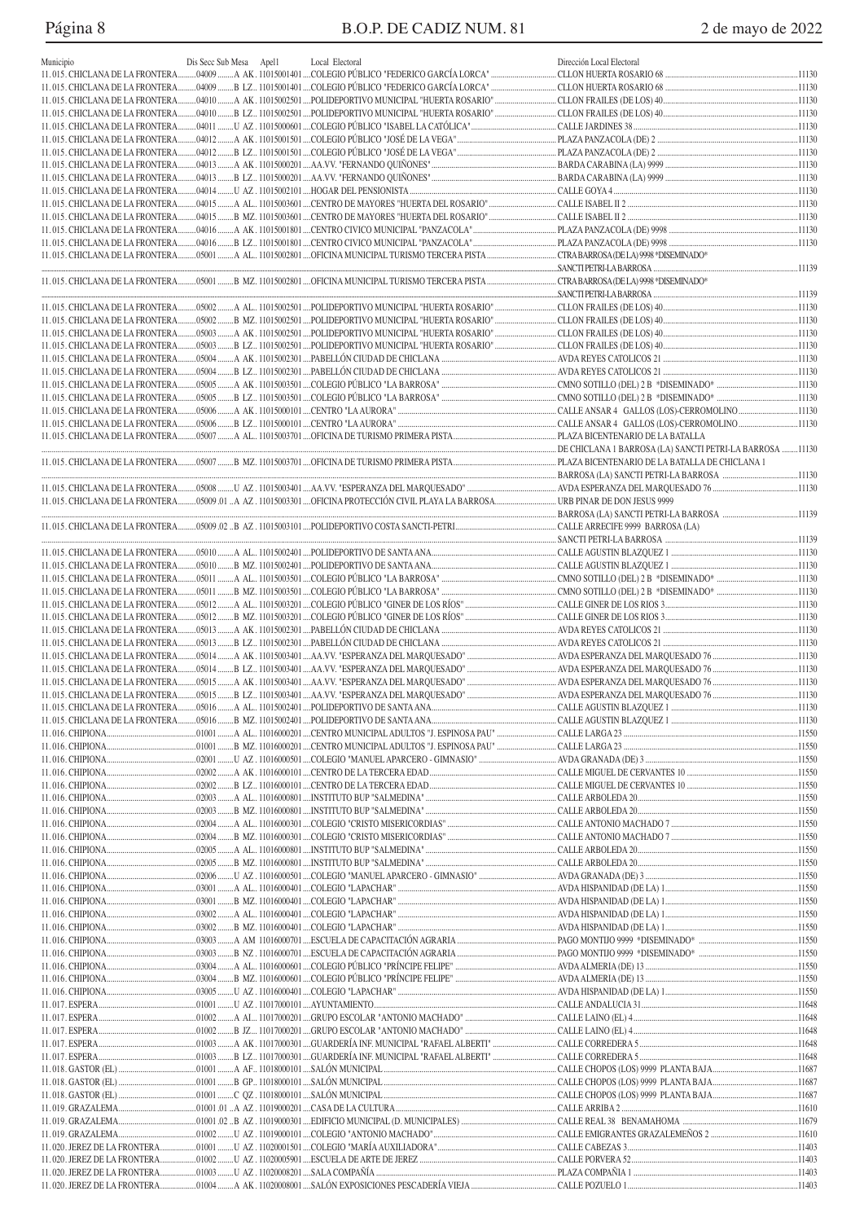| Municipio | Dis Secc Sub Mesa | Apel1 | Local Electoral | Dirección Local Electoral | |
|---|---|---|---|---|---|
| 11.015. CHICLANA DE LA FRONTERA | 04009 A | AK. 11015001401 | COLEGIO PÚBLICO "FEDERICO GARCÍA LORCA" | CLLON HUERTA ROSARIO 68 | 11130 |
| 11.015. CHICLANA DE LA FRONTERA | 04009 B | LZ. 11015001401 | COLEGIO PÚBLICO "FEDERICO GARCÍA LORCA" | CLLON HUERTA ROSARIO 68 | 11130 |
| 11.015. CHICLANA DE LA FRONTERA | 04010 A | AK. 11015002501 | POLIDEPORTIVO MUNICIPAL "HUERTA ROSARIO" | CLLON FRAILES (DE LOS) 40 | 11130 |
| 11.015. CHICLANA DE LA FRONTERA | 04010 B | LZ. 11015002501 | POLIDEPORTIVO MUNICIPAL "HUERTA ROSARIO" | CLLON FRAILES (DE LOS) 40 | 11130 |
| 11.015. CHICLANA DE LA FRONTERA | 04011 U | AZ. 11015000601 | COLEGIO PÚBLICO "ISABEL LA CATÓLICA" | CALLE JARDINES 38 | 11130 |
| 11.015. CHICLANA DE LA FRONTERA | 04012 A | AK. 11015001501 | COLEGIO PÚBLICO "JOSÉ DE LA VEGA" | PLAZA PANZACOLA (DE) 2 | 11130 |
| 11.015. CHICLANA DE LA FRONTERA | 04012 B | LZ. 11015001501 | COLEGIO PÚBLICO "JOSÉ DE LA VEGA" | PLAZA PANZACOLA (DE) 2 | 11130 |
| 11.015. CHICLANA DE LA FRONTERA | 04013 A | AK. 11015000201 | AA.VV. "FERNANDO QUIÑONES" | BARDA CARABINA (LA) 9999 | 11130 |
| 11.015. CHICLANA DE LA FRONTERA | 04013 B | LZ. 11015000201 | AA.VV. "FERNANDO QUIÑONES" | BARDA CARABINA (LA) 9999 | 11130 |
| 11.015. CHICLANA DE LA FRONTERA | 04014 U | AZ. 11015002101 | HOGAR DEL PENSIONISTA | CALLE GOYA 4 | 11130 |
| 11.015. CHICLANA DE LA FRONTERA | 04015 A | AL. 11015003601 | CENTRO DE MAYORES "HUERTA DEL ROSARIO" | CALLE ISABEL II 2 | 11130 |
| 11.015. CHICLANA DE LA FRONTERA | 04015 B | MZ. 11015003601 | CENTRO DE MAYORES "HUERTA DEL ROSARIO" | CALLE ISABEL II 2 | 11130 |
| 11.015. CHICLANA DE LA FRONTERA | 04016 A | AK. 11015001801 | CENTRO CIVICO MUNICIPAL "PANZACOLA" | PLAZA PANZACOLA (DE) 9998 | 11130 |
| 11.015. CHICLANA DE LA FRONTERA | 04016 B | LZ. 11015001801 | CENTRO CIVICO MUNICIPAL "PANZACOLA" | PLAZA PANZACOLA (DE) 9998 | 11130 |
| 11.015. CHICLANA DE LA FRONTERA | 05001 A | AL. 11015002801 | OFICINA MUNICIPAL TURISMO TERCERA PISTA | CTRA BARROSA (DE LA) 9998 *DISEMINADO* SANCTI PETRI-LA BARROSA | 11139 |
| 11.015. CHICLANA DE LA FRONTERA | 05001 B | MZ. 11015002801 | OFICINA MUNICIPAL TURISMO TERCERA PISTA | CTRA BARROSA (DE LA) 9998 *DISEMINADO* SANCTI PETRI-LA BARROSA | 11139 |
| 11.015. CHICLANA DE LA FRONTERA | 05002 A | AL. 11015002501 | POLIDEPORTIVO MUNICIPAL "HUERTA ROSARIO" | CLLON FRAILES (DE LOS) 40 | 11130 |
| 11.015. CHICLANA DE LA FRONTERA | 05002 B | MZ. 11015002501 | POLIDEPORTIVO MUNICIPAL "HUERTA ROSARIO" | CLLON FRAILES (DE LOS) 40 | 11130 |
| 11.015. CHICLANA DE LA FRONTERA | 05003 A | AK. 11015002501 | POLIDEPORTIVO MUNICIPAL "HUERTA ROSARIO" | CLLON FRAILES (DE LOS) 40 | 11130 |
| 11.015. CHICLANA DE LA FRONTERA | 05003 B | LZ. 11015002501 | POLIDEPORTIVO MUNICIPAL "HUERTA ROSARIO" | CLLON FRAILES (DE LOS) 40 | 11130 |
| 11.015. CHICLANA DE LA FRONTERA | 05004 A | AK. 11015002301 | PABELLÓN CIUDAD DE CHICLANA | AVDA REYES CATOLICOS 21 | 11130 |
| 11.015. CHICLANA DE LA FRONTERA | 05004 B | LZ. 11015002301 | PABELLÓN CIUDAD DE CHICLANA | AVDA REYES CATOLICOS 21 | 11130 |
| 11.015. CHICLANA DE LA FRONTERA | 05005 A | AK. 11015003501 | COLEGIO PÚBLICO "LA BARROSA" | CMNO SOTILLO (DEL) 2 B *DISEMINADO* | 11130 |
| 11.015. CHICLANA DE LA FRONTERA | 05005 B | LZ. 11015003501 | COLEGIO PÚBLICO "LA BARROSA" | CMNO SOTILLO (DEL) 2 B *DISEMINADO* | 11130 |
| 11.015. CHICLANA DE LA FRONTERA | 05006 A | AK. 11015000101 | CENTRO "LA AURORA" | CALLE ANSAR 4 GALLOS (LOS)-CERROMOLINO | 11130 |
| 11.015. CHICLANA DE LA FRONTERA | 05006 B | LZ. 11015000101 | CENTRO "LA AURORA" | CALLE ANSAR 4 GALLOS (LOS)-CERROMOLINO | 11130 |
| 11.015. CHICLANA DE LA FRONTERA | 05007 A | AL. 11015003701 | OFICINA DE TURISMO PRIMERA PISTA | PLAZA BICENTENARIO DE LA BATALLA DE CHICLANA 1 BARROSA (LA) SANCTI PETRI-LA BARROSA | 11130 |
| 11.015. CHICLANA DE LA FRONTERA | 05007 B | MZ. 11015003701 | OFICINA DE TURISMO PRIMERA PISTA | PLAZA BICENTENARIO DE LA BATALLA DE CHICLANA 1 BARROSA (LA) SANCTI PETRI-LA BARROSA | 11130 |
| 11.015. CHICLANA DE LA FRONTERA | 05008 U | AZ. 11015003401 | AA.VV. "ESPERANZA DEL MARQUESADO" | AVDA ESPERANZA DEL MARQUESADO 76 | 11130 |
| 11.015. CHICLANA DE LA FRONTERA | 05009.01 A | AZ. 11015003301 | OFICINA PROTECCIÓN CIVIL PLAYA LA BARROSA | URB PINAR DE DON JESUS 9999 BARROSA (LA) SANCTI PETRI-LA BARROSA | 11139 |
| 11.015. CHICLANA DE LA FRONTERA | 05009.02 B | AZ. 11015003101 | POLIDEPORTIVO COSTA SANCTI-PETRI | CALLE ARRECIFE 9999 BARROSA (LA) SANCTI PETRI-LA BARROSA | 11139 |
| 11.015. CHICLANA DE LA FRONTERA | 05010 A | AL. 11015002401 | POLIDEPORTIVO DE SANTA ANA | CALLE AGUSTIN BLAZQUEZ 1 | 11130 |
| 11.015. CHICLANA DE LA FRONTERA | 05010 B | MZ. 11015002401 | POLIDEPORTIVO DE SANTA ANA | CALLE AGUSTIN BLAZQUEZ 1 | 11130 |
| 11.015. CHICLANA DE LA FRONTERA | 05011 A | AL. 11015003501 | COLEGIO PÚBLICO "LA BARROSA" | CMNO SOTILLO (DEL) 2 B *DISEMINADO* | 11130 |
| 11.015. CHICLANA DE LA FRONTERA | 05011 B | MZ. 11015003501 | COLEGIO PÚBLICO "LA BARROSA" | CMNO SOTILLO (DEL) 2 B *DISEMINADO* | 11130 |
| 11.015. CHICLANA DE LA FRONTERA | 05012 A | AL. 11015003201 | COLEGIO PÚBLICO "GINER DE LOS RÍOS" | CALLE GINER DE LOS RIOS 3 | 11130 |
| 11.015. CHICLANA DE LA FRONTERA | 05012 B | MZ. 11015003201 | COLEGIO PÚBLICO "GINER DE LOS RÍOS" | CALLE GINER DE LOS RIOS 3 | 11130 |
| 11.015. CHICLANA DE LA FRONTERA | 05013 A | AL. 11015002301 | PABELLÓN CIUDAD DE CHICLANA | AVDA REYES CATOLICOS 21 | 11130 |
| 11.015. CHICLANA DE LA FRONTERA | 05013 B | LZ. 11015002301 | PABELLÓN CIUDAD DE CHICLANA | AVDA REYES CATOLICOS 21 | 11130 |
| 11.015. CHICLANA DE LA FRONTERA | 05014 A | AK. 11015003401 | AA.VV. "ESPERANZA DEL MARQUESADO" | AVDA ESPERANZA DEL MARQUESADO 76 | 11130 |
| 11.015. CHICLANA DE LA FRONTERA | 05014 B | LZ. 11015003401 | AA.VV. "ESPERANZA DEL MARQUESADO" | AVDA ESPERANZA DEL MARQUESADO 76 | 11130 |
| 11.015. CHICLANA DE LA FRONTERA | 05015 A | AK. 11015003401 | AA.VV. "ESPERANZA DEL MARQUESADO" | AVDA ESPERANZA DEL MARQUESADO 76 | 11130 |
| 11.015. CHICLANA DE LA FRONTERA | 05015 B | LZ. 11015003401 | AA.VV. "ESPERANZA DEL MARQUESADO" | AVDA ESPERANZA DEL MARQUESADO 76 | 11130 |
| 11.015. CHICLANA DE LA FRONTERA | 05016 A | AL. 11015002401 | POLIDEPORTIVO DE SANTA ANA | CALLE AGUSTIN BLAZQUEZ 1 | 11130 |
| 11.015. CHICLANA DE LA FRONTERA | 05016 B | MZ. 11015002401 | POLIDEPORTIVO DE SANTA ANA | CALLE AGUSTIN BLAZQUEZ 1 | 11130 |
| 11.016. CHIPIONA | 01001 A | AL. 11016000201 | CENTRO MUNICIPAL ADULTOS "J. ESPINOSA PAU" | CALLE LARGA 23 | 11550 |
| 11.016. CHIPIONA | 01001 B | MZ. 11016000201 | CENTRO MUNICIPAL ADULTOS "J. ESPINOSA PAU" | CALLE LARGA 23 | 11550 |
| 11.016. CHIPIONA | 02001 U | AZ. 11016000501 | COLEGIO "MANUEL APARCERO - GIMNASIO" | AVDA GRANADA (DE) 3 | 11550 |
| 11.016. CHIPIONA | 02002 A | AK. 11016000101 | CENTRO DE LA TERCERA EDAD | CALLE MIGUEL DE CERVANTES 10 | 11550 |
| 11.016. CHIPIONA | 02002 B | LZ. 11016000101 | CENTRO DE LA TERCERA EDAD | CALLE MIGUEL DE CERVANTES 10 | 11550 |
| 11.016. CHIPIONA | 02003 A | AL. 11016000801 | INSTITUTO BUP "SALMEDINA" | CALLE ARBOLEDA 20 | 11550 |
| 11.016. CHIPIONA | 02003 B | MZ. 11016000801 | INSTITUTO BUP "SALMEDINA" | CALLE ARBOLEDA 20 | 11550 |
| 11.016. CHIPIONA | 02004 A | AL. 11016000301 | COLEGIO "CRISTO MISERICORDIAS" | CALLE ANTONIO MACHADO 7 | 11550 |
| 11.016. CHIPIONA | 02004 B | MZ. 11016000301 | COLEGIO "CRISTO MISERICORDIAS" | CALLE ANTONIO MACHADO 7 | 11550 |
| 11.016. CHIPIONA | 02005 A | AL. 11016000801 | INSTITUTO BUP "SALMEDINA" | CALLE ARBOLEDA 20 | 11550 |
| 11.016. CHIPIONA | 02005 B | MZ. 11016000801 | INSTITUTO BUP "SALMEDINA" | CALLE ARBOLEDA 20 | 11550 |
| 11.016. CHIPIONA | 02006 U | AZ. 11016000501 | COLEGIO "MANUEL APARCERO - GIMNASIO" | AVDA GRANADA (DE) 3 | 11550 |
| 11.016. CHIPIONA | 03001 A | AL. 11016000401 | COLEGIO "LAPACHAR" | AVDA HISPANIDAD (DE LA) 1 | 11550 |
| 11.016. CHIPIONA | 03001 B | MZ. 11016000401 | COLEGIO "LAPACHAR" | AVDA HISPANIDAD (DE LA) 1 | 11550 |
| 11.016. CHIPIONA | 03002 A | AL. 11016000401 | COLEGIO "LAPACHAR" | AVDA HISPANIDAD (DE LA) 1 | 11550 |
| 11.016. CHIPIONA | 03002 B | MZ. 11016000401 | COLEGIO "LAPACHAR" | AVDA HISPANIDAD (DE LA) 1 | 11550 |
| 11.016. CHIPIONA | 03003 A | AM 11016000701 | ESCUELA DE CAPACITACIÓN AGRARIA | PAGO MONTIJO 9999 *DISEMINADO* | 11550 |
| 11.016. CHIPIONA | 03003 B | NZ. 11016000701 | ESCUELA DE CAPACITACIÓN AGRARIA | PAGO MONTIJO 9999 *DISEMINADO* | 11550 |
| 11.016. CHIPIONA | 03004 A | AL. 11016000601 | COLEGIO PÚBLICO "PRÍNCIPE FELIPE" | AVDA ALMERIA (DE) 13 | 11550 |
| 11.016. CHIPIONA | 03004 B | MZ. 11016000601 | COLEGIO PÚBLICO "PRÍNCIPE FELIPE" | AVDA ALMERIA (DE) 13 | 11550 |
| 11.016. CHIPIONA | 03005 U | AZ. 11016000401 | COLEGIO "LAPACHAR" | AVDA HISPANIDAD (DE LA) 1 | 11550 |
| 11.017. ESPERA | 01001 U | AZ. 11017000101 | AYUNTAMIENTO | CALLE ANDALUCIA 31 | 11648 |
| 11.017. ESPERA | 01002 A | AI. 11017000201 | GRUPO ESCOLAR "ANTONIO MACHADO" | CALLE LAINO (EL) 4 | 11648 |
| 11.017. ESPERA | 01002 B | JZ. 11017000201 | GRUPO ESCOLAR "ANTONIO MACHADO" | CALLE LAINO (EL) 4 | 11648 |
| 11.017. ESPERA | 01003 A | AK. 11017000301 | GUARDERÍA INF. MUNICIPAL "RAFAEL ALBERTI" | CALLE CORREDERA 5 | 11648 |
| 11.017. ESPERA | 01003 B | LZ. 11017000301 | GUARDERÍA INF. MUNICIPAL "RAFAEL ALBERTI" | CALLE CORREDERA 5 | 11648 |
| 11.018. GASTOR (EL) | 01001 A | AF. 11018000101 | SALÓN MUNICIPAL | CALLE CHOPOS (LOS) 9999 PLANTA BAJA | 11687 |
| 11.018. GASTOR (EL) | 01001 B | GP. 11018000101 | SALÓN MUNICIPAL | CALLE CHOPOS (LOS) 9999 PLANTA BAJA | 11687 |
| 11.018. GASTOR (EL) | 01001 C | QZ. 11018000101 | SALÓN MUNICIPAL | CALLE CHOPOS (LOS) 9999 PLANTA BAJA | 11687 |
| 11.019. GRAZALEMA | 01001.01 A | AZ. 11019000201 | CASA DE LA CULTURA | CALLE ARRIBA 2 | 11610 |
| 11.019. GRAZALEMA | 01001.02 B | AZ. 11019000301 | EDIFICIO MUNICIPAL (D. MUNICIPALES) | CALLE REAL 38 BENAMAHOMA | 11679 |
| 11.019. GRAZALEMA | 01002 U | AZ. 11019000101 | COLEGIO "ANTONIO MACHADO" | CALLE EMIGRANTES GRAZALEMEÑOS 2 | 11610 |
| 11.020. JEREZ DE LA FRONTERA | 01001 U | AZ. 11020001501 | COLEGIO "MARÍA AUXILIADORA" | CALLE CABEZAS 3 | 11403 |
| 11.020. JEREZ DE LA FRONTERA | 01002 U | AZ. 11020000901 | ESCUELA DE ARTE DE JEREZ | CALLE PORVERA 52 | 11403 |
| 11.020. JEREZ DE LA FRONTERA | 01003 U | AZ. 11020008201 | SALA COMPAÑÍA | PLAZA COMPAÑIA 1 | 11403 |
| 11.020. JEREZ DE LA FRONTERA | 01004 A | AK. 11020008001 | SALÓN EXPOSICIONES PESCADERÍA VIEJA | CALLE POZUELO 1 | 11403 |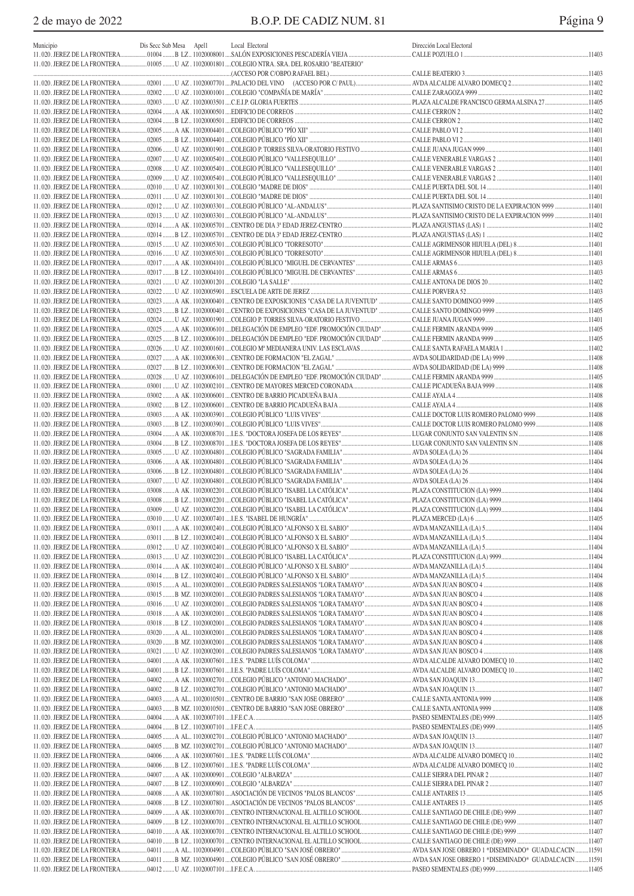| Municipio | Dis Secc Sub Mesa | Apel1 | Local Electoral | Dirección Local Electoral | |
|---|---|---|---|---|---|
| 11. 020. JEREZ DE LA FRONTERA | 01004 | B LZ.. 11020008001 | SALÓN EXPOSICIONES PESCADERÍA VIEJA | CALLE POZUELO 1 | 11403 |
| 11. 020. JEREZ DE LA FRONTERA | 01005 | U AZ .. 11020001801 | COLEGIO NTRA. SRA. DEL ROSARIO "BEATERIO" (ACCESO POR C/OBPO.RAFAEL BEL) | CALLE BEATERIO 3 | 11403 |
| 11. 020. JEREZ DE LA FRONTERA | 02001 | U AZ .. 11020007701 | PALACIO DEL VINO (ACCESO POR C/ PAUL) | AVDA ALCALDE ALVARO DOMECQ 2 | 11402 |
| 11. 020. JEREZ DE LA FRONTERA | 02002 | U AZ .. 11020001001 | COLEGIO "COMPAÑÍA DE MARÍA" | CALLE ZARAGOZA 9999 | 11402 |
| 11. 020. JEREZ DE LA FRONTERA | 02003 | U AZ .. 11020003501 | C.E.I.P. GLORIA FUERTES | PLAZA ALCALDE FRANCISCO GERMA ALSINA 27 | 11405 |
| 11. 020. JEREZ DE LA FRONTERA | 02004 | A AK .. 11020000501 | EDIFICIO DE CORREOS | CALLE CERRON 2 | 11402 |
| 11. 020. JEREZ DE LA FRONTERA | 02004 | B LZ.. 11020000501 | EDIFICIO DE CORREOS | CALLE CERRON 2 | 11402 |
| 11. 020. JEREZ DE LA FRONTERA | 02005 | A AK .. 11020004401 | COLEGIO PÚBLICO "PÍO XII" | CALLE PABLO VI 2 | 11401 |
| 11. 020. JEREZ DE LA FRONTERA | 02005 | B LZ.. 11020004401 | COLEGIO PÚBLICO "PÍO XII" | CALLE PABLO VI 2 | 11401 |
| 11. 020. JEREZ DE LA FRONTERA | 02006 | U AZ .. 11020001901 | COLEGIO P. TORRES SILVA-ORATORIO FESTIVO | CALLE JUANA JUGAN 9999 | 11401 |
| 11. 020. JEREZ DE LA FRONTERA | 02007 | U AZ .. 11020005401 | COLEGIO PÚBLICO "VALLESEQUILLO" | CALLE VENERABLE VARGAS 2 | 11401 |
| 11. 020. JEREZ DE LA FRONTERA | 02008 | U AZ .. 11020005401 | COLEGIO PÚBLICO "VALLESEQUILLO" | CALLE VENERABLE VARGAS 2 | 11401 |
| 11. 020. JEREZ DE LA FRONTERA | 02009 | U AZ .. 11020005401 | COLEGIO PÚBLICO "VALLESEQUILLO" | CALLE VENERABLE VARGAS 2 | 11401 |
| 11. 020. JEREZ DE LA FRONTERA | 02010 | U AZ .. 11020001301 | COLEGIO "MADRE DE DIOS" | CALLE PUERTA DEL SOL 14 | 11401 |
| 11. 020. JEREZ DE LA FRONTERA | 02011 | U AZ .. 11020001301 | COLEGIO "MADRE DE DIOS" | CALLE PUERTA DEL SOL 14 | 11401 |
| 11. 020. JEREZ DE LA FRONTERA | 02012 | U AZ .. 11020003301 | COLEGIO PÚBLICO "AL-ANDALUS" | PLAZA SANTISIMO CRISTO DE LA EXPIRACION 9999 | 11401 |
| 11. 020. JEREZ DE LA FRONTERA | 02013 | U AZ .. 11020003301 | COLEGIO PÚBLICO "AL-ANDALUS" | PLAZA SANTISIMO CRISTO DE LA EXPIRACION 9999 | 11401 |
| 11. 020. JEREZ DE LA FRONTERA | 02014 | A AK .. 11020005701 | CENTRO DE DIA 3ª EDAD JEREZ-CENTRO | PLAZA ANGUSTIAS (LAS) 1 | 11402 |
| 11. 020. JEREZ DE LA FRONTERA | 02014 | B LZ.. 11020005701 | CENTRO DE DIA 3ª EDAD JEREZ-CENTRO | PLAZA ANGUSTIAS (LAS) 1 | 11402 |
| 11. 020. JEREZ DE LA FRONTERA | 02015 | U AZ .. 11020005301 | COLEGIO PÚBLICO "TORRESOTO" | CALLE AGRIMENSOR HIJUELA (DEL) 8 | 11401 |
| 11. 020. JEREZ DE LA FRONTERA | 02016 | U AZ .. 11020005301 | COLEGIO PÚBLICO "TORRESOTO" | CALLE AGRIMENSOR HIJUELA (DEL) 8 | 11401 |
| 11. 020. JEREZ DE LA FRONTERA | 02017 | A AK .. 11020004101 | COLEGIO PÚBLICO "MIGUEL DE CERVANTES" | CALLE ARMAS 6 | 11403 |
| 11. 020. JEREZ DE LA FRONTERA | 02017 | B LZ.. 11020004101 | COLEGIO PÚBLICO "MIGUEL DE CERVANTES" | CALLE ARMAS 6 | 11403 |
| 11. 020. JEREZ DE LA FRONTERA | 02021 | U AZ .. 11020001201 | COLEGIO "LA SALLE" | CALLE ANTONA DE DIOS 20 | 11402 |
| 11. 020. JEREZ DE LA FRONTERA | 02022 | U AZ .. 11020005901 | ESCUELA DE ARTE DE JEREZ | CALLE PORVERA 52 | 11403 |
| 11. 020. JEREZ DE LA FRONTERA | 02023 | A AK .. 11020000401 | CENTRO DE EXPOSICIONES "CASA DE LA JUVENTUD" | CALLE SANTO DOMINGO 9999 | 11405 |
| 11. 020. JEREZ DE LA FRONTERA | 02023 | B LZ.. 11020000401 | CENTRO DE EXPOSICIONES "CASA DE LA JUVENTUD" | CALLE SANTO DOMINGO 9999 | 11405 |
| 11. 020. JEREZ DE LA FRONTERA | 02024 | U AZ .. 11020001901 | COLEGIO P. TORRES SILVA-ORATORIO FESTIVO | CALLE JUANA JUGAN 9999 | 11401 |
| 11. 020. JEREZ DE LA FRONTERA | 02025 | A AK .. 11020006101 | DELEGACIÓN DE EMPLEO "EDF. PROMOCIÓN CIUDAD" | CALLE FERMIN ARANDA 9999 | 11405 |
| 11. 020. JEREZ DE LA FRONTERA | 02025 | B LZ.. 11020006101 | DELEGACIÓN DE EMPLEO "EDF. PROMOCIÓN CIUDAD" | CALLE FERMIN ARANDA 9999 | 11405 |
| 11. 020. JEREZ DE LA FRONTERA | 02026 | U AZ .. 11020001601 | COLEGIO Mª MEDIANERA UNIV. LAS ESCLAVAS | CALLE SANTA RAFAELA MARIA 1 | 11402 |
| 11. 020. JEREZ DE LA FRONTERA | 02027 | A AK .. 11020006301 | CENTRO DE FORMACION "EL ZAGAL" | AVDA SOLIDARIDAD (DE LA) 9999 | 11408 |
| 11. 020. JEREZ DE LA FRONTERA | 02027 | B LZ.. 11020006301 | CENTRO DE FORMACION "EL ZAGAL" | AVDA SOLIDARIDAD (DE LA) 9999 | 11408 |
| 11. 020. JEREZ DE LA FRONTERA | 02028 | U AZ .. 11020006101 | DELEGACIÓN DE EMPLEO "EDF. PROMOCIÓN CIUDAD" | CALLE FERMIN ARANDA 9999 | 11405 |
| 11. 020. JEREZ DE LA FRONTERA | 03001 | U AZ .. 11020002101 | CENTRO DE MAYORES MERCED CORONADA | CALLE PICADUEÑA BAJA 9999 | 11408 |
| 11. 020. JEREZ DE LA FRONTERA | 03002 | A AK .. 11020006001 | CENTRO DE BARRIO PICADUEÑA BAJA | CALLE AYALA 4 | 11408 |
| 11. 020. JEREZ DE LA FRONTERA | 03002 | B LZ.. 11020006001 | CENTRO DE BARRIO PICADUEÑA BAJA | CALLE AYALA 4 | 11408 |
| 11. 020. JEREZ DE LA FRONTERA | 03003 | A AK .. 11020003901 | COLEGIO PÚBLICO "LUIS VIVES" | CALLE DOCTOR LUIS ROMERO PALOMO 9999 | 11408 |
| 11. 020. JEREZ DE LA FRONTERA | 03003 | B LZ.. 11020003901 | COLEGIO PÚBLICO "LUIS VIVES" | CALLE DOCTOR LUIS ROMERO PALOMO 9999 | 11408 |
| 11. 020. JEREZ DE LA FRONTERA | 03004 | A AK .. 11020008701 | I.E.S. "DOCTORA JOSEFA DE LOS REYES" | LUGAR CONJUNTO SAN VALENTIN S/N | 11408 |
| 11. 020. JEREZ DE LA FRONTERA | 03004 | B LZ.. 11020008701 | I.E.S. "DOCTORA JOSEFA DE LOS REYES" | LUGAR CONJUNTO SAN VALENTIN S/N | 11408 |
| 11. 020. JEREZ DE LA FRONTERA | 03005 | U AZ .. 11020004801 | COLEGIO PÚBLICO "SAGRADA FAMILIA" | AVDA SOLEA (LA) 26 | 11404 |
| 11. 020. JEREZ DE LA FRONTERA | 03006 | A AK .. 11020004801 | COLEGIO PÚBLICO "SAGRADA FAMILIA" | AVDA SOLEA (LA) 26 | 11404 |
| 11. 020. JEREZ DE LA FRONTERA | 03006 | B LZ.. 11020004801 | COLEGIO PÚBLICO "SAGRADA FAMILIA" | AVDA SOLEA (LA) 26 | 11404 |
| 11. 020. JEREZ DE LA FRONTERA | 03007 | U AZ .. 11020004801 | COLEGIO PÚBLICO "SAGRADA FAMILIA" | AVDA SOLEA (LA) 26 | 11404 |
| 11. 020. JEREZ DE LA FRONTERA | 03008 | A AK .. 11020002201 | COLEGIO PÚBLICO "ISABEL LA CATÓLICA" | PLAZA CONSTITUCION (LA) 9999 | 11404 |
| 11. 020. JEREZ DE LA FRONTERA | 03008 | B LZ.. 11020002201 | COLEGIO PÚBLICO "ISABEL LA CATÓLICA" | PLAZA CONSTITUCION (LA) 9999 | 11404 |
| 11. 020. JEREZ DE LA FRONTERA | 03009 | U AZ .. 11020002201 | COLEGIO PÚBLICO "ISABEL LA CATÓLICA" | PLAZA CONSTITUCION (LA) 9999 | 11404 |
| 11. 020. JEREZ DE LA FRONTERA | 03010 | U AZ .. 11020007401 | I.E.S. "ISABEL DE HUNGRÍA" | PLAZA MERCED (LA) 6 | 11405 |
| 11. 020. JEREZ DE LA FRONTERA | 03011 | A AK .. 11020002401 | COLEGIO PÚBLICO "ALFONSO X EL SABIO" | AVDA MANZANILLA (LA) 5 | 11404 |
| 11. 020. JEREZ DE LA FRONTERA | 03011 | B LZ.. 11020002401 | COLEGIO PÚBLICO "ALFONSO X EL SABIO" | AVDA MANZANILLA (LA) 5 | 11404 |
| 11. 020. JEREZ DE LA FRONTERA | 03012 | U AZ .. 11020002401 | COLEGIO PÚBLICO "ALFONSO X EL SABIO" | AVDA MANZANILLA (LA) 5 | 11404 |
| 11. 020. JEREZ DE LA FRONTERA | 03013 | U AZ .. 11020002201 | COLEGIO PÚBLICO "ISABEL LA CATÓLICA" | PLAZA CONSTITUCION (LA) 9999 | 11404 |
| 11. 020. JEREZ DE LA FRONTERA | 03014 | A AK .. 11020002401 | COLEGIO PÚBLICO "ALFONSO X EL SABIO" | AVDA MANZANILLA (LA) 5 | 11404 |
| 11. 020. JEREZ DE LA FRONTERA | 03014 | B LZ.. 11020002401 | COLEGIO PÚBLICO "ALFONSO X EL SABIO" | AVDA MANZANILLA (LA) 5 | 11404 |
| 11. 020. JEREZ DE LA FRONTERA | 03015 | A AL .. 11020002001 | COLEGIO PADRES SALESIANOS "LORA TAMAYO" | AVDA SAN JUAN BOSCO 4 | 11408 |
| 11. 020. JEREZ DE LA FRONTERA | 03015 | B MZ.. 11020002001 | COLEGIO PADRES SALESIANOS "LORA TAMAYO" | AVDA SAN JUAN BOSCO 4 | 11408 |
| 11. 020. JEREZ DE LA FRONTERA | 03016 | U AZ .. 11020002001 | COLEGIO PADRES SALESIANOS "LORA TAMAYO" | AVDA SAN JUAN BOSCO 4 | 11408 |
| 11. 020. JEREZ DE LA FRONTERA | 03018 | A AK .. 11020002001 | COLEGIO PADRES SALESIANOS "LORA TAMAYO" | AVDA SAN JUAN BOSCO 4 | 11408 |
| 11. 020. JEREZ DE LA FRONTERA | 03018 | B LZ.. 11020002001 | COLEGIO PADRES SALESIANOS "LORA TAMAYO" | AVDA SAN JUAN BOSCO 4 | 11408 |
| 11. 020. JEREZ DE LA FRONTERA | 03020 | A AL .. 11020002001 | COLEGIO PADRES SALESIANOS "LORA TAMAYO" | AVDA SAN JUAN BOSCO 4 | 11408 |
| 11. 020. JEREZ DE LA FRONTERA | 03020 | B MZ.. 11020002001 | COLEGIO PADRES SALESIANOS "LORA TAMAYO" | AVDA SAN JUAN BOSCO 4 | 11408 |
| 11. 020. JEREZ DE LA FRONTERA | 03021 | U AZ .. 11020002001 | COLEGIO PADRES SALESIANOS "LORA TAMAYO" | AVDA SAN JUAN BOSCO 4 | 11408 |
| 11. 020. JEREZ DE LA FRONTERA | 04001 | A AK .. 11020007601 | I.E.S. "PADRE LUÍS COLOMA" | AVDA ALCALDE ALVARO DOMECQ 10 | 11402 |
| 11. 020. JEREZ DE LA FRONTERA | 04001 | B LZ.. 11020007601 | I.E.S. "PADRE LUÍS COLOMA" | AVDA ALCALDE ALVARO DOMECQ 10 | 11402 |
| 11. 020. JEREZ DE LA FRONTERA | 04002 | A AK .. 11020002701 | COLEGIO PÚBLICO "ANTONIO MACHADO" | AVDA SAN JOAQUIN 13 | 11407 |
| 11. 020. JEREZ DE LA FRONTERA | 04002 | B LZ.. 11020002701 | COLEGIO PÚBLICO "ANTONIO MACHADO" | AVDA SAN JOAQUIN 13 | 11407 |
| 11. 020. JEREZ DE LA FRONTERA | 04003 | A AL .. 11020010501 | CENTRO DE BARRIO "SAN JOSE OBRERO" | CALLE SANTA ANTONIA 9999 | 11408 |
| 11. 020. JEREZ DE LA FRONTERA | 04003 | B MZ.. 11020010501 | CENTRO DE BARRIO "SAN JOSE OBRERO" | CALLE SANTA ANTONIA 9999 | 11408 |
| 11. 020. JEREZ DE LA FRONTERA | 04004 | A AK .. 11020007101 | I.F.E.C.A. | PASEO SEMENTALES (DE) 9999 | 11405 |
| 11. 020. JEREZ DE LA FRONTERA | 04004 | B LZ.. 11020007101 | I.F.E.C.A. | PASEO SEMENTALES (DE) 9999 | 11405 |
| 11. 020. JEREZ DE LA FRONTERA | 04005 | A AL .. 11020002701 | COLEGIO PÚBLICO "ANTONIO MACHADO" | AVDA SAN JOAQUIN 13 | 11407 |
| 11. 020. JEREZ DE LA FRONTERA | 04005 | B MZ.. 11020002701 | COLEGIO PÚBLICO "ANTONIO MACHADO" | AVDA SAN JOAQUIN 13 | 11407 |
| 11. 020. JEREZ DE LA FRONTERA | 04006 | A AK .. 11020007601 | I.E.S. "PADRE LUÍS COLOMA" | AVDA ALCALDE ALVARO DOMECQ 10 | 11402 |
| 11. 020. JEREZ DE LA FRONTERA | 04006 | B LZ.. 11020007601 | I.E.S. "PADRE LUÍS COLOMA" | AVDA ALCALDE ALVARO DOMECQ 10 | 11402 |
| 11. 020. JEREZ DE LA FRONTERA | 04007 | A AK .. 11020000901 | COLEGIO "ALBARIZA" | CALLE SIERRA DEL PINAR 2 | 11407 |
| 11. 020. JEREZ DE LA FRONTERA | 04007 | B LZ.. 11020000901 | COLEGIO "ALBARIZA" | CALLE SIERRA DEL PINAR 2 | 11407 |
| 11. 020. JEREZ DE LA FRONTERA | 04008 | A AK .. 11020007801 | ASOCIACIÓN DE VECINOS "PALOS BLANCOS" | CALLE ANTARES 13 | 11405 |
| 11. 020. JEREZ DE LA FRONTERA | 04008 | B LZ.. 11020007801 | ASOCIACIÓN DE VECINOS "PALOS BLANCOS" | CALLE ANTARES 13 | 11405 |
| 11. 020. JEREZ DE LA FRONTERA | 04009 | A AK .. 11020000701 | CENTRO INTERNACIONAL EL ALTILLO SCHOOL | CALLE SANTIAGO DE CHILE (DE) 9999 | 11407 |
| 11. 020. JEREZ DE LA FRONTERA | 04009 | B LZ.. 11020000701 | CENTRO INTERNACIONAL EL ALTILLO SCHOOL | CALLE SANTIAGO DE CHILE (DE) 9999 | 11407 |
| 11. 020. JEREZ DE LA FRONTERA | 04010 | A AK .. 11020000701 | CENTRO INTERNACIONAL EL ALTILLO SCHOOL | CALLE SANTIAGO DE CHILE (DE) 9999 | 11407 |
| 11. 020. JEREZ DE LA FRONTERA | 04010 | B LZ.. 11020000701 | CENTRO INTERNACIONAL EL ALTILLO SCHOOL | CALLE SANTIAGO DE CHILE (DE) 9999 | 11407 |
| 11. 020. JEREZ DE LA FRONTERA | 04011 | A AL .. 11020004901 | COLEGIO PÚBLICO "SAN JOSÉ OBRERO" | AVDA SAN JOSE OBRERO 1 *DISEMINADO* GUADALCACIN | 11591 |
| 11. 020. JEREZ DE LA FRONTERA | 04011 | B MZ.. 11020004901 | COLEGIO PÚBLICO "SAN JOSÉ OBRERO" | AVDA SAN JOSE OBRERO 1 *DISEMINADO* GUADALCACIN | 11591 |
| 11. 020. JEREZ DE LA FRONTERA | 04012 | U AZ .. 11020007101 | I.F.E.C.A. | PASEO SEMENTALES (DE) 9999 | 11405 |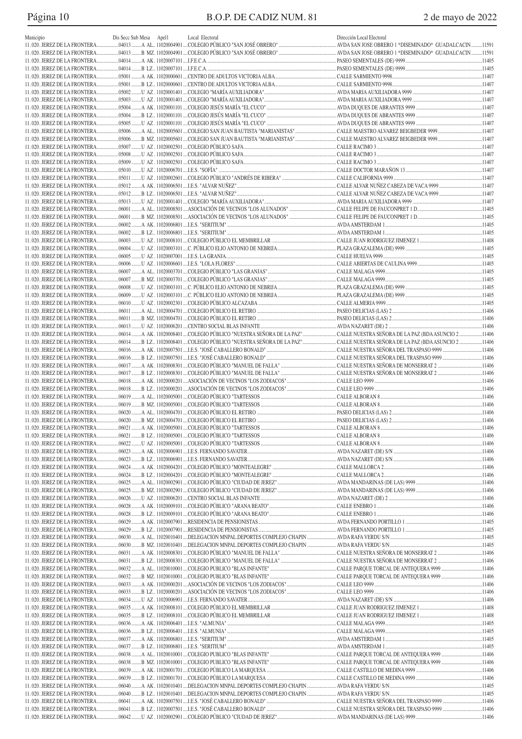| Municipio | Dis Secc Sub Mesa | Apel1 | Local Electoral | Dirección Local Electoral | |
|---|---|---|---|---|---|
| 11. 020. JEREZ DE LA FRONTERA | 04013 A | AL | 11020004901 COLEGIO PÚBLICO "SAN JOSÉ OBRERO" | AVDA SAN JOSE OBRERO 1 *DISEMINADO* GUADALCACIN | 11591 |
| 11. 020. JEREZ DE LA FRONTERA | 04013 B | MZ | 11020004901 COLEGIO PÚBLICO "SAN JOSÉ OBRERO" | AVDA SAN JOSE OBRERO 1 *DISEMINADO* GUADALCACIN | 11591 |
| 11. 020. JEREZ DE LA FRONTERA | 04014 A | AK | 11020007101 I.F.E.C.A. | PASEO SEMENTALES (DE) 9999 | 11405 |
| 11. 020. JEREZ DE LA FRONTERA | 04014 B | LZ | 11020007101 I.F.E.C.A. | PASEO SEMENTALES (DE) 9999 | 11405 |
| 11. 020. JEREZ DE LA FRONTERA | 05001 A | AK | 11020000601 CENTRO DE ADULTOS VICTORIA ALBA | CALLE SARMIENTO 9998 | 11407 |
| 11. 020. JEREZ DE LA FRONTERA | 05001 B | LZ | 11020000601 CENTRO DE ADULTOS VICTORIA ALBA | CALLE SARMIENTO 9998 | 11407 |
| 11. 020. JEREZ DE LA FRONTERA | 05002 U | AZ | 11020001401 COLEGIO "MARÍA AUXILIADORA" | AVDA MARIA AUXILIADORA 9999 | 11407 |
| 11. 020. JEREZ DE LA FRONTERA | 05003 U | AZ | 11020001401 COLEGIO "MARÍA AUXILIADORA" | AVDA MARIA AUXILIADORA 9999 | 11407 |
| 11. 020. JEREZ DE LA FRONTERA | 05004 A | AK | 11020001101 COLEGIO JESÚS MARÍA "EL CUCO" | AVDA DUQUES DE ABRANTES 9999 | 11407 |
| 11. 020. JEREZ DE LA FRONTERA | 05004 B | LZ | 11020001101 COLEGIO JESÚS MARÍA "EL CUCO" | AVDA DUQUES DE ABRANTES 9999 | 11407 |
| 11. 020. JEREZ DE LA FRONTERA | 05005 U | AZ | 11020001101 COLEGIO JESÚS MARÍA "EL CUCO" | AVDA DUQUES DE ABRANTES 9999 | 11407 |
| 11. 020. JEREZ DE LA FRONTERA | 05006 A | AK | 11020005601 COLEGIO SAN JUAN BAUTISTA "MARIANISTAS" | CALLE MAESTRO ALVAREZ BEIGBEDER 9999 | 11407 |
| 11. 020. JEREZ DE LA FRONTERA | 05006 B | MZ | 11020005601 COLEGIO SAN JUAN BAUTISTA "MARIANISTAS" | CALLE MAESTRO ALVAREZ BEIGBEDER 9999 | 11407 |
| 11. 020. JEREZ DE LA FRONTERA | 05007 U | AZ | 11020002501 COLEGIO PÚBLICO SAFA | CALLE RACIMO 3 | 11407 |
| 11. 020. JEREZ DE LA FRONTERA | 05008 U | AZ | 11020002501 COLEGIO PÚBLICO SAFA | CALLE RACIMO 3 | 11407 |
| 11. 020. JEREZ DE LA FRONTERA | 05009 U | AZ | 11020002501 COLEGIO PÚBLICO SAFA | CALLE RACIMO 3 | 11407 |
| 11. 020. JEREZ DE LA FRONTERA | 05010 U | AZ | 11020006701 I.E.S. "SOFÍA" | CALLE DOCTOR MARAÑON 13 | 11407 |
| 11. 020. JEREZ DE LA FRONTERA | 05011 U | AZ | 11020002601 COLEGIO PÚBLICO "ANDRÉS DE RIBERA" | CALLE CALIFORNIA 9999 | 11407 |
| 11. 020. JEREZ DE LA FRONTERA | 05012 A | AK | 11020006501 I.E.S. "ALVAR NUÑEZ" | CALLE ALVAR NUÑEZ CABEZA DE VACA 9999 | 11407 |
| 11. 020. JEREZ DE LA FRONTERA | 05012 B | LZ | 11020006501 I.E.S. "ALVAR NUÑEZ" | CALLE ALVAR NUÑEZ CABEZA DE VACA 9999 | 11407 |
| 11. 020. JEREZ DE LA FRONTERA | 05013 U | AZ | 11020001401 COLEGIO "MARÍA AUXILIADORA" | AVDA MARIA AUXILIADORA 9999 | 11407 |
| 11. 020. JEREZ DE LA FRONTERA | 06001 A | AL | 11020008501 ASOCIACIÓN DE VECINOS "LOS ALUNADOS" | CALLE FELIPE DE FAUCONPRET 1 D | 11405 |
| 11. 020. JEREZ DE LA FRONTERA | 06001 B | MZ | 11020008501 ASOCIACIÓN DE VECINOS "LOS ALUNADOS" | CALLE FELIPE DE FAUCONPRET 1 D | 11405 |
| 11. 020. JEREZ DE LA FRONTERA | 06002 A | AK | 11020006801 I.E.S. "SERITIUM" | AVDA AMSTERDAM 1 | 11405 |
| 11. 020. JEREZ DE LA FRONTERA | 06002 B | LZ | 11020006801 I.E.S. "SERITIUM" | AVDA AMSTERDAM 1 | 11405 |
| 11. 020. JEREZ DE LA FRONTERA | 06003 U | AZ | 11020008101 COLEGIO PÚBLICO EL MEMBRILLAR | CALLE JUAN RODRIGUEZ JIMENEZ 1 | 11408 |
| 11. 020. JEREZ DE LA FRONTERA | 06004 U | AZ | 11020003101 C. PÚBLICO ELIO ANTONIO DE NEBRIJA | PLAZA GRAZALEMA (DE) 9999 | 11405 |
| 11. 020. JEREZ DE LA FRONTERA | 06005 U | AZ | 11020007001 I.E.S. LA GRANJA | CALLE HUELVA 9999 | 11405 |
| 11. 020. JEREZ DE LA FRONTERA | 06006 U | AZ | 11020006601 I.E.S. "LOLA FLORES" | CALLE ABIERTAS DE CAULINA 9999 | 11405 |
| 11. 020. JEREZ DE LA FRONTERA | 06007 A | AL | 11020003701 COLEGIO PÚBLICO "LAS GRANJAS" | CALLE MALAGA 9999 | 11405 |
| 11. 020. JEREZ DE LA FRONTERA | 06007 B | MZ | 11020003701 COLEGIO PÚBLICO "LAS GRANJAS" | CALLE MALAGA 9999 | 11405 |
| 11. 020. JEREZ DE LA FRONTERA | 06008 U | AZ | 11020003101 C. PÚBLICO ELIO ANTONIO DE NEBRIJA | PLAZA GRAZALEMA (DE) 9999 | 11405 |
| 11. 020. JEREZ DE LA FRONTERA | 06009 U | AZ | 11020003101 C. PÚBLICO ELIO ANTONIO DE NEBRIJA | PLAZA GRAZALEMA (DE) 9999 | 11405 |
| 11. 020. JEREZ DE LA FRONTERA | 06010 U | AZ | 11020002301 COLEGIO PÚBLICO ALCAZABA | CALLE ALMERIA 9999 | 11405 |
| 11. 020. JEREZ DE LA FRONTERA | 06011 A | AL | 11020004701 COLEGIO PÚBLICO EL RETIRO | PASEO DELICIAS (LAS) 2 | 11406 |
| 11. 020. JEREZ DE LA FRONTERA | 06011 B | MZ | 11020004701 COLEGIO PÚBLICO EL RETIRO | PASEO DELICIAS (LAS) 2 | 11406 |
| 11. 020. JEREZ DE LA FRONTERA | 06013 U | AZ | 11020006201 CENTRO SOCIAL BLAS INFANTE | AVDA NAZARET (DE) 2 | 11406 |
| 11. 020. JEREZ DE LA FRONTERA | 06014 A | AK | 11020008401 COLEGIO PÚBLICO "NUESTRA SEÑORA DE LA PAZ" | CALLE NUESTRA SEÑORA DE LA PAZ (BDA ASUNCIO 2 | 11406 |
| 11. 020. JEREZ DE LA FRONTERA | 06014 B | LZ | 11020008401 COLEGIO PÚBLICO "NUESTRA SEÑORA DE LA PAZ" | CALLE NUESTRA SEÑORA DE LA PAZ (BDA ASUNCIO 2 | 11406 |
| 11. 020. JEREZ DE LA FRONTERA | 06016 A | AK | 11020007501 I.E.S. "JOSÉ CABALLERO BONALD" | CALLE NUESTRA SEÑORA DEL TRASPASO 9999 | 11406 |
| 11. 020. JEREZ DE LA FRONTERA | 06016 B | LZ | 11020007501 I.E.S. "JOSÉ CABALLERO BONALD" | CALLE NUESTRA SEÑORA DEL TRASPASO 9999 | 11406 |
| 11. 020. JEREZ DE LA FRONTERA | 06017 A | AK | 11020008301 COLEGIO PÚBLICO "MANUEL DE FALLA" | CALLE NUESTRA SEÑORA DE MONSERRAT 2 | 11406 |
| 11. 020. JEREZ DE LA FRONTERA | 06017 B | LZ | 11020008301 COLEGIO PÚBLICO "MANUEL DE FALLA" | CALLE NUESTRA SEÑORA DE MONSERRAT 2 | 11406 |
| 11. 020. JEREZ DE LA FRONTERA | 06018 A | AK | 11020000201 ASOCIACIÓN DE VECINOS "LOS ZODIACOS" | CALLE LEO 9999 | 11406 |
| 11. 020. JEREZ DE LA FRONTERA | 06018 B | LZ | 11020000201 ASOCIACIÓN DE VECINOS "LOS ZODIACOS" | CALLE LEO 9999 | 11406 |
| 11. 020. JEREZ DE LA FRONTERA | 06019 A | AL | 11020005001 COLEGIO PÚBLICO "TARTESSOS" | CALLE ALBORAN 8 | 11406 |
| 11. 020. JEREZ DE LA FRONTERA | 06019 B | MZ | 11020005001 COLEGIO PÚBLICO "TARTESSOS" | CALLE ALBORAN 8 | 11406 |
| 11. 020. JEREZ DE LA FRONTERA | 06020 A | AL | 11020004701 COLEGIO PÚBLICO EL RETIRO | PASEO DELICIAS (LAS) 2 | 11406 |
| 11. 020. JEREZ DE LA FRONTERA | 06020 B | MZ | 11020004701 COLEGIO PÚBLICO EL RETIRO | PASEO DELICIAS (LAS) 2 | 11406 |
| 11. 020. JEREZ DE LA FRONTERA | 06021 A | AK | 11020005001 COLEGIO PÚBLICO "TARTESSOS" | CALLE ALBORAN 8 | 11406 |
| 11. 020. JEREZ DE LA FRONTERA | 06021 B | LZ | 11020005001 COLEGIO PÚBLICO "TARTESSOS" | CALLE ALBORAN 8 | 11406 |
| 11. 020. JEREZ DE LA FRONTERA | 06022 U | AZ | 11020005001 COLEGIO PÚBLICO "TARTESSOS" | CALLE ALBORAN 8 | 11406 |
| 11. 020. JEREZ DE LA FRONTERA | 06023 A | AK | 11020006901 I.E.S. FERNANDO SAVATER | AVDA NAZARET (DE) S/N | 11406 |
| 11. 020. JEREZ DE LA FRONTERA | 06023 B | LZ | 11020006901 I.E.S. FERNANDO SAVATER | AVDA NAZARET (DE) S/N | 11406 |
| 11. 020. JEREZ DE LA FRONTERA | 06024 A | AK | 11020004201 COLEGIO PÚBLICO "MONTEALEGRE" | CALLE MALLORCA 2 | 11406 |
| 11. 020. JEREZ DE LA FRONTERA | 06024 B | LZ | 11020004201 COLEGIO PÚBLICO "MONTEALEGRE" | CALLE MALLORCA 2 | 11406 |
| 11. 020. JEREZ DE LA FRONTERA | 06025 A | AL | 11020002901 COLEGIO PÚBLICO "CIUDAD DE JEREZ" | AVDA MANDARINAS (DE LAS) 9999 | 11406 |
| 11. 020. JEREZ DE LA FRONTERA | 06025 B | MZ | 11020002901 COLEGIO PÚBLICO "CIUDAD DE JEREZ" | AVDA MANDARINAS (DE LAS) 9999 | 11406 |
| 11. 020. JEREZ DE LA FRONTERA | 06026 U | AZ | 11020006201 CENTRO SOCIAL BLAS INFANTE | AVDA NAZARET (DE) 2 | 11406 |
| 11. 020. JEREZ DE LA FRONTERA | 06028 A | AK | 11020009101 COLEGIO PÚBLICO "ARANA BEATO" | CALLE ENEBRO 1 | 11406 |
| 11. 020. JEREZ DE LA FRONTERA | 06028 B | LZ | 11020009101 COLEGIO PÚBLICO "ARANA BEATO" | CALLE ENEBRO 1 | 11406 |
| 11. 020. JEREZ DE LA FRONTERA | 06029 A | AK | 11020007901 RESIDENCIA DE PENSIONISTAS | AVDA FERNANDO PORTILLO 1 | 11405 |
| 11. 020. JEREZ DE LA FRONTERA | 06029 B | LZ | 11020007901 RESIDENCIA DE PENSIONISTAS | AVDA FERNANDO PORTILLO 1 | 11405 |
| 11. 020. JEREZ DE LA FRONTERA | 06030 A | AL | 11020010401 DELEGACION MNPAL.DEPORTES COMPLEJO CHAPIN | AVDA RAFA VERDU S/N | 11405 |
| 11. 020. JEREZ DE LA FRONTERA | 06030 B | MZ | 11020010401 DELEGACION MNPAL.DEPORTES COMPLEJO CHAPIN | AVDA RAFA VERDU S/N | 11405 |
| 11. 020. JEREZ DE LA FRONTERA | 06031 A | AK | 11020008301 COLEGIO PÚBLICO "MANUEL DE FALLA" | CALLE NUESTRA SEÑORA DE MONSERRAT 2 | 11406 |
| 11. 020. JEREZ DE LA FRONTERA | 06031 B | LZ | 11020008301 COLEGIO PÚBLICO "MANUEL DE FALLA" | CALLE NUESTRA SEÑORA DE MONSERRAT 2 | 11406 |
| 11. 020. JEREZ DE LA FRONTERA | 06032 A | AL | 11020010001 COLEGIO PUBLICO "BLAS INFANTE" | CALLE PARQUE TORCAL DE ANTEQUERA 9999 | 11406 |
| 11. 020. JEREZ DE LA FRONTERA | 06032 B | MZ | 11020010001 COLEGIO PUBLICO "BLAS INFANTE" | CALLE PARQUE TORCAL DE ANTEQUERA 9999 | 11406 |
| 11. 020. JEREZ DE LA FRONTERA | 06033 A | AK | 11020000201 ASOCIACIÓN DE VECINOS "LOS ZODIACOS" | CALLE LEO 9999 | 11406 |
| 11. 020. JEREZ DE LA FRONTERA | 06033 B | LZ | 11020000201 ASOCIACIÓN DE VECINOS "LOS ZODIACOS" | CALLE LEO 9999 | 11406 |
| 11. 020. JEREZ DE LA FRONTERA | 06034 U | AZ | 11020006901 I.E.S. FERNANDO SAVATER | AVDA NAZARET (DE) S/N | 11406 |
| 11. 020. JEREZ DE LA FRONTERA | 06035 A | AK | 11020008101 COLEGIO PÚBLICO EL MEMBRILLAR | CALLE JUAN RODRIGUEZ JIMENEZ 1 | 11408 |
| 11. 020. JEREZ DE LA FRONTERA | 06035 B | LZ | 11020008101 COLEGIO PÚBLICO EL MEMBRILLAR | CALLE JUAN RODRIGUEZ JIMENEZ 1 | 11408 |
| 11. 020. JEREZ DE LA FRONTERA | 06036 A | AK | 11020006401 I.E.S. "ALMUNIA" | CALLE MALAGA 9999 | 11405 |
| 11. 020. JEREZ DE LA FRONTERA | 06036 B | LZ | 11020006401 I.E.S. "ALMUNIA" | CALLE MALAGA 9999 | 11405 |
| 11. 020. JEREZ DE LA FRONTERA | 06037 A | AK | 11020006801 I.E.S. "SERITIUM" | AVDA AMSTERDAM 1 | 11405 |
| 11. 020. JEREZ DE LA FRONTERA | 06037 B | LZ | 11020006801 I.E.S. "SERITIUM" | AVDA AMSTERDAM 1 | 11405 |
| 11. 020. JEREZ DE LA FRONTERA | 06038 A | AL | 11020010001 COLEGIO PUBLICO "BLAS INFANTE" | CALLE PARQUE TORCAL DE ANTEQUERA 9999 | 11406 |
| 11. 020. JEREZ DE LA FRONTERA | 06038 B | MZ | 11020010001 COLEGIO PUBLICO "BLAS INFANTE" | CALLE PARQUE TORCAL DE ANTEQUERA 9999 | 11406 |
| 11. 020. JEREZ DE LA FRONTERA | 06039 A | AK | 11020001701 COLEGIO PÚBLICO LA MARQUESA | CALLE CASTILLO DE MEDINA 9999 | 11406 |
| 11. 020. JEREZ DE LA FRONTERA | 06039 B | LZ | 11020001701 COLEGIO PÚBLICO LA MARQUESA | CALLE CASTILLO DE MEDINA 9999 | 11406 |
| 11. 020. JEREZ DE LA FRONTERA | 06040 A | AK | 11020010401 DELEGACION MNPAL.DEPORTES COMPLEJO CHAPIN | AVDA RAFA VERDU S/N | 11405 |
| 11. 020. JEREZ DE LA FRONTERA | 06040 B | LZ | 11020010401 DELEGACION MNPAL.DEPORTES COMPLEJO CHAPIN | AVDA RAFA VERDU S/N | 11405 |
| 11. 020. JEREZ DE LA FRONTERA | 06041 A | AK | 11020007501 I.E.S. "JOSÉ CABALLERO BONALD" | CALLE NUESTRA SEÑORA DEL TRASPASO 9999 | 11406 |
| 11. 020. JEREZ DE LA FRONTERA | 06041 B | LZ | 11020007501 I.E.S. "JOSÉ CABALLERO BONALD" | CALLE NUESTRA SEÑORA DEL TRASPASO 9999 | 11406 |
| 11. 020. JEREZ DE LA FRONTERA | 06042 U | AZ | 11020002901 COLEGIO PÚBLICO "CIUDAD DE JEREZ" | AVDA MANDARINAS (DE LAS) 9999 | 11406 |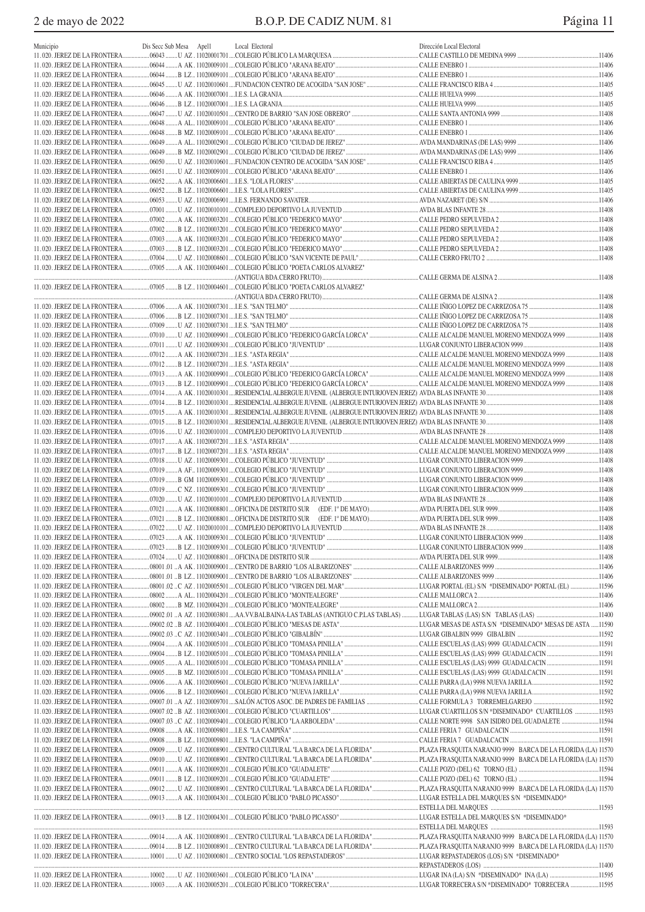| Municipio | Dis Secc Sub Mesa | Apel1 | Local Electoral | Dirección Local Electoral | |
|---|---|---|---|---|---|
| 11.020. JEREZ DE LA FRONTERA | 06043 | U AZ | 11020001701 COLEGIO PÚBLICO LA MARQUESA | CALLE CASTILLO DE MEDINA 9999 | 11406 |
| 11.020. JEREZ DE LA FRONTERA | 06044 | A AK | 11020009101 COLEGIO PÚBLICO "ARANA BEATO" | CALLE ENEBRO 1 | 11406 |
| 11.020. JEREZ DE LA FRONTERA | 06044 | B LZ | 11020009101 COLEGIO PÚBLICO "ARANA BEATO" | CALLE ENEBRO 1 | 11406 |
| 11.020. JEREZ DE LA FRONTERA | 06045 | U AZ | 11020010601 FUNDACION CENTRO DE ACOGIDA "SAN JOSE" | CALLE FRANCISCO RIBA 4 | 11405 |
| 11.020. JEREZ DE LA FRONTERA | 06046 | A AK | 11020007001 I.E.S. LA GRANJA | CALLE HUELVA 9999 | 11405 |
| 11.020. JEREZ DE LA FRONTERA | 06046 | B LZ | 11020007001 I.E.S. LA GRANJA | CALLE HUELVA 9999 | 11405 |
| 11.020. JEREZ DE LA FRONTERA | 06047 | U AZ | 11020010501 CENTRO DE BARRIO "SAN JOSE OBRERO" | CALLE SANTA ANTONIA 9999 | 11408 |
| 11.020. JEREZ DE LA FRONTERA | 06048 | A AL | 11020009101 COLEGIO PÚBLICO "ARANA BEATO" | CALLE ENEBRO 1 | 11406 |
| 11.020. JEREZ DE LA FRONTERA | 06048 | B MZ | 11020009101 COLEGIO PÚBLICO "ARANA BEATO" | CALLE ENEBRO 1 | 11406 |
| 11.020. JEREZ DE LA FRONTERA | 06049 | A AL | 11020002901 COLEGIO PÚBLICO "CIUDAD DE JEREZ" | AVDA MANDARINAS (DE LAS) 9999 | 11406 |
| 11.020. JEREZ DE LA FRONTERA | 06049 | B MZ | 11020002901 COLEGIO PÚBLICO "CIUDAD DE JEREZ" | AVDA MANDARINAS (DE LAS) 9999 | 11406 |
| 11.020. JEREZ DE LA FRONTERA | 06050 | U AZ | 11020010601 FUNDACION CENTRO DE ACOGIDA "SAN JOSE" | CALLE FRANCISCO RIBA 4 | 11405 |
| 11.020. JEREZ DE LA FRONTERA | 06051 | U AZ | 11020009101 COLEGIO PÚBLICO "ARANA BEATO" | CALLE ENEBRO 1 | 11406 |
| 11.020. JEREZ DE LA FRONTERA | 06052 | A AK | 11020006601 I.E.S. "LOLA FLORES" | CALLE ABIERTAS DE CAULINA 9999 | 11405 |
| 11.020. JEREZ DE LA FRONTERA | 06052 | B LZ | 11020006601 I.E.S. "LOLA FLORES" | CALLE ABIERTAS DE CAULINA 9999 | 11405 |
| 11.020. JEREZ DE LA FRONTERA | 06053 | U AZ | 11020006901 I.E.S. FERNANDO SAVATER | AVDA NAZARET (DE) S/N | 11406 |
| 11.020. JEREZ DE LA FRONTERA | 07001 | U AZ | 11020010101 COMPLEJO DEPORTIVO LA JUVENTUD | AVDA BLAS INFANTE 28 | 11408 |
| 11.020. JEREZ DE LA FRONTERA | 07002 | A AK | 11020003201 COLEGIO PÚBLICO "FEDERICO MAYO" | CALLE PEDRO SEPULVEDA 2 | 11408 |
| 11.020. JEREZ DE LA FRONTERA | 07002 | B LZ | 11020003201 COLEGIO PÚBLICO "FEDERICO MAYO" | CALLE PEDRO SEPULVEDA 2 | 11408 |
| 11.020. JEREZ DE LA FRONTERA | 07003 | A AK | 11020003201 COLEGIO PÚBLICO "FEDERICO MAYO" | CALLE PEDRO SEPULVEDA 2 | 11408 |
| 11.020. JEREZ DE LA FRONTERA | 07003 | B LZ | 11020003201 COLEGIO PÚBLICO "FEDERICO MAYO" | CALLE PEDRO SEPULVEDA 2 | 11408 |
| 11.020. JEREZ DE LA FRONTERA | 07004 | U AZ | 11020008601 COLEGIO PÚBLICO "SAN VICENTE DE PAUL" | CALLE CERRO FRUTO 2 | 11408 |
| 11.020. JEREZ DE LA FRONTERA | 07005 | A AK | 11020004601 COLEGIO PÚBLICO "POETA CARLOS ALVAREZ" (ANTIGUA BDA.CERRO FRUTO) | CALLE GERMA DE ALSINA 2 | 11408 |
| 11.020. JEREZ DE LA FRONTERA | 07005 | B LZ | 11020004601 COLEGIO PÚBLICO "POETA CARLOS ALVAREZ" (ANTIGUA BDA.CERRO FRUTO) | CALLE GERMA DE ALSINA 2 | 11408 |
| 11.020. JEREZ DE LA FRONTERA | 07006 | A AK | 11020007301 I.E.S. "SAN TELMO" | CALLE IÑIGO LOPEZ DE CARRIZOSA 75 | 11408 |
| 11.020. JEREZ DE LA FRONTERA | 07006 | B LZ | 11020007301 I.E.S. "SAN TELMO" | CALLE IÑIGO LOPEZ DE CARRIZOSA 75 | 11408 |
| 11.020. JEREZ DE LA FRONTERA | 07009 | U AZ | 11020007301 I.E.S. "SAN TELMO" | CALLE IÑIGO LOPEZ DE CARRIZOSA 75 | 11408 |
| 11.020. JEREZ DE LA FRONTERA | 07010 | U AZ | 11020009901 COLEGIO PÚBLICO "FEDERICO GARCÍA LORCA" | CALLE ALCALDE MANUEL MORENO MENDOZA 9999 | 11408 |
| 11.020. JEREZ DE LA FRONTERA | 07011 | U AZ | 11020009301 COLEGIO PÚBLICO "JUVENTUD" | LUGAR CONJUNTO LIBERACION 9999 | 11408 |
| 11.020. JEREZ DE LA FRONTERA | 07012 | A AK | 11020007201 I.E.S. "ASTA REGIA" | CALLE ALCALDE MANUEL MORENO MENDOZA 9999 | 11408 |
| 11.020. JEREZ DE LA FRONTERA | 07012 | B LZ | 11020007201 I.E.S. "ASTA REGIA" | CALLE ALCALDE MANUEL MORENO MENDOZA 9999 | 11408 |
| 11.020. JEREZ DE LA FRONTERA | 07013 | A AK | 11020009901 COLEGIO PÚBLICO "FEDERICO GARCÍA LORCA" | CALLE ALCALDE MANUEL MORENO MENDOZA 9999 | 11408 |
| 11.020. JEREZ DE LA FRONTERA | 07013 | B LZ | 11020009901 COLEGIO PÚBLICO "FEDERICO GARCÍA LORCA" | CALLE ALCALDE MANUEL MORENO MENDOZA 9999 | 11408 |
| 11.020. JEREZ DE LA FRONTERA | 07014 | A AK | 11020010301 RESIDENCIAL ALBERGUE JUVENIL (ALBERGUE INTURJOVEN JEREZ) | AVDA BLAS INFANTE 30 | 11408 |
| 11.020. JEREZ DE LA FRONTERA | 07014 | B LZ | 11020010301 RESIDENCIAL ALBERGUE JUVENIL (ALBERGUE INTURJOVEN JEREZ) | AVDA BLAS INFANTE 30 | 11408 |
| 11.020. JEREZ DE LA FRONTERA | 07015 | A AK | 11020010301 RESIDENCIAL ALBERGUE JUVENIL (ALBERGUE INTURJOVEN JEREZ) | AVDA BLAS INFANTE 30 | 11408 |
| 11.020. JEREZ DE LA FRONTERA | 07015 | B LZ | 11020010301 RESIDENCIAL ALBERGUE JUVENIL (ALBERGUE INTURJOVEN JEREZ) | AVDA BLAS INFANTE 30 | 11408 |
| 11.020. JEREZ DE LA FRONTERA | 07016 | U AZ | 11020010101 COMPLEJO DEPORTIVO LA JUVENTUD | AVDA BLAS INFANTE 28 | 11408 |
| 11.020. JEREZ DE LA FRONTERA | 07017 | A AK | 11020007201 I.E.S. "ASTA REGIA" | CALLE ALCALDE MANUEL MORENO MENDOZA 9999 | 11408 |
| 11.020. JEREZ DE LA FRONTERA | 07017 | B LZ | 11020007201 I.E.S. "ASTA REGIA" | CALLE ALCALDE MANUEL MORENO MENDOZA 9999 | 11408 |
| 11.020. JEREZ DE LA FRONTERA | 07018 | U AZ | 11020009301 COLEGIO PÚBLICO "JUVENTUD" | LUGAR CONJUNTO LIBERACION 9999 | 11408 |
| 11.020. JEREZ DE LA FRONTERA | 07019 | A AF | 11020009301 COLEGIO PÚBLICO "JUVENTUD" | LUGAR CONJUNTO LIBERACION 9999 | 11408 |
| 11.020. JEREZ DE LA FRONTERA | 07019 | B GM | 11020009301 COLEGIO PÚBLICO "JUVENTUD" | LUGAR CONJUNTO LIBERACION 9999 | 11408 |
| 11.020. JEREZ DE LA FRONTERA | 07019 | C NZ | 11020009301 COLEGIO PÚBLICO "JUVENTUD" | LUGAR CONJUNTO LIBERACION 9999 | 11408 |
| 11.020. JEREZ DE LA FRONTERA | 07020 | U AZ | 11020010101 COMPLEJO DEPORTIVO LA JUVENTUD | AVDA BLAS INFANTE 28 | 11408 |
| 11.020. JEREZ DE LA FRONTERA | 07021 | A AK | 11020008801 OFICINA DE DISTRITO SUR (EDF. 1º DE MAYO) | AVDA PUERTA DEL SUR 9999 | 11408 |
| 11.020. JEREZ DE LA FRONTERA | 07021 | B LZ | 11020008801 OFICINA DE DISTRITO SUR (EDF. 1º DE MAYO) | AVDA PUERTA DEL SUR 9999 | 11408 |
| 11.020. JEREZ DE LA FRONTERA | 07022 | U AZ | 11020010101 COMPLEJO DEPORTIVO LA JUVENTUD | AVDA BLAS INFANTE 28 | 11408 |
| 11.020. JEREZ DE LA FRONTERA | 07023 | A AK | 11020009301 COLEGIO PÚBLICO "JUVENTUD" | LUGAR CONJUNTO LIBERACION 9999 | 11408 |
| 11.020. JEREZ DE LA FRONTERA | 07023 | B LZ | 11020009301 COLEGIO PÚBLICO "JUVENTUD" | LUGAR CONJUNTO LIBERACION 9999 | 11408 |
| 11.020. JEREZ DE LA FRONTERA | 07024 | U AZ | 11020008801 OFICINA DE DISTRITO SUR | AVDA PUERTA DEL SUR 9999 | 11408 |
| 11.020. JEREZ DE LA FRONTERA | 08001.01 | A AK | 11020009001 CENTRO DE BARRIO "LOS ALBARIZONES" | CALLE ALBARIZONES 9999 | 11406 |
| 11.020. JEREZ DE LA FRONTERA | 08001.01 | B LZ | 11020009001 CENTRO DE BARRIO "LOS ALBARIZONES" | CALLE ALBARIZONES 9999 | 11406 |
| 11.020. JEREZ DE LA FRONTERA | 08001.02 | C AZ | 11020005501 COLEGIO PÚBLICO "VIRGEN DEL MAR" | LUGAR PORTAL (EL) S/N *DISEMINADO* PORTAL (EL) | 11596 |
| 11.020. JEREZ DE LA FRONTERA | 08002 | A AL | 11020004201 COLEGIO PÚBLICO "MONTEALEGRE" | CALLE MALLORCA 2 | 11406 |
| 11.020. JEREZ DE LA FRONTERA | 08002 | B MZ | 11020004201 COLEGIO PÚBLICO "MONTEALEGRE" | CALLE MALLORCA 2 | 11406 |
| 11.020. JEREZ DE LA FRONTERA | 09002.01 | A AZ | 11020003801 AA.VV.BALBAINA-LAS TABLAS (ANTIGUO C.P.LAS TABLAS) | LUGAR TABLAS (LAS) S/N TABLAS (LAS) | 11400 |
| 11.020. JEREZ DE LA FRONTERA | 09002.02 | B AZ | 11020004001 COLEGIO PÚBLICO "MESAS DE ASTA" | LUGAR MESAS DE ASTA S/N *DISEMINADO* MESAS DE ASTA | 11590 |
| 11.020. JEREZ DE LA FRONTERA | 09002.03 | C AZ | 11020003401 COLEGIO PÚBLICO "GIBALBÍN" | LUGAR GIBALBIN 9999 GIBALBIN | 11592 |
| 11.020. JEREZ DE LA FRONTERA | 09004 | A AK | 11020005101 COLEGIO PÚBLICO "TOMASA PINILLA" | CALLE ESCUELAS (LAS) 9999 GUADALCACIN | 11591 |
| 11.020. JEREZ DE LA FRONTERA | 09004 | B LZ | 11020005101 COLEGIO PÚBLICO "TOMASA PINILLA" | CALLE ESCUELAS (LAS) 9999 GUADALCACIN | 11591 |
| 11.020. JEREZ DE LA FRONTERA | 09005 | A AL | 11020005101 COLEGIO PÚBLICO "TOMASA PINILLA" | CALLE ESCUELAS (LAS) 9999 GUADALCACIN | 11591 |
| 11.020. JEREZ DE LA FRONTERA | 09005 | B MZ | 11020005101 COLEGIO PÚBLICO "TOMASA PINILLA" | CALLE ESCUELAS (LAS) 9999 GUADALCACIN | 11591 |
| 11.020. JEREZ DE LA FRONTERA | 09006 | A AK | 11020009601 COLEGIO PÚBLICO "NUEVA JARILLA" | CALLE PARRA (LA) 9998 NUEVA JARILLA | 11592 |
| 11.020. JEREZ DE LA FRONTERA | 09006 | B LZ | 11020009601 COLEGIO PÚBLICO "NUEVA JARILLA" | CALLE PARRA (LA) 9998 NUEVA JARILLA | 11592 |
| 11.020. JEREZ DE LA FRONTERA | 09007.01 | A AZ | 11020009701 SALÓN ACTOS ASOC. DE PADRES DE FAMILIAS | CALLE FORMULA 3 TORREMELGAREJO | 11592 |
| 11.020. JEREZ DE LA FRONTERA | 09007.02 | B AZ | 11020003001 COLEGIO PÚBLICO "CUARTILLOS" | LUGAR CUARTILLOS S/N *DISEMINADO* CUARTILLOS | 11593 |
| 11.020. JEREZ DE LA FRONTERA | 09007.03 | C AZ | 11020009401 COLEGIO PÚBLICO "LA ARBOLEDA" | CALLE NORTE 9998 SAN ISIDRO DEL GUADALETE | 11594 |
| 11.020. JEREZ DE LA FRONTERA | 09008 | A AK | 11020009801 I.E.S. "LA CAMPIÑA" | CALLE FERIA 7 GUADALCACIN | 11591 |
| 11.020. JEREZ DE LA FRONTERA | 09008 | B LZ | 11020009801 I.E.S. "LA CAMPIÑA" | CALLE FERIA 7 GUADALCACIN | 11591 |
| 11.020. JEREZ DE LA FRONTERA | 09009 | U AZ | 11020008901 CENTRO CULTURAL "LA BARCA DE LA FLORIDA" | PLAZA FRASQUITA NARANJO 9999 BARCA DE LA FLORIDA (LA) | 11570 |
| 11.020. JEREZ DE LA FRONTERA | 09010 | U AZ | 11020008901 CENTRO CULTURAL "LA BARCA DE LA FLORIDA" | PLAZA FRASQUITA NARANJO 9999 BARCA DE LA FLORIDA (LA) | 11570 |
| 11.020. JEREZ DE LA FRONTERA | 09011 | A AK | 11020009201 COLEGIO PÚBLICO "GUADALETE" | CALLE POZO (DEL) 62 TORNO (EL) | 11594 |
| 11.020. JEREZ DE LA FRONTERA | 09011 | B LZ | 11020009201 COLEGIO PÚBLICO "GUADALETE" | CALLE POZO (DEL) 62 TORNO (EL) | 11594 |
| 11.020. JEREZ DE LA FRONTERA | 09012 | U AZ | 11020008901 CENTRO CULTURAL "LA BARCA DE LA FLORIDA" | PLAZA FRASQUITA NARANJO 9999 BARCA DE LA FLORIDA (LA) | 11570 |
| 11.020. JEREZ DE LA FRONTERA | 09013 | A AK | 11020004301 COLEGIO PÚBLICO "PABLO PICASSO" | LUGAR ESTELLA DEL MARQUES S/N *DISEMINADO* ESTELLA DEL MARQUES | 11593 |
| 11.020. JEREZ DE LA FRONTERA | 09013 | B LZ | 11020004301 COLEGIO PÚBLICO "PABLO PICASSO" | LUGAR ESTELLA DEL MARQUES S/N *DISEMINADO* ESTELLA DEL MARQUES | 11593 |
| 11.020. JEREZ DE LA FRONTERA | 09014 | A AK | 11020008901 CENTRO CULTURAL "LA BARCA DE LA FLORIDA" | PLAZA FRASQUITA NARANJO 9999 BARCA DE LA FLORIDA (LA) | 11570 |
| 11.020. JEREZ DE LA FRONTERA | 09014 | B LZ | 11020008901 CENTRO CULTURAL "LA BARCA DE LA FLORIDA" | PLAZA FRASQUITA NARANJO 9999 BARCA DE LA FLORIDA (LA) | 11570 |
| 11.020. JEREZ DE LA FRONTERA | 10001 | U AZ | 11020000801 CENTRO SOCIAL "LOS REPASTADEROS" | LUGAR REPASTADEROS (LOS) S/N *DISEMINADO* REPASTADEROS (LOS) | 11400 |
| 11.020. JEREZ DE LA FRONTERA | 10002 | U AZ | 11020003601 COLEGIO PÚBLICO "LA INA" | LUGAR INA (LA) S/N *DISEMINADO* INA (LA) | 11595 |
| 11.020. JEREZ DE LA FRONTERA | 10003 | A AK | 11020005201 COLEGIO PÚBLICO "TORRECERA" | LUGAR TORRECERA S/N *DISEMINADO* TORRECERA | 11595 |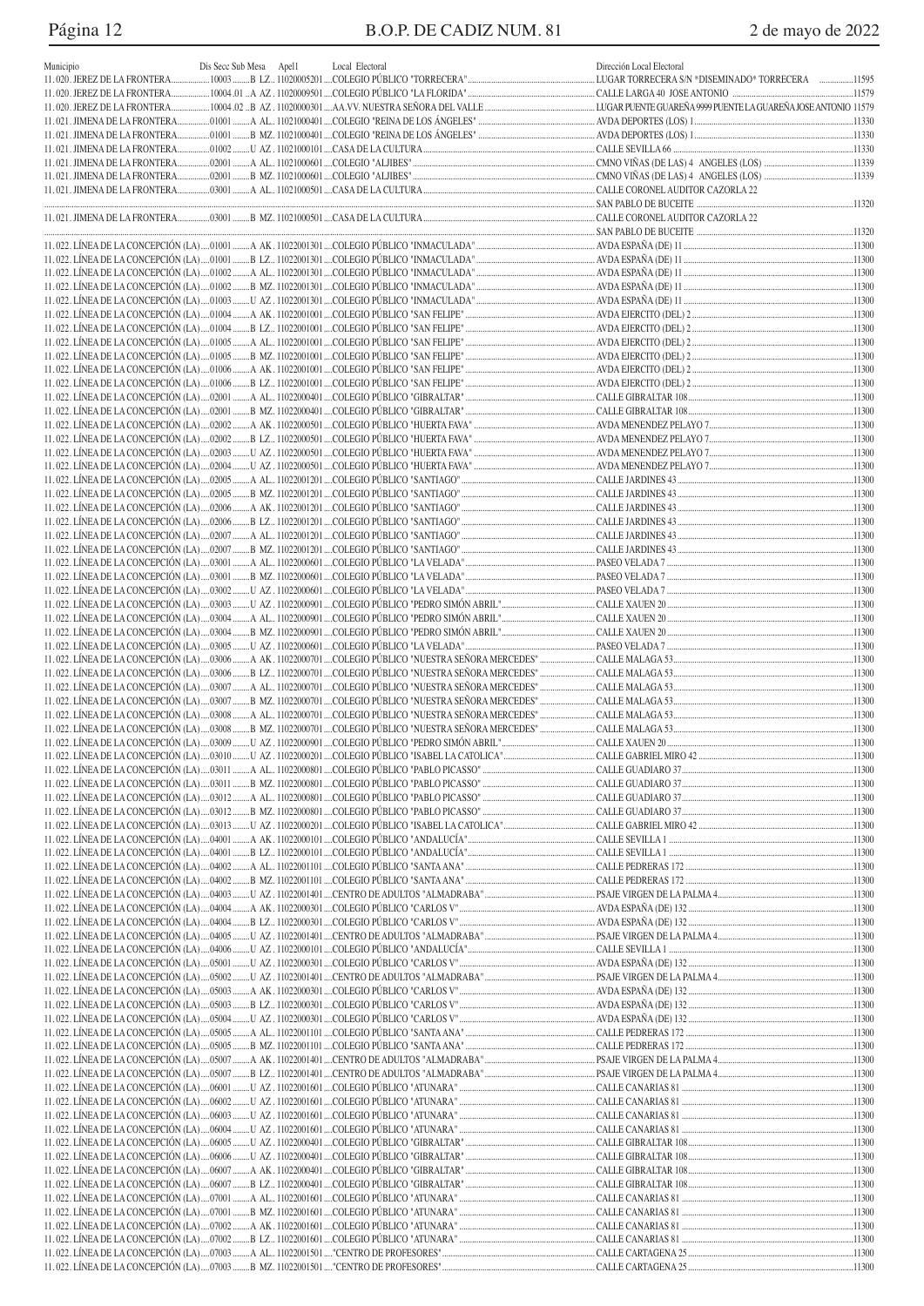| Municipio | Dis Secc Sub Mesa | Apel1 | Local Electoral | Dirección Local Electoral | |
|---|---|---|---|---|---|
| 11.020. JEREZ DE LA FRONTERA | 10003 ......B | LZ.. 11020005201 | COLEGIO PÚBLICO "TORRECERA" | LUGAR TORRECERA S/N *DISEMINADO* TORRECERA | 11595 |
| 11.020. JEREZ DE LA FRONTERA | 10004 .01 ..A | AZ . 11020009501 | COLEGIO PÚBLICO "LA FLORIDA" | CALLE LARGA 40 JOSE ANTONIO | 11579 |
| 11.020. JEREZ DE LA FRONTERA | 10004 .02 ..B | AZ . 11020000301 | AA.VV. NUESTRA SEÑORA DEL VALLE | LUGAR PUENTE GUAREÑA 9999 PUENTE LA GUAREÑA JOSE ANTONIO | 11579 |
| 11.021. JIMENA DE LA FRONTERA | 01001 ......A | AL.. 11021000401 | COLEGIO "REINA DE LOS ÁNGELES" | AVDA DEPORTES (LOS) 1 | 11330 |
| 11.021. JIMENA DE LA FRONTERA | 01001 ......B | MZ. 11021000401 | COLEGIO "REINA DE LOS ÁNGELES" | AVDA DEPORTES (LOS) 1 | 11330 |
| 11.021. JIMENA DE LA FRONTERA | 01002 ......U | AZ . 11021000101 | CASA DE LA CULTURA | CALLE SEVILLA 66 | 11330 |
| 11.021. JIMENA DE LA FRONTERA | 02001 ......A | AL.. 11021000601 | COLEGIO "ALJIBES" | CMNO VIÑAS (DE LAS) 4 ANGELES (LOS) | 11339 |
| 11.021. JIMENA DE LA FRONTERA | 02001 ......B | MZ. 11021000601 | COLEGIO "ALJIBES" | CMNO VIÑAS (DE LAS) 4 ANGELES (LOS) | 11339 |
| 11.021. JIMENA DE LA FRONTERA | 03001 ......A | AL.. 11021000501 | CASA DE LA CULTURA | CALLE CORONEL AUDITOR CAZORLA 22 SAN PABLO DE BUCEITE | 11320 |
| 11.021. JIMENA DE LA FRONTERA | 03001 ......B | MZ. 11021000501 | CASA DE LA CULTURA | CALLE CORONEL AUDITOR CAZORLA 22 SAN PABLO DE BUCEITE | 11320 |
| 11.022. LÍNEA DE LA CONCEPCIÓN (LA) | 01001 ......A | AK.. 11022001301 | COLEGIO PÚBLICO "INMACULADA" | AVDA ESPAÑA (DE) 11 | 11300 |
| 11.022. LÍNEA DE LA CONCEPCIÓN (LA) | 01001 ......B | LZ.. 11022001301 | COLEGIO PÚBLICO "INMACULADA" | AVDA ESPAÑA (DE) 11 | 11300 |
| 11.022. LÍNEA DE LA CONCEPCIÓN (LA) | 01002 ......A | AL.. 11022001301 | COLEGIO PÚBLICO "INMACULADA" | AVDA ESPAÑA (DE) 11 | 11300 |
| 11.022. LÍNEA DE LA CONCEPCIÓN (LA) | 01002 ......B | MZ. 11022001301 | COLEGIO PÚBLICO "INMACULADA" | AVDA ESPAÑA (DE) 11 | 11300 |
| 11.022. LÍNEA DE LA CONCEPCIÓN (LA) | 01003 ......U | AZ . 11022001301 | COLEGIO PÚBLICO "INMACULADA" | AVDA ESPAÑA (DE) 11 | 11300 |
| 11.022. LÍNEA DE LA CONCEPCIÓN (LA) | 01004 ......A | AK.. 11022001001 | COLEGIO PÚBLICO "SAN FELIPE" | AVDA EJERCITO (DEL) 2 | 11300 |
| 11.022. LÍNEA DE LA CONCEPCIÓN (LA) | 01004 ......B | LZ.. 11022001001 | COLEGIO PÚBLICO "SAN FELIPE" | AVDA EJERCITO (DEL) 2 | 11300 |
| 11.022. LÍNEA DE LA CONCEPCIÓN (LA) | 01005 ......A | AL.. 11022001001 | COLEGIO PÚBLICO "SAN FELIPE" | AVDA EJERCITO (DEL) 2 | 11300 |
| 11.022. LÍNEA DE LA CONCEPCIÓN (LA) | 01005 ......B | MZ. 11022001001 | COLEGIO PÚBLICO "SAN FELIPE" | AVDA EJERCITO (DEL) 2 | 11300 |
| 11.022. LÍNEA DE LA CONCEPCIÓN (LA) | 01006 ......A | AK.. 11022001001 | COLEGIO PÚBLICO "SAN FELIPE" | AVDA EJERCITO (DEL) 2 | 11300 |
| 11.022. LÍNEA DE LA CONCEPCIÓN (LA) | 01006 ......B | LZ.. 11022001001 | COLEGIO PÚBLICO "SAN FELIPE" | AVDA EJERCITO (DEL) 2 | 11300 |
| 11.022. LÍNEA DE LA CONCEPCIÓN (LA) | 02001 ......A | AL.. 11022000401 | COLEGIO PÚBLICO "GIBRALTAR" | CALLE GIBRALTAR 108 | 11300 |
| 11.022. LÍNEA DE LA CONCEPCIÓN (LA) | 02001 ......B | MZ. 11022000401 | COLEGIO PÚBLICO "GIBRALTAR" | CALLE GIBRALTAR 108 | 11300 |
| 11.022. LÍNEA DE LA CONCEPCIÓN (LA) | 02002 ......A | AK.. 11022000501 | COLEGIO PÚBLICO "HUERTA FAVA" | AVDA MENENDEZ PELAYO 7 | 11300 |
| 11.022. LÍNEA DE LA CONCEPCIÓN (LA) | 02002 ......B | LZ.. 11022000501 | COLEGIO PÚBLICO "HUERTA FAVA" | AVDA MENENDEZ PELAYO 7 | 11300 |
| 11.022. LÍNEA DE LA CONCEPCIÓN (LA) | 02003 ......U | AZ . 11022000501 | COLEGIO PÚBLICO "HUERTA FAVA" | AVDA MENENDEZ PELAYO 7 | 11300 |
| 11.022. LÍNEA DE LA CONCEPCIÓN (LA) | 02004 ......U | AZ . 11022000501 | COLEGIO PÚBLICO "HUERTA FAVA" | AVDA MENENDEZ PELAYO 7 | 11300 |
| 11.022. LÍNEA DE LA CONCEPCIÓN (LA) | 02005 ......A | AL.. 11022001201 | COLEGIO PÚBLICO "SANTIAGO" | CALLE JARDINES 43 | 11300 |
| 11.022. LÍNEA DE LA CONCEPCIÓN (LA) | 02005 ......B | MZ. 11022001201 | COLEGIO PÚBLICO "SANTIAGO" | CALLE JARDINES 43 | 11300 |
| 11.022. LÍNEA DE LA CONCEPCIÓN (LA) | 02006 ......A | AK.. 11022001201 | COLEGIO PÚBLICO "SANTIAGO" | CALLE JARDINES 43 | 11300 |
| 11.022. LÍNEA DE LA CONCEPCIÓN (LA) | 02006 ......B | LZ.. 11022001201 | COLEGIO PÚBLICO "SANTIAGO" | CALLE JARDINES 43 | 11300 |
| 11.022. LÍNEA DE LA CONCEPCIÓN (LA) | 02007 ......A | AL.. 11022001201 | COLEGIO PÚBLICO "SANTIAGO" | CALLE JARDINES 43 | 11300 |
| 11.022. LÍNEA DE LA CONCEPCIÓN (LA) | 02007 ......B | MZ. 11022001201 | COLEGIO PÚBLICO "SANTIAGO" | CALLE JARDINES 43 | 11300 |
| 11.022. LÍNEA DE LA CONCEPCIÓN (LA) | 03001 ......A | AL.. 11022000601 | COLEGIO PÚBLICO "LA VELADA" | PASEO VELADA 7 | 11300 |
| 11.022. LÍNEA DE LA CONCEPCIÓN (LA) | 03001 ......B | MZ. 11022000601 | COLEGIO PÚBLICO "LA VELADA" | PASEO VELADA 7 | 11300 |
| 11.022. LÍNEA DE LA CONCEPCIÓN (LA) | 03002 ......U | AZ . 11022000601 | COLEGIO PÚBLICO "LA VELADA" | PASEO VELADA 7 | 11300 |
| 11.022. LÍNEA DE LA CONCEPCIÓN (LA) | 03003 ......U | AZ . 11022000901 | COLEGIO PÚBLICO "PEDRO SIMÓN ABRIL" | CALLE XAUEN 20 | 11300 |
| 11.022. LÍNEA DE LA CONCEPCIÓN (LA) | 03004 ......A | AL.. 11022000901 | COLEGIO PÚBLICO "PEDRO SIMÓN ABRIL" | CALLE XAUEN 20 | 11300 |
| 11.022. LÍNEA DE LA CONCEPCIÓN (LA) | 03004 ......B | MZ. 11022000901 | COLEGIO PÚBLICO "PEDRO SIMÓN ABRIL" | CALLE XAUEN 20 | 11300 |
| 11.022. LÍNEA DE LA CONCEPCIÓN (LA) | 03005 ......U | AZ . 11022000601 | COLEGIO PÚBLICO "LA VELADA" | PASEO VELADA 7 | 11300 |
| 11.022. LÍNEA DE LA CONCEPCIÓN (LA) | 03006 ......A | AK.. 11022000701 | COLEGIO PÚBLICO "NUESTRA SEÑORA MERCEDES" | CALLE MALAGA 53 | 11300 |
| 11.022. LÍNEA DE LA CONCEPCIÓN (LA) | 03006 ......B | LZ.. 11022000701 | COLEGIO PÚBLICO "NUESTRA SEÑORA MERCEDES" | CALLE MALAGA 53 | 11300 |
| 11.022. LÍNEA DE LA CONCEPCIÓN (LA) | 03007 ......A | AL.. 11022000701 | COLEGIO PÚBLICO "NUESTRA SEÑORA MERCEDES" | CALLE MALAGA 53 | 11300 |
| 11.022. LÍNEA DE LA CONCEPCIÓN (LA) | 03007 ......B | MZ. 11022000701 | COLEGIO PÚBLICO "NUESTRA SEÑORA MERCEDES" | CALLE MALAGA 53 | 11300 |
| 11.022. LÍNEA DE LA CONCEPCIÓN (LA) | 03008 ......A | AL.. 11022000701 | COLEGIO PÚBLICO "NUESTRA SEÑORA MERCEDES" | CALLE MALAGA 53 | 11300 |
| 11.022. LÍNEA DE LA CONCEPCIÓN (LA) | 03008 ......B | MZ. 11022000701 | COLEGIO PÚBLICO "NUESTRA SEÑORA MERCEDES" | CALLE MALAGA 53 | 11300 |
| 11.022. LÍNEA DE LA CONCEPCIÓN (LA) | 03009 ......U | AZ . 11022000901 | COLEGIO PÚBLICO "PEDRO SIMÓN ABRIL" | CALLE XAUEN 20 | 11300 |
| 11.022. LÍNEA DE LA CONCEPCIÓN (LA) | 03010 ......U | AZ . 11022000201 | COLEGIO PÚBLICO "ISABEL LA CATOLICA" | CALLE GABRIEL MIRO 42 | 11300 |
| 11.022. LÍNEA DE LA CONCEPCIÓN (LA) | 03011 ......A | AL.. 11022000801 | COLEGIO PÚBLICO "PABLO PICASSO" | CALLE GUADIARO 37 | 11300 |
| 11.022. LÍNEA DE LA CONCEPCIÓN (LA) | 03011 ......B | MZ. 11022000801 | COLEGIO PÚBLICO "PABLO PICASSO" | CALLE GUADIARO 37 | 11300 |
| 11.022. LÍNEA DE LA CONCEPCIÓN (LA) | 03012 ......A | AL.. 11022000801 | COLEGIO PÚBLICO "PABLO PICASSO" | CALLE GUADIARO 37 | 11300 |
| 11.022. LÍNEA DE LA CONCEPCIÓN (LA) | 03012 ......B | MZ. 11022000801 | COLEGIO PÚBLICO "PABLO PICASSO" | CALLE GUADIARO 37 | 11300 |
| 11.022. LÍNEA DE LA CONCEPCIÓN (LA) | 03013 ......U | AZ . 11022000201 | COLEGIO PÚBLICO "ISABEL LA CATOLICA" | CALLE GABRIEL MIRO 42 | 11300 |
| 11.022. LÍNEA DE LA CONCEPCIÓN (LA) | 04001 ......A | AK.. 11022000101 | COLEGIO PÚBLICO "ANDALUCÍA" | CALLE SEVILLA 1 | 11300 |
| 11.022. LÍNEA DE LA CONCEPCIÓN (LA) | 04001 ......B | LZ.. 11022000101 | COLEGIO PÚBLICO "ANDALUCÍA" | CALLE SEVILLA 1 | 11300 |
| 11.022. LÍNEA DE LA CONCEPCIÓN (LA) | 04002 ......A | AL.. 11022001101 | COLEGIO PÚBLICO "SANTA ANA" | CALLE PEDRERAS 172 | 11300 |
| 11.022. LÍNEA DE LA CONCEPCIÓN (LA) | 04002 ......B | MZ. 11022001101 | COLEGIO PÚBLICO "SANTA ANA" | CALLE PEDRERAS 172 | 11300 |
| 11.022. LÍNEA DE LA CONCEPCIÓN (LA) | 04003 ......U | AZ . 11022001401 | CENTRO DE ADULTOS "ALMADRABA" | PSAJE VIRGEN DE LA PALMA 4 | 11300 |
| 11.022. LÍNEA DE LA CONCEPCIÓN (LA) | 04004 ......A | AK.. 11022000301 | COLEGIO PÚBLICO "CARLOS V" | AVDA ESPAÑA (DE) 132 | 11300 |
| 11.022. LÍNEA DE LA CONCEPCIÓN (LA) | 04004 ......B | LZ.. 11022000301 | COLEGIO PÚBLICO "CARLOS V" | AVDA ESPAÑA (DE) 132 | 11300 |
| 11.022. LÍNEA DE LA CONCEPCIÓN (LA) | 04005 ......U | AZ . 11022001401 | CENTRO DE ADULTOS "ALMADRABA" | PSAJE VIRGEN DE LA PALMA 4 | 11300 |
| 11.022. LÍNEA DE LA CONCEPCIÓN (LA) | 04006 ......U | AZ . 11022000101 | COLEGIO PÚBLICO "ANDALUCÍA" | CALLE SEVILLA 1 | 11300 |
| 11.022. LÍNEA DE LA CONCEPCIÓN (LA) | 05001 ......U | AZ . 11022000301 | COLEGIO PÚBLICO "CARLOS V" | AVDA ESPAÑA (DE) 132 | 11300 |
| 11.022. LÍNEA DE LA CONCEPCIÓN (LA) | 05002 ......U | AZ . 11022001401 | CENTRO DE ADULTOS "ALMADRABA" | PSAJE VIRGEN DE LA PALMA 4 | 11300 |
| 11.022. LÍNEA DE LA CONCEPCIÓN (LA) | 05003 ......A | AK.. 11022000301 | COLEGIO PÚBLICO "CARLOS V" | AVDA ESPAÑA (DE) 132 | 11300 |
| 11.022. LÍNEA DE LA CONCEPCIÓN (LA) | 05003 ......B | LZ.. 11022000301 | COLEGIO PÚBLICO "CARLOS V" | AVDA ESPAÑA (DE) 132 | 11300 |
| 11.022. LÍNEA DE LA CONCEPCIÓN (LA) | 05004 ......U | AZ . 11022000301 | COLEGIO PÚBLICO "CARLOS V" | AVDA ESPAÑA (DE) 132 | 11300 |
| 11.022. LÍNEA DE LA CONCEPCIÓN (LA) | 05005 ......A | AL.. 11022001101 | COLEGIO PÚBLICO "SANTA ANA" | CALLE PEDRERAS 172 | 11300 |
| 11.022. LÍNEA DE LA CONCEPCIÓN (LA) | 05005 ......B | MZ. 11022001101 | COLEGIO PÚBLICO "SANTA ANA" | CALLE PEDRERAS 172 | 11300 |
| 11.022. LÍNEA DE LA CONCEPCIÓN (LA) | 05007 ......A | AK.. 11022001401 | CENTRO DE ADULTOS "ALMADRABA" | PSAJE VIRGEN DE LA PALMA 4 | 11300 |
| 11.022. LÍNEA DE LA CONCEPCIÓN (LA) | 05007 ......B | LZ.. 11022001401 | CENTRO DE ADULTOS "ALMADRABA" | PSAJE VIRGEN DE LA PALMA 4 | 11300 |
| 11.022. LÍNEA DE LA CONCEPCIÓN (LA) | 06001 ......U | AZ . 11022001601 | COLEGIO PÚBLICO "ATUNARA" | CALLE CANARIAS 81 | 11300 |
| 11.022. LÍNEA DE LA CONCEPCIÓN (LA) | 06002 ......U | AZ . 11022001601 | COLEGIO PÚBLICO "ATUNARA" | CALLE CANARIAS 81 | 11300 |
| 11.022. LÍNEA DE LA CONCEPCIÓN (LA) | 06003 ......U | AZ . 11022001601 | COLEGIO PÚBLICO "ATUNARA" | CALLE CANARIAS 81 | 11300 |
| 11.022. LÍNEA DE LA CONCEPCIÓN (LA) | 06004 ......U | AZ . 11022001601 | COLEGIO PÚBLICO "ATUNARA" | CALLE CANARIAS 81 | 11300 |
| 11.022. LÍNEA DE LA CONCEPCIÓN (LA) | 06005 ......U | AZ . 11022000401 | COLEGIO PÚBLICO "GIBRALTAR" | CALLE GIBRALTAR 108 | 11300 |
| 11.022. LÍNEA DE LA CONCEPCIÓN (LA) | 06006 ......U | AZ . 11022000401 | COLEGIO PÚBLICO "GIBRALTAR" | CALLE GIBRALTAR 108 | 11300 |
| 11.022. LÍNEA DE LA CONCEPCIÓN (LA) | 06007 ......A | AK.. 11022000401 | COLEGIO PÚBLICO "GIBRALTAR" | CALLE GIBRALTAR 108 | 11300 |
| 11.022. LÍNEA DE LA CONCEPCIÓN (LA) | 06007 ......B | LZ.. 11022000401 | COLEGIO PÚBLICO "GIBRALTAR" | CALLE GIBRALTAR 108 | 11300 |
| 11.022. LÍNEA DE LA CONCEPCIÓN (LA) | 07001 ......A | AL.. 11022001601 | COLEGIO PÚBLICO "ATUNARA" | CALLE CANARIAS 81 | 11300 |
| 11.022. LÍNEA DE LA CONCEPCIÓN (LA) | 07001 ......B | MZ. 11022001601 | COLEGIO PÚBLICO "ATUNARA" | CALLE CANARIAS 81 | 11300 |
| 11.022. LÍNEA DE LA CONCEPCIÓN (LA) | 07002 ......A | AK.. 11022001601 | COLEGIO PÚBLICO "ATUNARA" | CALLE CANARIAS 81 | 11300 |
| 11.022. LÍNEA DE LA CONCEPCIÓN (LA) | 07002 ......B | LZ.. 11022001601 | COLEGIO PÚBLICO "ATUNARA" | CALLE CANARIAS 81 | 11300 |
| 11.022. LÍNEA DE LA CONCEPCIÓN (LA) | 07003 ......A | AL.. 11022001501 | "CENTRO DE PROFESORES" | CALLE CARTAGENA 25 | 11300 |
| 11.022. LÍNEA DE LA CONCEPCIÓN (LA) | 07003 ......B | MZ. 11022001501 | "CENTRO DE PROFESORES" | CALLE CARTAGENA 25 | 11300 |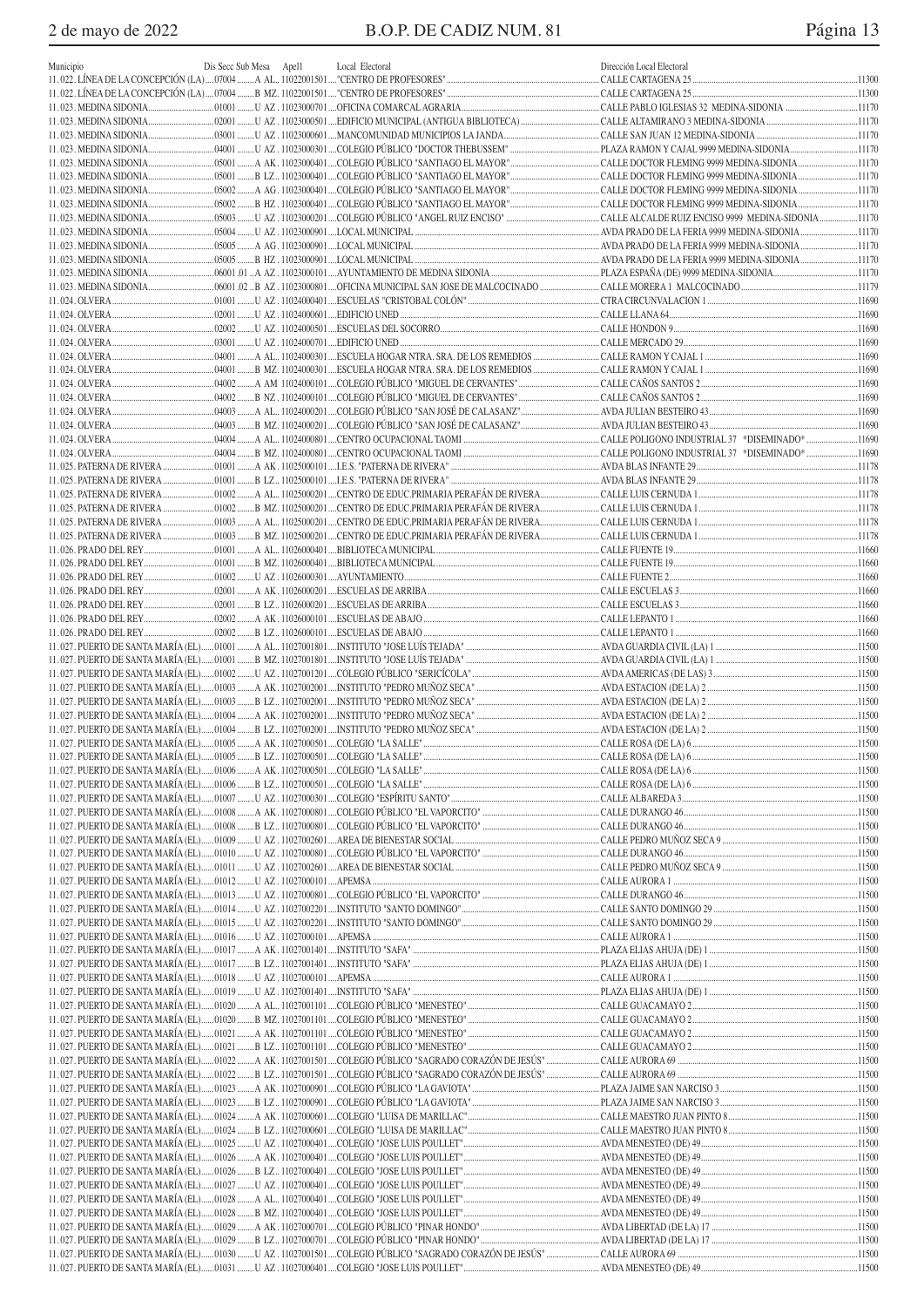| Municipio | Dis Secc Sub Mesa | Apel1 | Local Electoral | Dirección Local Electoral | |
|---|---|---|---|---|---|
| 11.022. LÍNEA DE LA CONCEPCIÓN (LA) | 07004 | A AL. 11022001501 | "CENTRO DE PROFESORES" | CALLE CARTAGENA 25 | 11300 |
| 11.022. LÍNEA DE LA CONCEPCIÓN (LA) | 07004 | B MZ. 11022001501 | "CENTRO DE PROFESORES" | CALLE CARTAGENA 25 | 11300 |
| 11.023. MEDINA SIDONIA | 01001 | U AZ. 11023000701 | OFICINA COMARCAL AGRARIA | CALLE PABLO IGLESIAS 32 MEDINA-SIDONIA | 11170 |
| 11.023. MEDINA SIDONIA | 02001 | U AZ. 11023000501 | EDIFICIO MUNICIPAL (ANTIGUA BIBLIOTECA) | CALLE ALTAMIRANO 3 MEDINA-SIDONIA | 11170 |
| 11.023. MEDINA SIDONIA | 03001 | U AZ. 11023000601 | MANCOMUNIDAD MUNICIPIOS LA JANDA | CALLE SAN JUAN 12 MEDINA-SIDONIA | 11170 |
| 11.023. MEDINA SIDONIA | 04001 | U AZ. 11023000301 | COLEGIO PÚBLICO "DOCTOR THEBUSSEM" | PLAZA RAMON Y CAJAL 9999 MEDINA-SIDONIA | 11170 |
| 11.023. MEDINA SIDONIA | 05001 | A AK. 11023000401 | COLEGIO PÚBLICO "SANTIAGO EL MAYOR" | CALLE DOCTOR FLEMING 9999 MEDINA-SIDONIA | 11170 |
| 11.023. MEDINA SIDONIA | 05001 | B LZ. 11023000401 | COLEGIO PÚBLICO "SANTIAGO EL MAYOR" | CALLE DOCTOR FLEMING 9999 MEDINA-SIDONIA | 11170 |
| 11.023. MEDINA SIDONIA | 05002 | A AG. 11023000401 | COLEGIO PÚBLICO "SANTIAGO EL MAYOR" | CALLE DOCTOR FLEMING 9999 MEDINA-SIDONIA | 11170 |
| 11.023. MEDINA SIDONIA | 05002 | B HZ. 11023000401 | COLEGIO PÚBLICO "SANTIAGO EL MAYOR" | CALLE DOCTOR FLEMING 9999 MEDINA-SIDONIA | 11170 |
| 11.023. MEDINA SIDONIA | 05003 | U AZ. 11023000201 | COLEGIO PÚBLICO "ANGEL RUIZ ENCISO" | CALLE ALCALDE RUIZ ENCISO 9999 MEDINA-SIDONIA | 11170 |
| 11.023. MEDINA SIDONIA | 05004 | U AZ. 11023000901 | LOCAL MUNICIPAL | AVDA PRADO DE LA FERIA 9999 MEDINA-SIDONIA | 11170 |
| 11.023. MEDINA SIDONIA | 05005 | A AG. 11023000901 | LOCAL MUNICIPAL | AVDA PRADO DE LA FERIA 9999 MEDINA-SIDONIA | 11170 |
| 11.023. MEDINA SIDONIA | 05005 | B HZ. 11023000901 | LOCAL MUNICIPAL | AVDA PRADO DE LA FERIA 9999 MEDINA-SIDONIA | 11170 |
| 11.023. MEDINA SIDONIA | 06001 .01 | A AZ. 11023000101 | AYUNTAMIENTO DE MEDINA SIDONIA | PLAZA ESPAÑA (DE) 9999 MEDINA-SIDONIA | 11170 |
| 11.023. MEDINA SIDONIA | 06001 .02 | B AZ. 11023000801 | OFICINA MUNICIPAL SAN JOSE DE MALCOCINADO | CALLE MORERA 1 MALCOCINADO | 11179 |
| 11.024. OLVERA | 01001 | U AZ. 11024000401 | ESCUELAS "CRISTOBAL COLÓN" | CTRA CIRCUNVALACION 1 | 11690 |
| 11.024. OLVERA | 02001 | U AZ. 11024000601 | EDIFICIO UNED | CALLE LLANA 64 | 11690 |
| 11.024. OLVERA | 02002 | U AZ. 11024000501 | ESCUELAS DEL SOCORRO | CALLE HONDON 9 | 11690 |
| 11.024. OLVERA | 03001 | U AZ. 11024000701 | EDIFICIO UNED | CALLE MERCADO 29 | 11690 |
| 11.024. OLVERA | 04001 | A AL. 11024000301 | ESCUELA HOGAR NTRA. SRA. DE LOS REMEDIOS | CALLE RAMON Y CAJAL 1 | 11690 |
| 11.024. OLVERA | 04001 | B MZ. 11024000301 | ESCUELA HOGAR NTRA. SRA. DE LOS REMEDIOS | CALLE RAMON Y CAJAL 1 | 11690 |
| 11.024. OLVERA | 04002 | A AM 11024000101 | COLEGIO PÚBLICO "MIGUEL DE CERVANTES" | CALLE CAÑOS SANTOS 2 | 11690 |
| 11.024. OLVERA | 04002 | B NZ. 11024000101 | COLEGIO PÚBLICO "MIGUEL DE CERVANTES" | CALLE CAÑOS SANTOS 2 | 11690 |
| 11.024. OLVERA | 04003 | A AL. 11024000201 | COLEGIO PÚBLICO "SAN JOSÉ DE CALASANZ" | AVDA JULIAN BESTEIRO 43 | 11690 |
| 11.024. OLVERA | 04003 | B MZ. 11024000201 | COLEGIO PÚBLICO "SAN JOSÉ DE CALASANZ" | AVDA JULIAN BESTEIRO 43 | 11690 |
| 11.024. OLVERA | 04004 | A AL. 11024000801 | CENTRO OCUPACIONAL TAOMI | CALLE POLIGONO INDUSTRIAL 37 *DISEMINADO* | 11690 |
| 11.024. OLVERA | 04004 | B MZ. 11024000801 | CENTRO OCUPACIONAL TAOMI | CALLE POLIGONO INDUSTRIAL 37 *DISEMINADO* | 11690 |
| 11.025. PATERNA DE RIVERA | 01001 | A AK. 11025000101 | I.E.S. "PATERNA DE RIVERA" | AVDA BLAS INFANTE 29 | 11178 |
| 11.025. PATERNA DE RIVERA | 01001 | B LZ. 11025000101 | I.E.S. "PATERNA DE RIVERA" | AVDA BLAS INFANTE 29 | 11178 |
| 11.025. PATERNA DE RIVERA | 01002 | A AL. 11025000201 | CENTRO DE EDUC.PRIMARIA PERAFÁN DE RIVERA | CALLE LUIS CERNUDA 1 | 11178 |
| 11.025. PATERNA DE RIVERA | 01002 | B MZ. 11025000201 | CENTRO DE EDUC.PRIMARIA PERAFÁN DE RIVERA | CALLE LUIS CERNUDA 1 | 11178 |
| 11.025. PATERNA DE RIVERA | 01003 | A AL. 11025000201 | CENTRO DE EDUC.PRIMARIA PERAFÁN DE RIVERA | CALLE LUIS CERNUDA 1 | 11178 |
| 11.025. PATERNA DE RIVERA | 01003 | B MZ. 11025000201 | CENTRO DE EDUC.PRIMARIA PERAFÁN DE RIVERA | CALLE LUIS CERNUDA 1 | 11178 |
| 11.026. PRADO DEL REY | 01001 | A AL. 11026000401 | BIBLIOTECA MUNICIPAL | CALLE FUENTE 19 | 11660 |
| 11.026. PRADO DEL REY | 01001 | B MZ. 11026000401 | BIBLIOTECA MUNICIPAL | CALLE FUENTE 19 | 11660 |
| 11.026. PRADO DEL REY | 01002 | U AZ. 11026000301 | AYUNTAMIENTO | CALLE FUENTE 2 | 11660 |
| 11.026. PRADO DEL REY | 02001 | A AK. 11026000201 | ESCUELAS DE ARRIBA | CALLE ESCUELAS 3 | 11660 |
| 11.026. PRADO DEL REY | 02001 | B LZ. 11026000201 | ESCUELAS DE ARRIBA | CALLE ESCUELAS 3 | 11660 |
| 11.026. PRADO DEL REY | 02002 | A AK. 11026000101 | ESCUELAS DE ABAJO | CALLE LEPANTO 1 | 11660 |
| 11.026. PRADO DEL REY | 02002 | B LZ. 11026000101 | ESCUELAS DE ABAJO | CALLE LEPANTO 1 | 11660 |
| 11.027. PUERTO DE SANTA MARÍA (EL) | 01001 | A AL. 11027001801 | INSTITUTO "JOSE LUÍS TEJADA" | AVDA GUARDIA CIVIL (LA) 1 | 11500 |
| 11.027. PUERTO DE SANTA MARÍA (EL) | 01001 | B MZ. 11027001801 | INSTITUTO "JOSE LUÍS TEJADA" | AVDA GUARDIA CIVIL (LA) 1 | 11500 |
| 11.027. PUERTO DE SANTA MARÍA (EL) | 01002 | U AZ. 11027001201 | COLEGIO PÚBLICO "SERICÍCOLA" | AVDA AMERICAS (DE LAS) 3 | 11500 |
| 11.027. PUERTO DE SANTA MARÍA (EL) | 01003 | A AK. 11027002001 | INSTITUTO "PEDRO MUÑOZ SECA" | AVDA ESTACION (DE LA) 2 | 11500 |
| 11.027. PUERTO DE SANTA MARÍA (EL) | 01003 | B LZ. 11027002001 | INSTITUTO "PEDRO MUÑOZ SECA" | AVDA ESTACION (DE LA) 2 | 11500 |
| 11.027. PUERTO DE SANTA MARÍA (EL) | 01004 | A AK. 11027002001 | INSTITUTO "PEDRO MUÑOZ SECA" | AVDA ESTACION (DE LA) 2 | 11500 |
| 11.027. PUERTO DE SANTA MARÍA (EL) | 01004 | B LZ. 11027002001 | INSTITUTO "PEDRO MUÑOZ SECA" | AVDA ESTACION (DE LA) 2 | 11500 |
| 11.027. PUERTO DE SANTA MARÍA (EL) | 01005 | A AK. 11027000501 | COLEGIO "LA SALLE" | CALLE ROSA (DE LA) 6 | 11500 |
| 11.027. PUERTO DE SANTA MARÍA (EL) | 01005 | B LZ. 11027000501 | COLEGIO "LA SALLE" | CALLE ROSA (DE LA) 6 | 11500 |
| 11.027. PUERTO DE SANTA MARÍA (EL) | 01006 | A AK. 11027000501 | COLEGIO "LA SALLE" | CALLE ROSA (DE LA) 6 | 11500 |
| 11.027. PUERTO DE SANTA MARÍA (EL) | 01006 | B LZ. 11027000501 | COLEGIO "LA SALLE" | CALLE ROSA (DE LA) 6 | 11500 |
| 11.027. PUERTO DE SANTA MARÍA (EL) | 01007 | U AZ. 11027000301 | COLEGIO "ESPÍRITU SANTO" | CALLE ALBAREDA 3 | 11500 |
| 11.027. PUERTO DE SANTA MARÍA (EL) | 01008 | A AK. 11027000801 | COLEGIO PÚBLICO "EL VAPORCITO" | CALLE DURANGO 46 | 11500 |
| 11.027. PUERTO DE SANTA MARÍA (EL) | 01008 | B LZ. 11027000801 | COLEGIO PÚBLICO "EL VAPORCITO" | CALLE DURANGO 46 | 11500 |
| 11.027. PUERTO DE SANTA MARÍA (EL) | 01009 | U AZ. 11027002601 | AREA DE BIENESTAR SOCIAL | CALLE PEDRO MUÑOZ SECA 9 | 11500 |
| 11.027. PUERTO DE SANTA MARÍA (EL) | 01010 | U AZ. 11027000801 | COLEGIO PÚBLICO "EL VAPORCITO" | CALLE DURANGO 46 | 11500 |
| 11.027. PUERTO DE SANTA MARÍA (EL) | 01011 | U AZ. 11027002601 | AREA DE BIENESTAR SOCIAL | CALLE PEDRO MUÑOZ SECA 9 | 11500 |
| 11.027. PUERTO DE SANTA MARÍA (EL) | 01012 | U AZ. 11027000101 | APEMSA | CALLE AURORA 1 | 11500 |
| 11.027. PUERTO DE SANTA MARÍA (EL) | 01013 | U AZ. 11027000801 | COLEGIO PÚBLICO "EL VAPORCITO" | CALLE DURANGO 46 | 11500 |
| 11.027. PUERTO DE SANTA MARÍA (EL) | 01014 | U AZ. 11027002201 | INSTITUTO "SANTO DOMINGO" | CALLE SANTO DOMINGO 29 | 11500 |
| 11.027. PUERTO DE SANTA MARÍA (EL) | 01015 | U AZ. 11027002201 | INSTITUTO "SANTO DOMINGO" | CALLE SANTO DOMINGO 29 | 11500 |
| 11.027. PUERTO DE SANTA MARÍA (EL) | 01016 | U AZ. 11027000101 | APEMSA | CALLE AURORA 1 | 11500 |
| 11.027. PUERTO DE SANTA MARÍA (EL) | 01017 | A AK. 11027001401 | INSTITUTO "SAFA" | PLAZA ELIAS AHUJA (DE) 1 | 11500 |
| 11.027. PUERTO DE SANTA MARÍA (EL) | 01017 | B LZ. 11027001401 | INSTITUTO "SAFA" | PLAZA ELIAS AHUJA (DE) 1 | 11500 |
| 11.027. PUERTO DE SANTA MARÍA (EL) | 01018 | U AZ. 11027000101 | APEMSA | CALLE AURORA 1 | 11500 |
| 11.027. PUERTO DE SANTA MARÍA (EL) | 01019 | U AZ. 11027001401 | INSTITUTO "SAFA" | PLAZA ELIAS AHUJA (DE) 1 | 11500 |
| 11.027. PUERTO DE SANTA MARÍA (EL) | 01020 | A AL. 11027001101 | COLEGIO PÚBLICO "MENESTEO" | CALLE GUACAMAYO 2 | 11500 |
| 11.027. PUERTO DE SANTA MARÍA (EL) | 01020 | B MZ. 11027001101 | COLEGIO PÚBLICO "MENESTEO" | CALLE GUACAMAYO 2 | 11500 |
| 11.027. PUERTO DE SANTA MARÍA (EL) | 01021 | A AK. 11027001101 | COLEGIO PÚBLICO "MENESTEO" | CALLE GUACAMAYO 2 | 11500 |
| 11.027. PUERTO DE SANTA MARÍA (EL) | 01021 | B LZ. 11027001101 | COLEGIO PÚBLICO "MENESTEO" | CALLE GUACAMAYO 2 | 11500 |
| 11.027. PUERTO DE SANTA MARÍA (EL) | 01022 | A AK. 11027001501 | COLEGIO PÚBLICO "SAGRADO CORAZÓN DE JESÚS" | CALLE AURORA 69 | 11500 |
| 11.027. PUERTO DE SANTA MARÍA (EL) | 01022 | B LZ. 11027001501 | COLEGIO PÚBLICO "SAGRADO CORAZÓN DE JESÚS" | CALLE AURORA 69 | 11500 |
| 11.027. PUERTO DE SANTA MARÍA (EL) | 01023 | A AK. 11027000901 | COLEGIO PÚBLICO "LA GAVIOTA" | PLAZA JAIME SAN NARCISO 3 | 11500 |
| 11.027. PUERTO DE SANTA MARÍA (EL) | 01023 | B LZ. 11027000901 | COLEGIO PÚBLICO "LA GAVIOTA" | PLAZA JAIME SAN NARCISO 3 | 11500 |
| 11.027. PUERTO DE SANTA MARÍA (EL) | 01024 | A AK. 11027000601 | COLEGIO "LUISA DE MARILLAC" | CALLE MAESTRO JUAN PINTO 8 | 11500 |
| 11.027. PUERTO DE SANTA MARÍA (EL) | 01024 | B LZ. 11027000601 | COLEGIO "LUISA DE MARILLAC" | CALLE MAESTRO JUAN PINTO 8 | 11500 |
| 11.027. PUERTO DE SANTA MARÍA (EL) | 01025 | U AZ. 11027000401 | COLEGIO "JOSE LUIS POULLET" | AVDA MENESTEO (DE) 49 | 11500 |
| 11.027. PUERTO DE SANTA MARÍA (EL) | 01026 | A AK. 11027000401 | COLEGIO "JOSE LUIS POULLET" | AVDA MENESTEO (DE) 49 | 11500 |
| 11.027. PUERTO DE SANTA MARÍA (EL) | 01026 | B LZ. 11027000401 | COLEGIO "JOSE LUIS POULLET" | AVDA MENESTEO (DE) 49 | 11500 |
| 11.027. PUERTO DE SANTA MARÍA (EL) | 01027 | U AZ. 11027000401 | COLEGIO "JOSE LUIS POULLET" | AVDA MENESTEO (DE) 49 | 11500 |
| 11.027. PUERTO DE SANTA MARÍA (EL) | 01028 | A AL. 11027000401 | COLEGIO "JOSE LUIS POULLET" | AVDA MENESTEO (DE) 49 | 11500 |
| 11.027. PUERTO DE SANTA MARÍA (EL) | 01028 | B MZ. 11027000401 | COLEGIO "JOSE LUIS POULLET" | AVDA MENESTEO (DE) 49 | 11500 |
| 11.027. PUERTO DE SANTA MARÍA (EL) | 01029 | A AK. 11027000701 | COLEGIO PÚBLICO "PINAR HONDO" | AVDA LIBERTAD (DE LA) 17 | 11500 |
| 11.027. PUERTO DE SANTA MARÍA (EL) | 01029 | B LZ. 11027000701 | COLEGIO PÚBLICO "PINAR HONDO" | AVDA LIBERTAD (DE LA) 17 | 11500 |
| 11.027. PUERTO DE SANTA MARÍA (EL) | 01030 | U AZ. 11027001501 | COLEGIO PÚBLICO "SAGRADO CORAZÓN DE JESÚS" | CALLE AURORA 69 | 11500 |
| 11.027. PUERTO DE SANTA MARÍA (EL) | 01031 | U AZ. 11027000401 | COLEGIO "JOSE LUIS POULLET" | AVDA MENESTEO (DE) 49 | 11500 |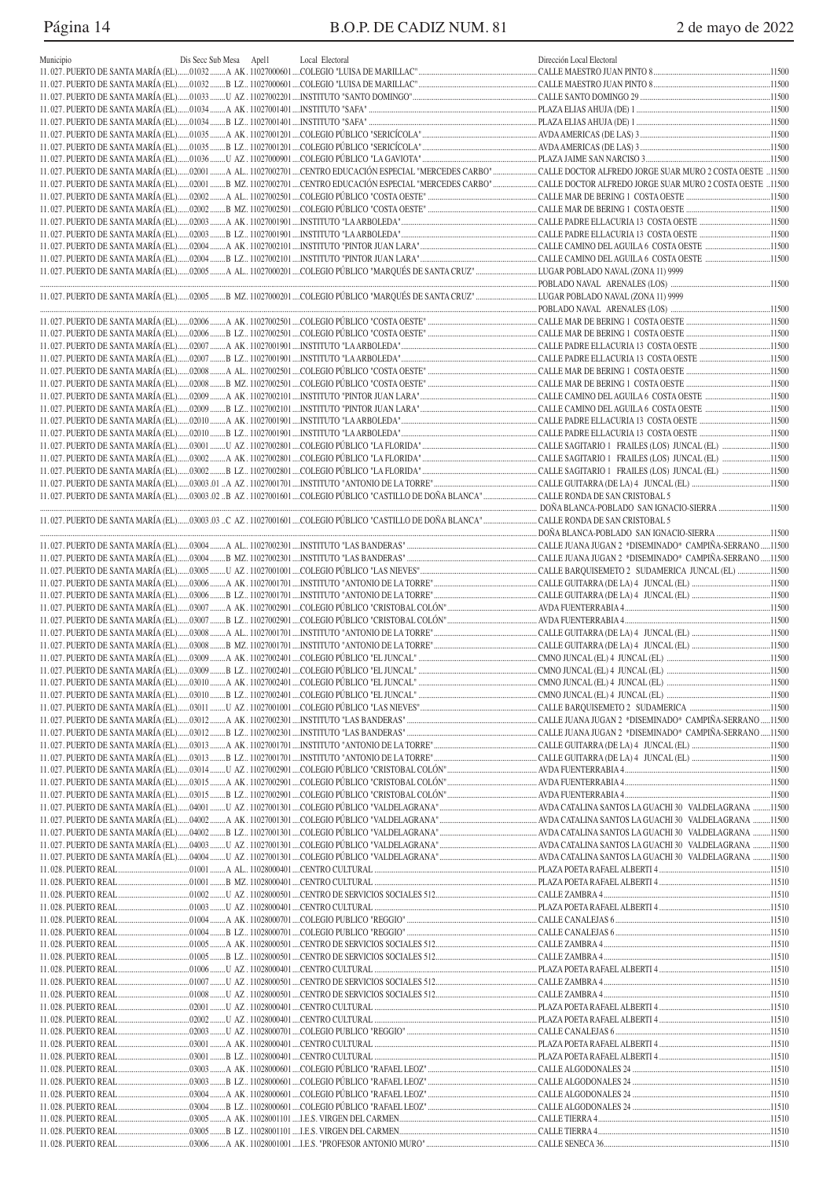| Municipio | Dis Secc Sub Mesa | Apel1 | Local Electoral | Dirección Local Electoral | |
|---|---|---|---|---|---|
| 11.027. PUERTO DE SANTA MARÍA (EL) | 01032 A | AK. | 11027000601 COLEGIO "LUISA DE MARILLAC" | CALLE MAESTRO JUAN PINTO 8 | 11500 |
| 11.027. PUERTO DE SANTA MARÍA (EL) | 01032 B | LZ.. | 11027000601 COLEGIO "LUISA DE MARILLAC" | CALLE MAESTRO JUAN PINTO 8 | 11500 |
| 11.027. PUERTO DE SANTA MARÍA (EL) | 01033 U | AZ. | 11027002201 INSTITUTO "SANTO DOMINGO" | CALLE SANTO DOMINGO 29 | 11500 |
| 11.027. PUERTO DE SANTA MARÍA (EL) | 01034 A | AK. | 11027001401 INSTITUTO "SAFA" | PLAZA ELIAS AHUJA (DE) 1 | 11500 |
| 11.027. PUERTO DE SANTA MARÍA (EL) | 01034 B | LZ.. | 11027001401 INSTITUTO "SAFA" | PLAZA ELIAS AHUJA (DE) 1 | 11500 |
| 11.027. PUERTO DE SANTA MARÍA (EL) | 01035 A | AK. | 11027001201 COLEGIO PÚBLICO "SERICÍCOLA" | AVDA AMERICAS (DE LAS) 3 | 11500 |
| 11.027. PUERTO DE SANTA MARÍA (EL) | 01035 B | LZ.. | 11027001201 COLEGIO PÚBLICO "SERICÍCOLA" | AVDA AMERICAS (DE LAS) 3 | 11500 |
| 11.027. PUERTO DE SANTA MARÍA (EL) | 01036 U | AZ. | 11027000901 COLEGIO PÚBLICO "LA GAVIOTA" | PLAZA JAIME SAN NARCISO 3 | 11500 |
| 11.027. PUERTO DE SANTA MARÍA (EL) | 02001 A | AL. | 11027002701 CENTRO EDUCACIÓN ESPECIAL "MERCEDES CARBO" | CALLE DOCTOR ALFREDO JORGE SUAR MURO 2 COSTA OESTE | 11500 |
| 11.027. PUERTO DE SANTA MARÍA (EL) | 02001 B | MZ. | 11027002701 CENTRO EDUCACIÓN ESPECIAL "MERCEDES CARBO" | CALLE DOCTOR ALFREDO JORGE SUAR MURO 2 COSTA OESTE | 11500 |
| 11.027. PUERTO DE SANTA MARÍA (EL) | 02002 A | AL. | 11027002501 COLEGIO PÚBLICO "COSTA OESTE" | CALLE MAR DE BERING 1 COSTA OESTE | 11500 |
| 11.027. PUERTO DE SANTA MARÍA (EL) | 02002 B | MZ. | 11027002501 COLEGIO PÚBLICO "COSTA OESTE" | CALLE MAR DE BERING 1 COSTA OESTE | 11500 |
| 11.027. PUERTO DE SANTA MARÍA (EL) | 02003 A | AK. | 11027001901 INSTITUTO "LA ARBOLEDA" | CALLE PADRE ELLACURIA 13 COSTA OESTE | 11500 |
| 11.027. PUERTO DE SANTA MARÍA (EL) | 02003 B | LZ.. | 11027001901 INSTITUTO "LA ARBOLEDA" | CALLE PADRE ELLACURIA 13 COSTA OESTE | 11500 |
| 11.027. PUERTO DE SANTA MARÍA (EL) | 02004 A | AK. | 11027002101 INSTITUTO "PINTOR JUAN LARA" | CALLE CAMINO DEL AGUILA 6 COSTA OESTE | 11500 |
| 11.027. PUERTO DE SANTA MARÍA (EL) | 02004 B | LZ.. | 11027002101 INSTITUTO "PINTOR JUAN LARA" | CALLE CAMINO DEL AGUILA 6 COSTA OESTE | 11500 |
| 11.027. PUERTO DE SANTA MARÍA (EL) | 02005 A | AL. | 11027000201 COLEGIO PÚBLICO "MARQUÉS DE SANTA CRUZ" | LUGAR POBLADO NAVAL (ZONA 11) 9999 POBLADO NAVAL ARENALES (LOS) | 11500 |
| 11.027. PUERTO DE SANTA MARÍA (EL) | 02005 B | MZ. | 11027000201 COLEGIO PÚBLICO "MARQUÉS DE SANTA CRUZ" | LUGAR POBLADO NAVAL (ZONA 11) 9999 POBLADO NAVAL ARENALES (LOS) | 11500 |
| 11.027. PUERTO DE SANTA MARÍA (EL) | 02006 A | AK. | 11027002501 COLEGIO PÚBLICO "COSTA OESTE" | CALLE MAR DE BERING 1 COSTA OESTE | 11500 |
| 11.027. PUERTO DE SANTA MARÍA (EL) | 02006 B | LZ.. | 11027002501 COLEGIO PÚBLICO "COSTA OESTE" | CALLE MAR DE BERING 1 COSTA OESTE | 11500 |
| 11.027. PUERTO DE SANTA MARÍA (EL) | 02007 A | AK. | 11027001901 INSTITUTO "LA ARBOLEDA" | CALLE PADRE ELLACURIA 13 COSTA OESTE | 11500 |
| 11.027. PUERTO DE SANTA MARÍA (EL) | 02007 B | LZ.. | 11027001901 INSTITUTO "LA ARBOLEDA" | CALLE PADRE ELLACURIA 13 COSTA OESTE | 11500 |
| 11.027. PUERTO DE SANTA MARÍA (EL) | 02008 A | AL. | 11027002501 COLEGIO PÚBLICO "COSTA OESTE" | CALLE MAR DE BERING 1 COSTA OESTE | 11500 |
| 11.027. PUERTO DE SANTA MARÍA (EL) | 02008 B | MZ. | 11027002501 COLEGIO PÚBLICO "COSTA OESTE" | CALLE MAR DE BERING 1 COSTA OESTE | 11500 |
| 11.027. PUERTO DE SANTA MARÍA (EL) | 02009 A | AK. | 11027002101 INSTITUTO "PINTOR JUAN LARA" | CALLE CAMINO DEL AGUILA 6 COSTA OESTE | 11500 |
| 11.027. PUERTO DE SANTA MARÍA (EL) | 02009 B | LZ.. | 11027002101 INSTITUTO "PINTOR JUAN LARA" | CALLE CAMINO DEL AGUILA 6 COSTA OESTE | 11500 |
| 11.027. PUERTO DE SANTA MARÍA (EL) | 02010 A | AK. | 11027001901 INSTITUTO "LA ARBOLEDA" | CALLE PADRE ELLACURIA 13 COSTA OESTE | 11500 |
| 11.027. PUERTO DE SANTA MARÍA (EL) | 02010 B | LZ.. | 11027001901 INSTITUTO "LA ARBOLEDA" | CALLE PADRE ELLACURIA 13 COSTA OESTE | 11500 |
| 11.027. PUERTO DE SANTA MARÍA (EL) | 03001 U | AZ. | 11027002801 COLEGIO PÚBLICO "LA FLORIDA" | CALLE SAGITARIO 1 FRAILES (LOS) JUNCAL (EL) | 11500 |
| 11.027. PUERTO DE SANTA MARÍA (EL) | 03002 A | AK. | 11027002801 COLEGIO PÚBLICO "LA FLORIDA" | CALLE SAGITARIO 1 FRAILES (LOS) JUNCAL (EL) | 11500 |
| 11.027. PUERTO DE SANTA MARÍA (EL) | 03002 B | LZ.. | 11027002801 COLEGIO PÚBLICO "LA FLORIDA" | CALLE SAGITARIO 1 FRAILES (LOS) JUNCAL (EL) | 11500 |
| 11.027. PUERTO DE SANTA MARÍA (EL) | 03003 .01 A | AZ. | 11027001701 INSTITUTO "ANTONIO DE LA TORRE" | CALLE GUITARRA (DE LA) 4 JUNCAL (EL) | 11500 |
| 11.027. PUERTO DE SANTA MARÍA (EL) | 03003 .02 B | AZ. | 11027001601 COLEGIO PÚBLICO "CASTILLO DE DOÑA BLANCA" | CALLE RONDA DE SAN CRISTOBAL 5 DOÑA BLANCA-POBLADO SAN IGNACIO-SIERRA | 11500 |
| 11.027. PUERTO DE SANTA MARÍA (EL) | 03003 .03 C | AZ. | 11027001601 COLEGIO PÚBLICO "CASTILLO DE DOÑA BLANCA" | CALLE RONDA DE SAN CRISTOBAL 5 DOÑA BLANCA-POBLADO SAN IGNACIO-SIERRA | 11500 |
| 11.027. PUERTO DE SANTA MARÍA (EL) | 03004 A | AL. | 11027002301 INSTITUTO "LAS BANDERAS" | CALLE JUANA JUGAN 2 *DISEMINADO* CAMPIÑA-SERRANO | 11500 |
| 11.027. PUERTO DE SANTA MARÍA (EL) | 03004 B | MZ. | 11027002301 INSTITUTO "LAS BANDERAS" | CALLE JUANA JUGAN 2 *DISEMINADO* CAMPIÑA-SERRANO | 11500 |
| 11.027. PUERTO DE SANTA MARÍA (EL) | 03005 U | AZ. | 11027001001 COLEGIO PÚBLICO "LAS NIEVES" | CALLE BARQUISEMETO 2 SUDAMERICA JUNCAL (EL) | 11500 |
| 11.027. PUERTO DE SANTA MARÍA (EL) | 03006 A | AK. | 11027001701 INSTITUTO "ANTONIO DE LA TORRE" | CALLE GUITARRA (DE LA) 4 JUNCAL (EL) | 11500 |
| 11.027. PUERTO DE SANTA MARÍA (EL) | 03006 B | LZ.. | 11027001701 INSTITUTO "ANTONIO DE LA TORRE" | CALLE GUITARRA (DE LA) 4 JUNCAL (EL) | 11500 |
| 11.027. PUERTO DE SANTA MARÍA (EL) | 03007 A | AK. | 11027002901 COLEGIO PÚBLICO "CRISTOBAL COLÓN" | AVDA FUENTERRABIA 4 | 11500 |
| 11.027. PUERTO DE SANTA MARÍA (EL) | 03007 B | LZ.. | 11027002901 COLEGIO PÚBLICO "CRISTOBAL COLÓN" | AVDA FUENTERRABIA 4 | 11500 |
| 11.027. PUERTO DE SANTA MARÍA (EL) | 03008 A | AL. | 11027001701 INSTITUTO "ANTONIO DE LA TORRE" | CALLE GUITARRA (DE LA) 4 JUNCAL (EL) | 11500 |
| 11.027. PUERTO DE SANTA MARÍA (EL) | 03008 B | MZ. | 11027001701 INSTITUTO "ANTONIO DE LA TORRE" | CALLE GUITARRA (DE LA) 4 JUNCAL (EL) | 11500 |
| 11.027. PUERTO DE SANTA MARÍA (EL) | 03009 A | AK. | 11027002401 COLEGIO PÚBLICO "EL JUNCAL" | CMNO JUNCAL (EL) 4 JUNCAL (EL) | 11500 |
| 11.027. PUERTO DE SANTA MARÍA (EL) | 03009 B | LZ.. | 11027002401 COLEGIO PÚBLICO "EL JUNCAL" | CMNO JUNCAL (EL) 4 JUNCAL (EL) | 11500 |
| 11.027. PUERTO DE SANTA MARÍA (EL) | 03010 A | AK. | 11027002401 COLEGIO PÚBLICO "EL JUNCAL" | CMNO JUNCAL (EL) 4 JUNCAL (EL) | 11500 |
| 11.027. PUERTO DE SANTA MARÍA (EL) | 03010 B | LZ.. | 11027002401 COLEGIO PÚBLICO "EL JUNCAL" | CMNO JUNCAL (EL) 4 JUNCAL (EL) | 11500 |
| 11.027. PUERTO DE SANTA MARÍA (EL) | 03011 U | AZ. | 11027001001 COLEGIO PÚBLICO "LAS NIEVES" | CALLE BARQUISEMETO 2 SUDAMERICA | 11500 |
| 11.027. PUERTO DE SANTA MARÍA (EL) | 03012 A | AK. | 11027002301 INSTITUTO "LAS BANDERAS" | CALLE JUANA JUGAN 2 *DISEMINADO* CAMPIÑA-SERRANO | 11500 |
| 11.027. PUERTO DE SANTA MARÍA (EL) | 03012 B | LZ.. | 11027002301 INSTITUTO "LAS BANDERAS" | CALLE JUANA JUGAN 2 *DISEMINADO* CAMPIÑA-SERRANO | 11500 |
| 11.027. PUERTO DE SANTA MARÍA (EL) | 03013 A | AK. | 11027001701 INSTITUTO "ANTONIO DE LA TORRE" | CALLE GUITARRA (DE LA) 4 JUNCAL (EL) | 11500 |
| 11.027. PUERTO DE SANTA MARÍA (EL) | 03013 B | LZ.. | 11027001701 INSTITUTO "ANTONIO DE LA TORRE" | CALLE GUITARRA (DE LA) 4 JUNCAL (EL) | 11500 |
| 11.027. PUERTO DE SANTA MARÍA (EL) | 03014 U | AZ. | 11027002901 COLEGIO PÚBLICO "CRISTOBAL COLÓN" | AVDA FUENTERRABIA 4 | 11500 |
| 11.027. PUERTO DE SANTA MARÍA (EL) | 03015 A | AK. | 11027002901 COLEGIO PÚBLICO "CRISTOBAL COLÓN" | AVDA FUENTERRABIA 4 | 11500 |
| 11.027. PUERTO DE SANTA MARÍA (EL) | 03015 B | LZ.. | 11027002901 COLEGIO PÚBLICO "CRISTOBAL COLÓN" | AVDA FUENTERRABIA 4 | 11500 |
| 11.027. PUERTO DE SANTA MARÍA (EL) | 04001 U | AZ. | 11027001301 COLEGIO PÚBLICO "VALDELAGRANA" | AVDA CATALINA SANTOS LA GUACHI 30 VALDELAGRANA | 11500 |
| 11.027. PUERTO DE SANTA MARÍA (EL) | 04002 A | AK. | 11027001301 COLEGIO PÚBLICO "VALDELAGRANA" | AVDA CATALINA SANTOS LA GUACHI 30 VALDELAGRANA | 11500 |
| 11.027. PUERTO DE SANTA MARÍA (EL) | 04002 B | LZ.. | 11027001301 COLEGIO PÚBLICO "VALDELAGRANA" | AVDA CATALINA SANTOS LA GUACHI 30 VALDELAGRANA | 11500 |
| 11.027. PUERTO DE SANTA MARÍA (EL) | 04003 U | AZ. | 11027001301 COLEGIO PÚBLICO "VALDELAGRANA" | AVDA CATALINA SANTOS LA GUACHI 30 VALDELAGRANA | 11500 |
| 11.027. PUERTO DE SANTA MARÍA (EL) | 04004 U | AZ. | 11027001301 COLEGIO PÚBLICO "VALDELAGRANA" | AVDA CATALINA SANTOS LA GUACHI 30 VALDELAGRANA | 11500 |
| 11.028. PUERTO REAL | 01001 A | AL. | 11028000401 CENTRO CULTURAL | PLAZA POETA RAFAEL ALBERTI 4 | 11510 |
| 11.028. PUERTO REAL | 01001 B | MZ. | 11028000401 CENTRO CULTURAL | PLAZA POETA RAFAEL ALBERTI 4 | 11510 |
| 11.028. PUERTO REAL | 01002 U | AZ. | 11028000501 CENTRO DE SERVICIOS SOCIALES 512 | CALLE ZAMBRA 4 | 11510 |
| 11.028. PUERTO REAL | 01003 U | AZ. | 11028000401 CENTRO CULTURAL | PLAZA POETA RAFAEL ALBERTI 4 | 11510 |
| 11.028. PUERTO REAL | 01004 A | AK. | 11028000701 COLEGIO PUBLICO "REGGIO" | CALLE CANALEJAS 6 | 11510 |
| 11.028. PUERTO REAL | 01004 B | LZ.. | 11028000701 COLEGIO PUBLICO "REGGIO" | CALLE CANALEJAS 6 | 11510 |
| 11.028. PUERTO REAL | 01005 A | AK. | 11028000501 CENTRO DE SERVICIOS SOCIALES 512 | CALLE ZAMBRA 4 | 11510 |
| 11.028. PUERTO REAL | 01005 B | LZ.. | 11028000501 CENTRO DE SERVICIOS SOCIALES 512 | CALLE ZAMBRA 4 | 11510 |
| 11.028. PUERTO REAL | 01006 U | AZ. | 11028000401 CENTRO CULTURAL | PLAZA POETA RAFAEL ALBERTI 4 | 11510 |
| 11.028. PUERTO REAL | 01007 U | AZ. | 11028000501 CENTRO DE SERVICIOS SOCIALES 512 | CALLE ZAMBRA 4 | 11510 |
| 11.028. PUERTO REAL | 01008 U | AZ. | 11028000501 CENTRO DE SERVICIOS SOCIALES 512 | CALLE ZAMBRA 4 | 11510 |
| 11.028. PUERTO REAL | 02001 U | AZ. | 11028000401 CENTRO CULTURAL | PLAZA POETA RAFAEL ALBERTI 4 | 11510 |
| 11.028. PUERTO REAL | 02002 U | AZ. | 11028000401 CENTRO CULTURAL | PLAZA POETA RAFAEL ALBERTI 4 | 11510 |
| 11.028. PUERTO REAL | 02003 U | AZ. | 11028000701 COLEGIO PUBLICO "REGGIO" | CALLE CANALEJAS 6 | 11510 |
| 11.028. PUERTO REAL | 03001 A | AK. | 11028000401 CENTRO CULTURAL | PLAZA POETA RAFAEL ALBERTI 4 | 11510 |
| 11.028. PUERTO REAL | 03001 B | LZ.. | 11028000401 CENTRO CULTURAL | PLAZA POETA RAFAEL ALBERTI 4 | 11510 |
| 11.028. PUERTO REAL | 03003 A | AK. | 11028000601 COLEGIO PÚBLICO "RAFAEL LEOZ" | CALLE ALGODONALES 24 | 11510 |
| 11.028. PUERTO REAL | 03003 B | LZ.. | 11028000601 COLEGIO PÚBLICO "RAFAEL LEOZ" | CALLE ALGODONALES 24 | 11510 |
| 11.028. PUERTO REAL | 03004 A | AK. | 11028000601 COLEGIO PÚBLICO "RAFAEL LEOZ" | CALLE ALGODONALES 24 | 11510 |
| 11.028. PUERTO REAL | 03004 B | LZ.. | 11028000601 COLEGIO PÚBLICO "RAFAEL LEOZ" | CALLE ALGODONALES 24 | 11510 |
| 11.028. PUERTO REAL | 03005 A | AK. | 11028001101 I.E.S. VIRGEN DEL CARMEN | CALLE TIERRA 4 | 11510 |
| 11.028. PUERTO REAL | 03005 B | LZ.. | 11028001101 I.E.S. VIRGEN DEL CARMEN | CALLE TIERRA 4 | 11510 |
| 11.028. PUERTO REAL | 03006 A | AK. | 11028001001 I.E.S. "PROFESOR ANTONIO MURO" | CALLE SENECA 36 | 11510 |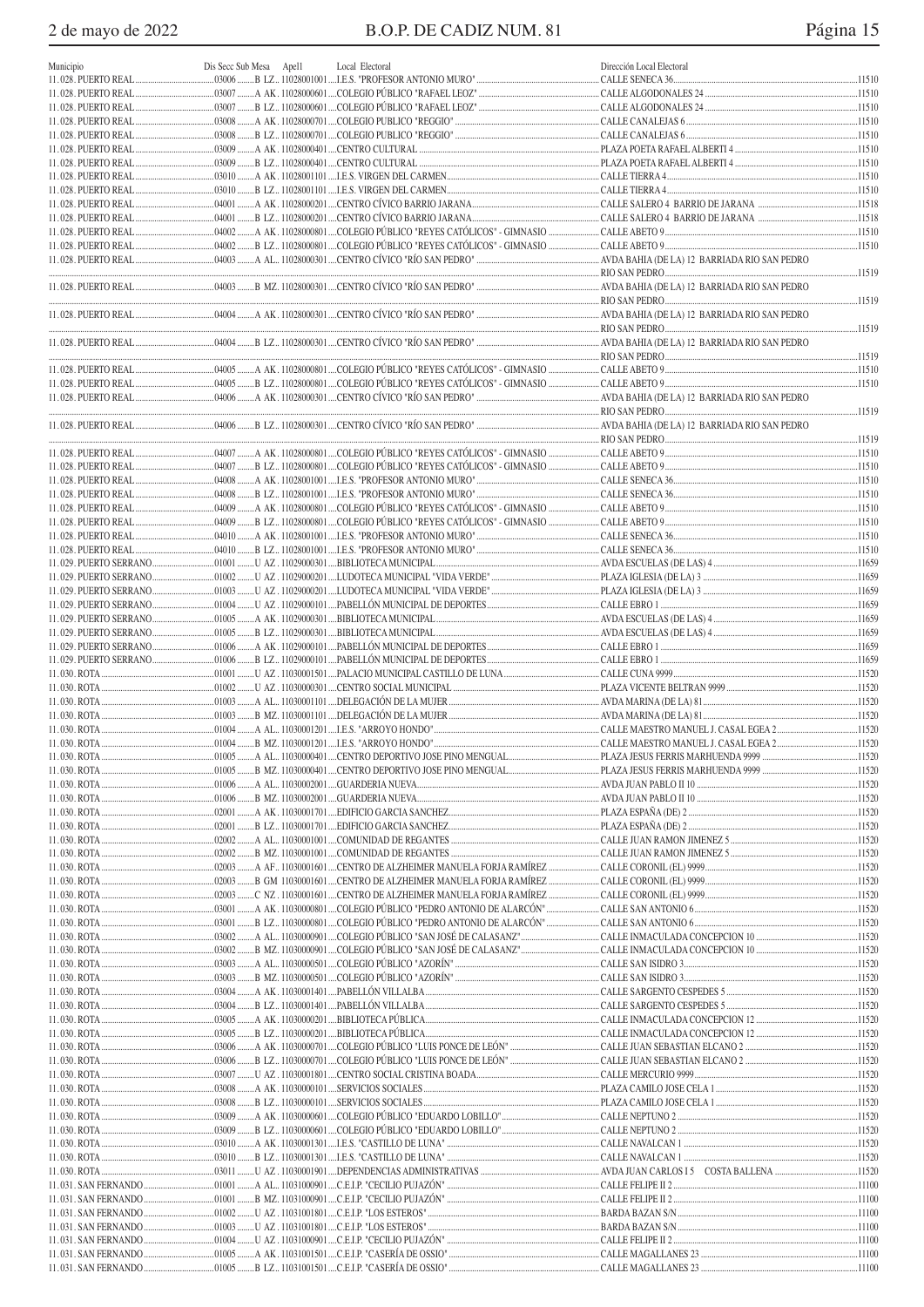| Municipio | Dis Secc Sub Mesa | Apel1 | Local Electoral | Dirección Local Electoral | |
|---|---|---|---|---|---|
| 11. 028. PUERTO REAL | 03006 | B LZ.. 11028001001 | I.E.S. "PROFESOR ANTONIO MURO" | CALLE SENECA 36 | 11510 |
| 11. 028. PUERTO REAL | 03007 | A AK.. 11028000601 | COLEGIO PÚBLICO "RAFAEL LEOZ" | CALLE ALGODONALES 24 | 11510 |
| 11. 028. PUERTO REAL | 03007 | B LZ.. 11028000601 | COLEGIO PÚBLICO "RAFAEL LEOZ" | CALLE ALGODONALES 24 | 11510 |
| 11. 028. PUERTO REAL | 03008 | A AK.. 11028000701 | COLEGIO PUBLICO "REGGIO" | CALLE CANALEJAS 6 | 11510 |
| 11. 028. PUERTO REAL | 03008 | B LZ.. 11028000701 | COLEGIO PUBLICO "REGGIO" | CALLE CANALEJAS 6 | 11510 |
| 11. 028. PUERTO REAL | 03009 | A AK.. 11028000401 | CENTRO CULTURAL | PLAZA POETA RAFAEL ALBERTI 4 | 11510 |
| 11. 028. PUERTO REAL | 03009 | B LZ.. 11028000401 | CENTRO CULTURAL | PLAZA POETA RAFAEL ALBERTI 4 | 11510 |
| 11. 028. PUERTO REAL | 03010 | A AK.. 11028001101 | I.E.S. VIRGEN DEL CARMEN | CALLE TIERRA 4 | 11510 |
| 11. 028. PUERTO REAL | 03010 | B LZ.. 11028001101 | I.E.S. VIRGEN DEL CARMEN | CALLE TIERRA 4 | 11510 |
| 11. 028. PUERTO REAL | 04001 | A AK.. 11028000201 | CENTRO CÍVICO BARRIO JARANA | CALLE SALERO 4 BARRIO DE JARANA | 11518 |
| 11. 028. PUERTO REAL | 04001 | B LZ.. 11028000201 | CENTRO CÍVICO BARRIO JARANA | CALLE SALERO 4 BARRIO DE JARANA | 11518 |
| 11. 028. PUERTO REAL | 04002 | A AK.. 11028000801 | COLEGIO PÚBLICO "REYES CATÓLICOS" - GIMNASIO | CALLE ABETO 9 | 11510 |
| 11. 028. PUERTO REAL | 04002 | B LZ.. 11028000801 | COLEGIO PÚBLICO "REYES CATÓLICOS" - GIMNASIO | CALLE ABETO 9 | 11510 |
| 11. 028. PUERTO REAL | 04003 | A AL.. 11028000301 | CENTRO CÍVICO "RÍO SAN PEDRO" | AVDA BAHIA (DE LA) 12 BARRIADA RIO SAN PEDRO RIO SAN PEDRO | 11519 |
| 11. 028. PUERTO REAL | 04003 | B MZ.. 11028000301 | CENTRO CÍVICO "RÍO SAN PEDRO" | AVDA BAHIA (DE LA) 12 BARRIADA RIO SAN PEDRO RIO SAN PEDRO | 11519 |
| 11. 028. PUERTO REAL | 04004 | A AK.. 11028000301 | CENTRO CÍVICO "RÍO SAN PEDRO" | AVDA BAHIA (DE LA) 12 BARRIADA RIO SAN PEDRO RIO SAN PEDRO | 11519 |
| 11. 028. PUERTO REAL | 04004 | B LZ.. 11028000301 | CENTRO CÍVICO "RÍO SAN PEDRO" | AVDA BAHIA (DE LA) 12 BARRIADA RIO SAN PEDRO RIO SAN PEDRO | 11519 |
| 11. 028. PUERTO REAL | 04005 | A AK.. 11028000801 | COLEGIO PÚBLICO "REYES CATÓLICOS" - GIMNASIO | CALLE ABETO 9 | 11510 |
| 11. 028. PUERTO REAL | 04005 | B LZ.. 11028000801 | COLEGIO PÚBLICO "REYES CATÓLICOS" - GIMNASIO | CALLE ABETO 9 | 11510 |
| 11. 028. PUERTO REAL | 04006 | A AK.. 11028000301 | CENTRO CÍVICO "RÍO SAN PEDRO" | AVDA BAHIA (DE LA) 12 BARRIADA RIO SAN PEDRO RIO SAN PEDRO | 11519 |
| 11. 028. PUERTO REAL | 04006 | B LZ.. 11028000301 | CENTRO CÍVICO "RÍO SAN PEDRO" | AVDA BAHIA (DE LA) 12 BARRIADA RIO SAN PEDRO RIO SAN PEDRO | 11519 |
| 11. 028. PUERTO REAL | 04007 | A AK.. 11028000801 | COLEGIO PÚBLICO "REYES CATÓLICOS" - GIMNASIO | CALLE ABETO 9 | 11510 |
| 11. 028. PUERTO REAL | 04007 | B LZ.. 11028000801 | COLEGIO PÚBLICO "REYES CATÓLICOS" - GIMNASIO | CALLE ABETO 9 | 11510 |
| 11. 028. PUERTO REAL | 04008 | A AK.. 11028001001 | I.E.S. "PROFESOR ANTONIO MURO" | CALLE SENECA 36 | 11510 |
| 11. 028. PUERTO REAL | 04008 | B LZ.. 11028001001 | I.E.S. "PROFESOR ANTONIO MURO" | CALLE SENECA 36 | 11510 |
| 11. 028. PUERTO REAL | 04009 | A AK.. 11028000801 | COLEGIO PÚBLICO "REYES CATÓLICOS" - GIMNASIO | CALLE ABETO 9 | 11510 |
| 11. 028. PUERTO REAL | 04009 | B LZ.. 11028000801 | COLEGIO PÚBLICO "REYES CATÓLICOS" - GIMNASIO | CALLE ABETO 9 | 11510 |
| 11. 028. PUERTO REAL | 04010 | A AK.. 11028001001 | I.E.S. "PROFESOR ANTONIO MURO" | CALLE SENECA 36 | 11510 |
| 11. 028. PUERTO REAL | 04010 | B LZ.. 11028001001 | I.E.S. "PROFESOR ANTONIO MURO" | CALLE SENECA 36 | 11510 |
| 11. 029. PUERTO SERRANO | 01001 | U AZ.. 11029000301 | BIBLIOTECA MUNICIPAL | AVDA ESCUELAS (DE LAS) 4 | 11659 |
| 11. 029. PUERTO SERRANO | 01002 | U AZ.. 11029000201 | LUDOTECA MUNICIPAL "VIDA VERDE" | PLAZA IGLESIA (DE LA) 3 | 11659 |
| 11. 029. PUERTO SERRANO | 01003 | U AZ.. 11029000201 | LUDOTECA MUNICIPAL "VIDA VERDE" | PLAZA IGLESIA (DE LA) 3 | 11659 |
| 11. 029. PUERTO SERRANO | 01004 | U AZ.. 11029000101 | PABELLÓN MUNICIPAL DE DEPORTES | CALLE EBRO 1 | 11659 |
| 11. 029. PUERTO SERRANO | 01005 | A AK.. 11029000301 | BIBLIOTECA MUNICIPAL | AVDA ESCUELAS (DE LAS) 4 | 11659 |
| 11. 029. PUERTO SERRANO | 01005 | B LZ.. 11029000301 | BIBLIOTECA MUNICIPAL | AVDA ESCUELAS (DE LAS) 4 | 11659 |
| 11. 029. PUERTO SERRANO | 01006 | A AK.. 11029000101 | PABELLÓN MUNICIPAL DE DEPORTES | CALLE EBRO 1 | 11659 |
| 11. 029. PUERTO SERRANO | 01006 | B LZ.. 11029000101 | PABELLÓN MUNICIPAL DE DEPORTES | CALLE EBRO 1 | 11659 |
| 11. 030. ROTA | 01001 | U AZ.. 11030001501 | PALACIO MUNICIPAL CASTILLO DE LUNA | CALLE CUNA 9999 | 11520 |
| 11. 030. ROTA | 01002 | U AZ.. 11030000301 | CENTRO SOCIAL MUNICIPAL | PLAZA VICENTE BELTRAN 9999 | 11520 |
| 11. 030. ROTA | 01003 | A AL.. 11030001101 | DELEGACIÓN DE LA MUJER | AVDA MARINA (DE LA) 81 | 11520 |
| 11. 030. ROTA | 01003 | B MZ.. 11030001101 | DELEGACIÓN DE LA MUJER | AVDA MARINA (DE LA) 81 | 11520 |
| 11. 030. ROTA | 01004 | A AL.. 11030001201 | I.E.S. "ARROYO HONDO" | CALLE MAESTRO MANUEL J. CASAL EGEA 2 | 11520 |
| 11. 030. ROTA | 01004 | B MZ.. 11030001201 | I.E.S. "ARROYO HONDO" | CALLE MAESTRO MANUEL J. CASAL EGEA 2 | 11520 |
| 11. 030. ROTA | 01005 | A AL.. 11030000401 | CENTRO DEPORTIVO JOSE PINO MENGUAL | PLAZA JESUS FERRIS MARHUENDA 9999 | 11520 |
| 11. 030. ROTA | 01005 | B MZ.. 11030000401 | CENTRO DEPORTIVO JOSE PINO MENGUAL | PLAZA JESUS FERRIS MARHUENDA 9999 | 11520 |
| 11. 030. ROTA | 01006 | A AL.. 11030002001 | GUARDERIA NUEVA | AVDA JUAN PABLO II 10 | 11520 |
| 11. 030. ROTA | 01006 | B MZ.. 11030002001 | GUARDERIA NUEVA | AVDA JUAN PABLO II 10 | 11520 |
| 11. 030. ROTA | 02001 | A AK.. 11030001701 | EDIFICIO GARCIA SANCHEZ | PLAZA ESPAÑA (DE) 2 | 11520 |
| 11. 030. ROTA | 02001 | B LZ.. 11030001701 | EDIFICIO GARCIA SANCHEZ | PLAZA ESPAÑA (DE) 2 | 11520 |
| 11. 030. ROTA | 02002 | A AL.. 11030001001 | COMUNIDAD DE REGANTES | CALLE JUAN RAMON JIMENEZ 5 | 11520 |
| 11. 030. ROTA | 02002 | B MZ.. 11030001001 | COMUNIDAD DE REGANTES | CALLE JUAN RAMON JIMENEZ 5 | 11520 |
| 11. 030. ROTA | 02003 | A AF.. 11030001601 | CENTRO DE ALZHEIMER MANUELA FORJA RAMÍREZ | CALLE CORONIL (EL) 9999 | 11520 |
| 11. 030. ROTA | 02003 | B GM 11030001601 | CENTRO DE ALZHEIMER MANUELA FORJA RAMÍREZ | CALLE CORONIL (EL) 9999 | 11520 |
| 11. 030. ROTA | 02003 | C NZ.. 11030001601 | CENTRO DE ALZHEIMER MANUELA FORJA RAMÍREZ | CALLE CORONIL (EL) 9999 | 11520 |
| 11. 030. ROTA | 03001 | A AK.. 11030000801 | COLEGIO PÚBLICO "PEDRO ANTONIO DE ALARCÓN" | CALLE SAN ANTONIO 6 | 11520 |
| 11. 030. ROTA | 03001 | B LZ.. 11030000801 | COLEGIO PÚBLICO "PEDRO ANTONIO DE ALARCÓN" | CALLE SAN ANTONIO 6 | 11520 |
| 11. 030. ROTA | 03002 | A AL.. 11030000901 | COLEGIO PÚBLICO "SAN JOSÉ DE CALASANZ" | CALLE INMACULADA CONCEPCION 10 | 11520 |
| 11. 030. ROTA | 03002 | B MZ.. 11030000901 | COLEGIO PÚBLICO "SAN JOSÉ DE CALASANZ" | CALLE INMACULADA CONCEPCION 10 | 11520 |
| 11. 030. ROTA | 03003 | A AL.. 11030000501 | COLEGIO PÚBLICO "AZORÍN" | CALLE SAN ISIDRO 3 | 11520 |
| 11. 030. ROTA | 03003 | B MZ.. 11030000501 | COLEGIO PÚBLICO "AZORÍN" | CALLE SAN ISIDRO 3 | 11520 |
| 11. 030. ROTA | 03004 | A AK.. 11030001401 | PABELLÓN VILLALBA | CALLE SARGENTO CESPEDES 5 | 11520 |
| 11. 030. ROTA | 03004 | B LZ.. 11030001401 | PABELLÓN VILLALBA | CALLE SARGENTO CESPEDES 5 | 11520 |
| 11. 030. ROTA | 03005 | A AK.. 11030000201 | BIBLIOTECA PÚBLICA | CALLE INMACULADA CONCEPCION 12 | 11520 |
| 11. 030. ROTA | 03005 | B LZ.. 11030000201 | BIBLIOTECA PÚBLICA | CALLE INMACULADA CONCEPCION 12 | 11520 |
| 11. 030. ROTA | 03006 | A AK.. 11030000701 | COLEGIO PÚBLICO "LUIS PONCE DE LEÓN" | CALLE JUAN SEBASTIAN ELCANO 2 | 11520 |
| 11. 030. ROTA | 03006 | B LZ.. 11030000701 | COLEGIO PÚBLICO "LUIS PONCE DE LEÓN" | CALLE JUAN SEBASTIAN ELCANO 2 | 11520 |
| 11. 030. ROTA | 03007 | U AZ.. 11030001801 | CENTRO SOCIAL CRISTINA BOADA | CALLE MERCURIO 9999 | 11520 |
| 11. 030. ROTA | 03008 | A AK.. 11030000101 | SERVICIOS SOCIALES | PLAZA CAMILO JOSE CELA 1 | 11520 |
| 11. 030. ROTA | 03008 | B LZ.. 11030000101 | SERVICIOS SOCIALES | PLAZA CAMILO JOSE CELA 1 | 11520 |
| 11. 030. ROTA | 03009 | A AK.. 11030000601 | COLEGIO PÚBLICO "EDUARDO LOBILLO" | CALLE NEPTUNO 2 | 11520 |
| 11. 030. ROTA | 03009 | B LZ.. 11030000601 | COLEGIO PÚBLICO "EDUARDO LOBILLO" | CALLE NEPTUNO 2 | 11520 |
| 11. 030. ROTA | 03010 | A AK.. 11030001301 | I.E.S. "CASTILLO DE LUNA" | CALLE NAVALCAN 1 | 11520 |
| 11. 030. ROTA | 03010 | B LZ.. 11030001301 | I.E.S. "CASTILLO DE LUNA" | CALLE NAVALCAN 1 | 11520 |
| 11. 030. ROTA | 03011 | U AZ.. 11030001901 | DEPENDENCIAS ADMINISTRATIVAS | AVDA JUAN CARLOS I 5 COSTA BALLENA | 11520 |
| 11. 031. SAN FERNANDO | 01001 | A AL.. 11031000901 | C.E.I.P. "CECILIO PUJAZÓN" | CALLE FELIPE II 2 | 11100 |
| 11. 031. SAN FERNANDO | 01001 | B MZ.. 11031000901 | C.E.I.P. "CECILIO PUJAZÓN" | CALLE FELIPE II 2 | 11100 |
| 11. 031. SAN FERNANDO | 01002 | U AZ.. 11031001801 | C.E.I.P. "LOS ESTEROS" | BARDA BAZAN S/N | 11100 |
| 11. 031. SAN FERNANDO | 01003 | U AZ.. 11031001801 | C.E.I.P. "LOS ESTEROS" | BARDA BAZAN S/N | 11100 |
| 11. 031. SAN FERNANDO | 01004 | U AZ.. 11031000901 | C.E.I.P. "CECILIO PUJAZÓN" | CALLE FELIPE II 2 | 11100 |
| 11. 031. SAN FERNANDO | 01005 | A AK.. 11031001501 | C.E.I.P. "CASERÍA DE OSSIO" | CALLE MAGALLANES 23 | 11100 |
| 11. 031. SAN FERNANDO | 01005 | B LZ.. 11031001501 | C.E.I.P. "CASERÍA DE OSSIO" | CALLE MAGALLANES 23 | 11100 |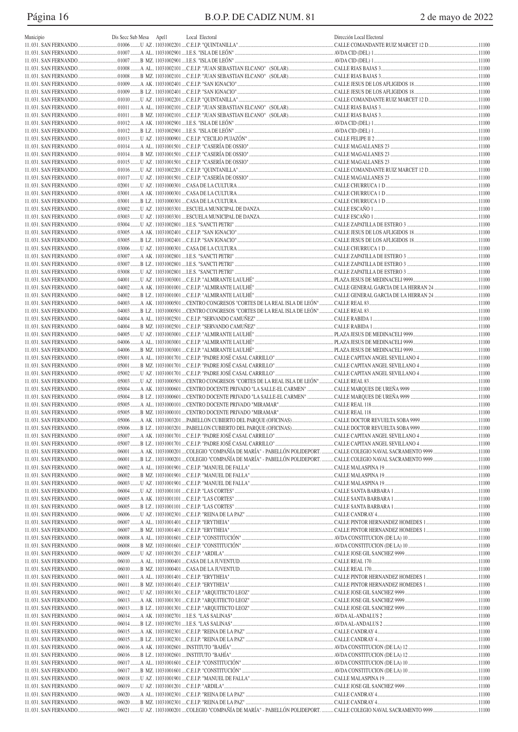| Municipio | Dis Secc Sub Mesa | Apel1 | Local Electoral | Dirección Local Electoral | |
|---|---|---|---|---|---|
| 11. 031. SAN FERNANDO | 01006 U | AZ | 11031002201 C.E.I.P. "QUINTANILLA" | CALLE COMANDANTE RUIZ MARCET 12 D | 11100 |
| 11. 031. SAN FERNANDO | 01007 A | AL | 11031002901 I.E.S. "ISLA DE LEÓN" | AVDA CID (DEL) 1 | 11100 |
| 11. 031. SAN FERNANDO | 01007 B | MZ | 11031002901 I.E.S. "ISLA DE LEÓN" | AVDA CID (DEL) 1 | 11100 |
| 11. 031. SAN FERNANDO | 01008 A | AL | 11031002101 C.E.I.P. "JUAN SEBASTIAN ELCANO" (SOLAR) | CALLE RIAS BAJAS 3 | 11100 |
| 11. 031. SAN FERNANDO | 01008 B | MZ | 11031002101 C.E.I.P. "JUAN SEBASTIAN ELCANO" (SOLAR) | CALLE RIAS BAJAS 3 | 11100 |
| 11. 031. SAN FERNANDO | 01009 A | AK | 11031002401 C.E.I.P. "SAN IGNACIO" | CALLE JESUS DE LOS AFLIGIDOS 18 | 11100 |
| 11. 031. SAN FERNANDO | 01009 B | LZ | 11031002401 C.E.I.P. "SAN IGNACIO" | CALLE JESUS DE LOS AFLIGIDOS 18 | 11100 |
| 11. 031. SAN FERNANDO | 01010 U | AZ | 11031002201 C.E.I.P. "QUINTANILLA" | CALLE COMANDANTE RUIZ MARCET 12 D | 11100 |
| 11. 031. SAN FERNANDO | 01011 A | AL | 11031002101 C.E.I.P. "JUAN SEBASTIAN ELCANO" (SOLAR) | CALLE RIAS BAJAS 3 | 11100 |
| 11. 031. SAN FERNANDO | 01011 B | MZ | 11031002101 C.E.I.P. "JUAN SEBASTIAN ELCANO" (SOLAR) | CALLE RIAS BAJAS 3 | 11100 |
| 11. 031. SAN FERNANDO | 01012 A | AK | 11031002901 I.E.S. "ISLA DE LEÓN" | AVDA CID (DEL) 1 | 11100 |
| 11. 031. SAN FERNANDO | 01012 B | LZ | 11031002901 I.E.S. "ISLA DE LEÓN" | AVDA CID (DEL) 1 | 11100 |
| 11. 031. SAN FERNANDO | 01013 U | AZ | 11031000901 C.E.I.P. "CECILIO PUJAZÓN" | CALLE FELIPE II 2 | 11100 |
| 11. 031. SAN FERNANDO | 01014 A | AL | 11031001501 C.E.I.P. "CASERÍA DE OSSIO" | CALLE MAGALLANES 23 | 11100 |
| 11. 031. SAN FERNANDO | 01014 B | MZ | 11031001501 C.E.I.P. "CASERÍA DE OSSIO" | CALLE MAGALLANES 23 | 11100 |
| 11. 031. SAN FERNANDO | 01015 U | AZ | 11031001501 C.E.I.P. "CASERÍA DE OSSIO" | CALLE MAGALLANES 23 | 11100 |
| 11. 031. SAN FERNANDO | 01016 U | AZ | 11031002201 C.E.I.P. "QUINTANILLA" | CALLE COMANDANTE RUIZ MARCET 12 D | 11100 |
| 11. 031. SAN FERNANDO | 01017 U | AZ | 11031001501 C.E.I.P. "CASERÍA DE OSSIO" | CALLE MAGALLANES 23 | 11100 |
| 11. 031. SAN FERNANDO | 02001 U | AZ | 11031000301 CASA DE LA CULTURA | CALLE CHURRUCA 1 D | 11100 |
| 11. 031. SAN FERNANDO | 03001 A | AK | 11031000301 CASA DE LA CULTURA | CALLE CHURRUCA 1 D | 11100 |
| 11. 031. SAN FERNANDO | 03001 B | LZ | 11031000301 CASA DE LA CULTURA | CALLE CHURRUCA 1 D | 11100 |
| 11. 031. SAN FERNANDO | 03002 U | AZ | 11031003301 ESCUELA MUNICIPAL DE DANZA | CALLE ESCAÑO 1 | 11100 |
| 11. 031. SAN FERNANDO | 03003 U | AZ | 11031003301 ESCUELA MUNICIPAL DE DANZA | CALLE ESCAÑO 1 | 11100 |
| 11. 031. SAN FERNANDO | 03004 U | AZ | 11031002801 I.E.S. "SANCTI PETRI" | CALLE ZAPATILLA DE ESTERO 3 | 11100 |
| 11. 031. SAN FERNANDO | 03005 A | AK | 11031002401 C.E.I.P. "SAN IGNACIO" | CALLE JESUS DE LOS AFLIGIDOS 18 | 11100 |
| 11. 031. SAN FERNANDO | 03005 B | LZ | 11031002401 C.E.I.P. "SAN IGNACIO" | CALLE JESUS DE LOS AFLIGIDOS 18 | 11100 |
| 11. 031. SAN FERNANDO | 03006 U | AZ | 11031000301 CASA DE LA CULTURA | CALLE CHURRUCA 1 D | 11100 |
| 11. 031. SAN FERNANDO | 03007 A | AK | 11031002801 I.E.S. "SANCTI PETRI" | CALLE ZAPATILLA DE ESTERO 3 | 11100 |
| 11. 031. SAN FERNANDO | 03007 B | LZ | 11031002801 I.E.S. "SANCTI PETRI" | CALLE ZAPATILLA DE ESTERO 3 | 11100 |
| 11. 031. SAN FERNANDO | 03008 U | AZ | 11031002801 I.E.S. "SANCTI PETRI" | CALLE ZAPATILLA DE ESTERO 3 | 11100 |
| 11. 031. SAN FERNANDO | 04001 U | AZ | 11031003001 C.E.I.P. "ALMIRANTE LAULHÉ" | PLAZA JESUS DE MEDINACELI 9999 | 11100 |
| 11. 031. SAN FERNANDO | 04002 A | AK | 11031001001 C.E.I.P. "ALMIRANTE LAULHÉ" | CALLE GENERAL GARCIA DE LA HERRAN 24 | 11100 |
| 11. 031. SAN FERNANDO | 04002 B | LZ | 11031001001 C.E.I.P. "ALMIRANTE LAULHÉ" | CALLE GENERAL GARCIA DE LA HERRAN 24 | 11100 |
| 11. 031. SAN FERNANDO | 04003 A | AK | 11031000501 CENTRO CONGRESOS "CORTES DE LA REAL ISLA DE LEÓN" | CALLE REAL 83 | 11100 |
| 11. 031. SAN FERNANDO | 04003 B | LZ | 11031000501 CENTRO CONGRESOS "CORTES DE LA REAL ISLA DE LEÓN" | CALLE REAL 83 | 11100 |
| 11. 031. SAN FERNANDO | 04004 A | AL | 11031002501 C.E.I.P. "SERVANDO CAMUÑEZ" | CALLE RABIDA 1 | 11100 |
| 11. 031. SAN FERNANDO | 04004 B | MZ | 11031002501 C.E.I.P. "SERVANDO CAMUÑEZ" | CALLE RABIDA 1 | 11100 |
| 11. 031. SAN FERNANDO | 04005 U | AZ | 11031003001 C.E.I.P. "ALMIRANTE LAULHÉ" | PLAZA JESUS DE MEDINACELI 9999 | 11100 |
| 11. 031. SAN FERNANDO | 04006 A | AL | 11031003001 C.E.I.P. "ALMIRANTE LAULHÉ" | PLAZA JESUS DE MEDINACELI 9999 | 11100 |
| 11. 031. SAN FERNANDO | 04006 B | MZ | 11031003001 C.E.I.P. "ALMIRANTE LAULHÉ" | PLAZA JESUS DE MEDINACELI 9999 | 11100 |
| 11. 031. SAN FERNANDO | 05001 A | AL | 11031001701 C.E.I.P. "PADRE JOSÉ CASAL CARRILLO" | CALLE CAPITAN ANGEL SEVILLANO 4 | 11100 |
| 11. 031. SAN FERNANDO | 05001 B | MZ | 11031001701 C.E.I.P. "PADRE JOSÉ CASAL CARRILLO" | CALLE CAPITAN ANGEL SEVILLANO 4 | 11100 |
| 11. 031. SAN FERNANDO | 05002 U | AZ | 11031001701 C.E.I.P. "PADRE JOSÉ CASAL CARRILLO" | CALLE CAPITAN ANGEL SEVILLANO 4 | 11100 |
| 11. 031. SAN FERNANDO | 05003 U | AZ | 11031000501 CENTRO CONGRESOS "CORTES DE LA REAL ISLA DE LEÓN" | CALLE REAL 83 | 11100 |
| 11. 031. SAN FERNANDO | 05004 A | AK | 11031000601 CENTRO DOCENTE PRIVADO "LA SALLE-EL CARMEN" | CALLE MARQUES DE UREÑA 9999 | 11100 |
| 11. 031. SAN FERNANDO | 05004 B | LZ | 11031000601 CENTRO DOCENTE PRIVADO "LA SALLE-EL CARMEN" | CALLE MARQUES DE UREÑA 9999 | 11100 |
| 11. 031. SAN FERNANDO | 05005 A | AL | 11031000101 CENTRO DOCENTE PRIVADO "MIRAMAR" | CALLE REAL 118 | 11100 |
| 11. 031. SAN FERNANDO | 05005 B | MZ | 11031000101 CENTRO DOCENTE PRIVADO "MIRAMAR" | CALLE REAL 118 | 11100 |
| 11. 031. SAN FERNANDO | 05006 A | AK | 11031003201 PABELLON CUBIERTO DEL PARQUE (OFICINAS) | CALLE DOCTOR REVUELTA SOBA 9999 | 11100 |
| 11. 031. SAN FERNANDO | 05006 B | LZ | 11031003201 PABELLON CUBIERTO DEL PARQUE (OFICINAS) | CALLE DOCTOR REVUELTA SOBA 9999 | 11100 |
| 11. 031. SAN FERNANDO | 05007 A | AK | 11031001701 C.E.I.P. "PADRE JOSÉ CASAL CARRILLO" | CALLE CAPITAN ANGEL SEVILLANO 4 | 11100 |
| 11. 031. SAN FERNANDO | 05007 B | LZ | 11031001701 C.E.I.P. "PADRE JOSÉ CASAL CARRILLO" | CALLE CAPITAN ANGEL SEVILLANO 4 | 11100 |
| 11. 031. SAN FERNANDO | 06001 A | AK | 11031000201 COLEGIO "COMPAÑÍA DE MARÍA" - PABELLÓN POLIDEPORT. | CALLE COLEGIO NAVAL SACRAMENTO 9999 | 11100 |
| 11. 031. SAN FERNANDO | 06001 B | LZ | 11031000201 COLEGIO "COMPAÑÍA DE MARÍA" - PABELLÓN POLIDEPORT. | CALLE COLEGIO NAVAL SACRAMENTO 9999 | 11100 |
| 11. 031. SAN FERNANDO | 06002 A | AL | 11031001901 C.E.I.P. "MANUEL DE FALLA" | CALLE MALASPINA 19 | 11100 |
| 11. 031. SAN FERNANDO | 06002 B | MZ | 11031001901 C.E.I.P. "MANUEL DE FALLA" | CALLE MALASPINA 19 | 11100 |
| 11. 031. SAN FERNANDO | 06003 U | AZ | 11031001901 C.E.I.P. "MANUEL DE FALLA" | CALLE MALASPINA 19 | 11100 |
| 11. 031. SAN FERNANDO | 06004 U | AZ | 11031001101 C.E.I.P. "LAS CORTES" | CALLE SANTA BARBARA 1 | 11100 |
| 11. 031. SAN FERNANDO | 06005 A | AK | 11031001101 C.E.I.P. "LAS CORTES" | CALLE SANTA BARBARA 1 | 11100 |
| 11. 031. SAN FERNANDO | 06005 B | LZ | 11031001101 C.E.I.P. "LAS CORTES" | CALLE SANTA BARBARA 1 | 11100 |
| 11. 031. SAN FERNANDO | 06006 U | AZ | 11031002301 C.E.I.P. "REINA DE LA PAZ" | CALLE CANDRAY 4 | 11100 |
| 11. 031. SAN FERNANDO | 06007 A | AL | 11031001401 C.E.I.P. "ERYTHEIA" | CALLE PINTOR HERNANDEZ HOMEDES 1 | 11100 |
| 11. 031. SAN FERNANDO | 06007 B | MZ | 11031001401 C.E.I.P. "ERYTHEIA" | CALLE PINTOR HERNANDEZ HOMEDES 1 | 11100 |
| 11. 031. SAN FERNANDO | 06008 A | AL | 11031001601 C.E.I.P. "CONSTITUCIÓN" | AVDA CONSTITUCION (DE LA) 10 | 11100 |
| 11. 031. SAN FERNANDO | 06008 B | MZ | 11031001601 C.E.I.P. "CONSTITUCIÓN" | AVDA CONSTITUCION (DE LA) 10 | 11100 |
| 11. 031. SAN FERNANDO | 06009 U | AZ | 11031001201 C.E.I.P. "ARDILA" | CALLE JOSE GIL SANCHEZ 9999 | 11100 |
| 11. 031. SAN FERNANDO | 06010 A | AL | 11031000401 CASA DE LA JUVENTUD | CALLE REAL 170 | 11100 |
| 11. 031. SAN FERNANDO | 06010 B | MZ | 11031000401 CASA DE LA JUVENTUD | CALLE REAL 170 | 11100 |
| 11. 031. SAN FERNANDO | 06011 A | AL | 11031001401 C.E.I.P. "ERYTHEIA" | CALLE PINTOR HERNANDEZ HOMEDES 1 | 11100 |
| 11. 031. SAN FERNANDO | 06011 B | MZ | 11031001401 C.E.I.P. "ERYTHEIA" | CALLE PINTOR HERNANDEZ HOMEDES 1 | 11100 |
| 11. 031. SAN FERNANDO | 06012 U | AZ | 11031001301 C.E.I.P. "ARQUITECTO LEOZ" | CALLE JOSE GIL SANCHEZ 9999 | 11100 |
| 11. 031. SAN FERNANDO | 06013 A | AK | 11031001301 C.E.I.P. "ARQUITECTO LEOZ" | CALLE JOSE GIL SANCHEZ 9999 | 11100 |
| 11. 031. SAN FERNANDO | 06013 B | LZ | 11031001301 C.E.I.P. "ARQUITECTO LEOZ" | CALLE JOSE GIL SANCHEZ 9999 | 11100 |
| 11. 031. SAN FERNANDO | 06014 A | AK | 11031002701 I.E.S. "LAS SALINAS" | AVDA AL-ANDALUS 2 | 11100 |
| 11. 031. SAN FERNANDO | 06014 B | LZ | 11031002701 I.E.S. "LAS SALINAS" | AVDA AL-ANDALUS 2 | 11100 |
| 11. 031. SAN FERNANDO | 06015 A | AK | 11031002301 C.E.I.P. "REINA DE LA PAZ" | CALLE CANDRAY 4 | 11100 |
| 11. 031. SAN FERNANDO | 06015 B | LZ | 11031002301 C.E.I.P. "REINA DE LA PAZ" | CALLE CANDRAY 4 | 11100 |
| 11. 031. SAN FERNANDO | 06016 A | AK | 11031002601 INSTITUTO "BAHÍA" | AVDA CONSTITUCION (DE LA) 12 | 11100 |
| 11. 031. SAN FERNANDO | 06016 B | LZ | 11031002601 INSTITUTO "BAHÍA" | AVDA CONSTITUCION (DE LA) 12 | 11100 |
| 11. 031. SAN FERNANDO | 06017 A | AL | 11031001601 C.E.I.P. "CONSTITUCIÓN" | AVDA CONSTITUCION (DE LA) 10 | 11100 |
| 11. 031. SAN FERNANDO | 06017 B | MZ | 11031001601 C.E.I.P. "CONSTITUCIÓN" | AVDA CONSTITUCION (DE LA) 10 | 11100 |
| 11. 031. SAN FERNANDO | 06018 U | AZ | 11031001901 C.E.I.P. "MANUEL DE FALLA" | CALLE MALASPINA 19 | 11100 |
| 11. 031. SAN FERNANDO | 06019 U | AZ | 11031001201 C.E.I.P. "ARDILA" | CALLE JOSE GIL SANCHEZ 9999 | 11100 |
| 11. 031. SAN FERNANDO | 06020 A | AL | 11031002301 C.E.I.P. "REINA DE LA PAZ" | CALLE CANDRAY 4 | 11100 |
| 11. 031. SAN FERNANDO | 06020 B | MZ | 11031002301 C.E.I.P. "REINA DE LA PAZ" | CALLE CANDRAY 4 | 11100 |
| 11. 031. SAN FERNANDO | 06021 U | AZ | 11031000201 COLEGIO "COMPAÑÍA DE MARÍA" - PABELLÓN POLIDEPORT. | CALLE COLEGIO NAVAL SACRAMENTO 9999 | 11100 |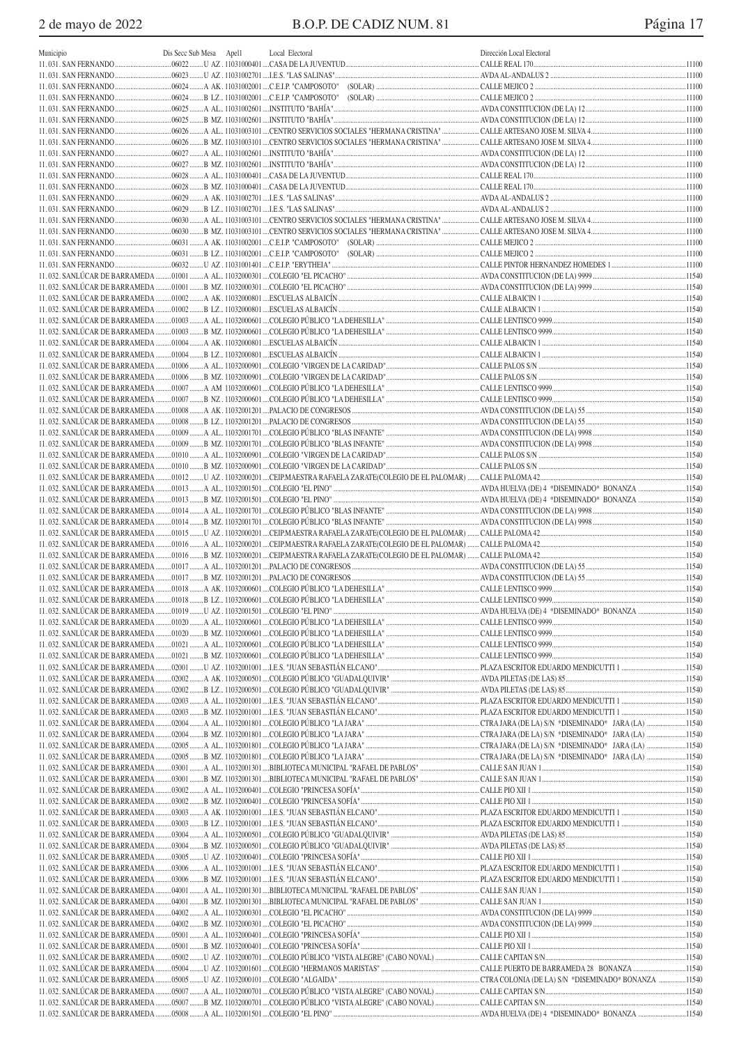| Municipio | Dis Secc Sub Mesa | Apel1 | Local Electoral | Dirección Local Electoral | |
|---|---|---|---|---|---|
| 11.031. SAN FERNANDO | 06022 | U AZ | 11031000401 CASA DE LA JUVENTUD | CALLE REAL 170 | 11100 |
| 11.031. SAN FERNANDO | 06023 | U AZ | 11031002701 I.E.S. "LAS SALINAS" | AVDA AL-ANDALUS 2 | 11100 |
| 11.031. SAN FERNANDO | 06024 | A AK | 11031002001 C.E.I.P. "CAMPOSOTO" (SOLAR) | CALLE MEJICO 2 | 11100 |
| 11.031. SAN FERNANDO | 06024 | B LZ | 11031002001 C.E.I.P. "CAMPOSOTO" (SOLAR) | CALLE MEJICO 2 | 11100 |
| 11.031. SAN FERNANDO | 06025 | A AL | 11031002601 INSTITUTO "BAHÍA" | AVDA CONSTITUCION (DE LA) 12 | 11100 |
| 11.031. SAN FERNANDO | 06025 | B MZ | 11031002601 INSTITUTO "BAHÍA" | AVDA CONSTITUCION (DE LA) 12 | 11100 |
| 11.031. SAN FERNANDO | 06026 | A AL | 11031003101 CENTRO SERVICIOS SOCIALES "HERMANA CRISTINA" | CALLE ARTESANO JOSE M. SILVA 4 | 11100 |
| 11.031. SAN FERNANDO | 06026 | B MZ | 11031003101 CENTRO SERVICIOS SOCIALES "HERMANA CRISTINA" | CALLE ARTESANO JOSE M. SILVA 4 | 11100 |
| 11.031. SAN FERNANDO | 06027 | A AL | 11031002601 INSTITUTO "BAHÍA" | AVDA CONSTITUCION (DE LA) 12 | 11100 |
| 11.031. SAN FERNANDO | 06027 | B MZ | 11031002601 INSTITUTO "BAHÍA" | AVDA CONSTITUCION (DE LA) 12 | 11100 |
| 11.031. SAN FERNANDO | 06028 | A AL | 11031000401 CASA DE LA JUVENTUD | CALLE REAL 170 | 11100 |
| 11.031. SAN FERNANDO | 06028 | B MZ | 11031000401 CASA DE LA JUVENTUD | CALLE REAL 170 | 11100 |
| 11.031. SAN FERNANDO | 06029 | A AK | 11031002701 I.E.S. "LAS SALINAS" | AVDA AL-ANDALUS 2 | 11100 |
| 11.031. SAN FERNANDO | 06029 | B LZ | 11031002701 I.E.S. "LAS SALINAS" | AVDA AL-ANDALUS 2 | 11100 |
| 11.031. SAN FERNANDO | 06030 | A AL | 11031003101 CENTRO SERVICIOS SOCIALES "HERMANA CRISTINA" | CALLE ARTESANO JOSE M. SILVA 4 | 11100 |
| 11.031. SAN FERNANDO | 06030 | B MZ | 11031003101 CENTRO SERVICIOS SOCIALES "HERMANA CRISTINA" | CALLE ARTESANO JOSE M. SILVA 4 | 11100 |
| 11.031. SAN FERNANDO | 06031 | A AK | 11031002001 C.E.I.P. "CAMPOSOTO" (SOLAR) | CALLE MEJICO 2 | 11100 |
| 11.031. SAN FERNANDO | 06031 | B LZ | 11031002001 C.E.I.P. "CAMPOSOTO" (SOLAR) | CALLE MEJICO 2 | 11100 |
| 11.031. SAN FERNANDO | 06032 | U AZ | 11031001401 C.E.I.P. "ERYTHEIA" | CALLE PINTOR HERNANDEZ HOMEDES 1 | 11100 |
| 11.032. SANLÚCAR DE BARRAMEDA | 01001 | A AL | 11032000301 COLEGIO "EL PICACHO" | AVDA CONSTITUCION (DE LA) 9999 | 11540 |
| 11.032. SANLÚCAR DE BARRAMEDA | 01001 | B MZ | 11032000301 COLEGIO "EL PICACHO" | AVDA CONSTITUCION (DE LA) 9999 | 11540 |
| 11.032. SANLÚCAR DE BARRAMEDA | 01002 | A AK | 11032000801 ESCUELAS ALBAICÍN | CALLE ALBAICIN 1 | 11540 |
| 11.032. SANLÚCAR DE BARRAMEDA | 01002 | B LZ | 11032000801 ESCUELAS ALBAICÍN | CALLE ALBAICIN 1 | 11540 |
| 11.032. SANLÚCAR DE BARRAMEDA | 01003 | A AL | 11032000601 COLEGIO PÚBLICO "LA DEHESILLA" | CALLE LENTISCO 9999 | 11540 |
| 11.032. SANLÚCAR DE BARRAMEDA | 01003 | B MZ | 11032000601 COLEGIO PÚBLICO "LA DEHESILLA" | CALLE LENTISCO 9999 | 11540 |
| 11.032. SANLÚCAR DE BARRAMEDA | 01004 | A AK | 11032000801 ESCUELAS ALBAICÍN | CALLE ALBAICIN 1 | 11540 |
| 11.032. SANLÚCAR DE BARRAMEDA | 01004 | B LZ | 11032000801 ESCUELAS ALBAICÍN | CALLE ALBAICIN 1 | 11540 |
| 11.032. SANLÚCAR DE BARRAMEDA | 01006 | A AL | 11032000901 COLEGIO "VIRGEN DE LA CARIDAD" | CALLE PALOS S/N | 11540 |
| 11.032. SANLÚCAR DE BARRAMEDA | 01006 | B MZ | 11032000901 COLEGIO "VIRGEN DE LA CARIDAD" | CALLE PALOS S/N | 11540 |
| 11.032. SANLÚCAR DE BARRAMEDA | 01007 | A AM | 11032000601 COLEGIO PÚBLICO "LA DEHESILLA" | CALLE LENTISCO 9999 | 11540 |
| 11.032. SANLÚCAR DE BARRAMEDA | 01007 | B NZ | 11032000601 COLEGIO PÚBLICO "LA DEHESILLA" | CALLE LENTISCO 9999 | 11540 |
| 11.032. SANLÚCAR DE BARRAMEDA | 01008 | A AK | 11032001201 PALACIO DE CONGRESOS | AVDA CONSTITUCION (DE LA) 55 | 11540 |
| 11.032. SANLÚCAR DE BARRAMEDA | 01008 | B LZ | 11032001201 PALACIO DE CONGRESOS | AVDA CONSTITUCION (DE LA) 55 | 11540 |
| 11.032. SANLÚCAR DE BARRAMEDA | 01009 | A AL | 11032001701 COLEGIO PÚBLICO "BLAS INFANTE" | AVDA CONSTITUCION (DE LA) 9998 | 11540 |
| 11.032. SANLÚCAR DE BARRAMEDA | 01009 | B MZ | 11032001701 COLEGIO PÚBLICO "BLAS INFANTE" | AVDA CONSTITUCION (DE LA) 9998 | 11540 |
| 11.032. SANLÚCAR DE BARRAMEDA | 01010 | A AL | 11032000901 COLEGIO "VIRGEN DE LA CARIDAD" | CALLE PALOS S/N | 11540 |
| 11.032. SANLÚCAR DE BARRAMEDA | 01010 | B MZ | 11032000901 COLEGIO "VIRGEN DE LA CARIDAD" | CALLE PALOS S/N | 11540 |
| 11.032. SANLÚCAR DE BARRAMEDA | 01012 | U AZ | 11032000201 CEIP.MAESTRA RAFAELA ZARATE(COLEGIO DE EL PALOMAR) | CALLE PALOMA 42 | 11540 |
| 11.032. SANLÚCAR DE BARRAMEDA | 01013 | A AL | 11032001501 COLEGIO "EL PINO" | AVDA HUELVA (DE) 4 *DISEMINADO* BONANZA | 11540 |
| 11.032. SANLÚCAR DE BARRAMEDA | 01013 | B MZ | 11032001501 COLEGIO "EL PINO" | AVDA HUELVA (DE) 4 *DISEMINADO* BONANZA | 11540 |
| 11.032. SANLÚCAR DE BARRAMEDA | 01014 | A AL | 11032001701 COLEGIO PÚBLICO "BLAS INFANTE" | AVDA CONSTITUCION (DE LA) 9998 | 11540 |
| 11.032. SANLÚCAR DE BARRAMEDA | 01014 | B MZ | 11032001701 COLEGIO PÚBLICO "BLAS INFANTE" | AVDA CONSTITUCION (DE LA) 9998 | 11540 |
| 11.032. SANLÚCAR DE BARRAMEDA | 01015 | U AZ | 11032000201 CEIP.MAESTRA RAFAELA ZARATE(COLEGIO DE EL PALOMAR) | CALLE PALOMA 42 | 11540 |
| 11.032. SANLÚCAR DE BARRAMEDA | 01016 | A AL | 11032000201 CEIP.MAESTRA RAFAELA ZARATE(COLEGIO DE EL PALOMAR) | CALLE PALOMA 42 | 11540 |
| 11.032. SANLÚCAR DE BARRAMEDA | 01016 | B MZ | 11032000201 CEIP.MAESTRA RAFAELA ZARATE(COLEGIO DE EL PALOMAR) | CALLE PALOMA 42 | 11540 |
| 11.032. SANLÚCAR DE BARRAMEDA | 01017 | A AL | 11032001201 PALACIO DE CONGRESOS | AVDA CONSTITUCION (DE LA) 55 | 11540 |
| 11.032. SANLÚCAR DE BARRAMEDA | 01017 | B MZ | 11032001201 PALACIO DE CONGRESOS | AVDA CONSTITUCION (DE LA) 55 | 11540 |
| 11.032. SANLÚCAR DE BARRAMEDA | 01018 | A AK | 11032000601 COLEGIO PÚBLICO "LA DEHESILLA" | CALLE LENTISCO 9999 | 11540 |
| 11.032. SANLÚCAR DE BARRAMEDA | 01018 | B LZ | 11032000601 COLEGIO PÚBLICO "LA DEHESILLA" | CALLE LENTISCO 9999 | 11540 |
| 11.032. SANLÚCAR DE BARRAMEDA | 01019 | U AZ | 11032001501 COLEGIO "EL PINO" | AVDA HUELVA (DE) 4 *DISEMINADO* BONANZA | 11540 |
| 11.032. SANLÚCAR DE BARRAMEDA | 01020 | A AL | 11032000601 COLEGIO PÚBLICO "LA DEHESILLA" | CALLE LENTISCO 9999 | 11540 |
| 11.032. SANLÚCAR DE BARRAMEDA | 01020 | B MZ | 11032000601 COLEGIO PÚBLICO "LA DEHESILLA" | CALLE LENTISCO 9999 | 11540 |
| 11.032. SANLÚCAR DE BARRAMEDA | 01021 | A AL | 11032000601 COLEGIO PÚBLICO "LA DEHESILLA" | CALLE LENTISCO 9999 | 11540 |
| 11.032. SANLÚCAR DE BARRAMEDA | 01021 | B MZ | 11032000601 COLEGIO PÚBLICO "LA DEHESILLA" | CALLE LENTISCO 9999 | 11540 |
| 11.032. SANLÚCAR DE BARRAMEDA | 02001 | U AZ | 11032001001 I.E.S. "JUAN SEBASTIÁN ELCANO" | PLAZA ESCRITOR EDUARDO MENDICUTTI 1 | 11540 |
| 11.032. SANLÚCAR DE BARRAMEDA | 02002 | A AK | 11032000501 COLEGIO PÚBLICO "GUADALQUIVIR" | AVDA PILETAS (DE LAS) 85 | 11540 |
| 11.032. SANLÚCAR DE BARRAMEDA | 02002 | B LZ | 11032000501 COLEGIO PÚBLICO "GUADALQUIVIR" | AVDA PILETAS (DE LAS) 85 | 11540 |
| 11.032. SANLÚCAR DE BARRAMEDA | 02003 | A AL | 11032001001 I.E.S. "JUAN SEBASTIÁN ELCANO" | PLAZA ESCRITOR EDUARDO MENDICUTTI 1 | 11540 |
| 11.032. SANLÚCAR DE BARRAMEDA | 02003 | B MZ | 11032001001 I.E.S. "JUAN SEBASTIÁN ELCANO" | PLAZA ESCRITOR EDUARDO MENDICUTTI 1 | 11540 |
| 11.032. SANLÚCAR DE BARRAMEDA | 02004 | A AL | 11032001801 COLEGIO PÚBLICO "LA JARA" | CTRA JARA (DE LA) S/N *DISEMINADO* JARA (LA) | 11540 |
| 11.032. SANLÚCAR DE BARRAMEDA | 02004 | B MZ | 11032001801 COLEGIO PÚBLICO "LA JARA" | CTRA JARA (DE LA) S/N *DISEMINADO* JARA (LA) | 11540 |
| 11.032. SANLÚCAR DE BARRAMEDA | 02005 | A AL | 11032001801 COLEGIO PÚBLICO "LA JARA" | CTRA JARA (DE LA) S/N *DISEMINADO* JARA (LA) | 11540 |
| 11.032. SANLÚCAR DE BARRAMEDA | 02005 | B MZ | 11032001801 COLEGIO PÚBLICO "LA JARA" | CTRA JARA (DE LA) S/N *DISEMINADO* JARA (LA) | 11540 |
| 11.032. SANLÚCAR DE BARRAMEDA | 03001 | A AL | 11032001301 BIBLIOTECA MUNICIPAL "RAFAEL DE PABLOS" | CALLE SAN JUAN 1 | 11540 |
| 11.032. SANLÚCAR DE BARRAMEDA | 03001 | B MZ | 11032001301 BIBLIOTECA MUNICIPAL "RAFAEL DE PABLOS" | CALLE SAN JUAN 1 | 11540 |
| 11.032. SANLÚCAR DE BARRAMEDA | 03002 | A AL | 11032000401 COLEGIO "PRINCESA SOFÍA" | CALLE PIO XII 1 | 11540 |
| 11.032. SANLÚCAR DE BARRAMEDA | 03002 | B MZ | 11032000401 COLEGIO "PRINCESA SOFÍA" | CALLE PIO XII 1 | 11540 |
| 11.032. SANLÚCAR DE BARRAMEDA | 03003 | A AK | 11032001001 I.E.S. "JUAN SEBASTIÁN ELCANO" | PLAZA ESCRITOR EDUARDO MENDICUTTI 1 | 11540 |
| 11.032. SANLÚCAR DE BARRAMEDA | 03003 | B LZ | 11032001001 I.E.S. "JUAN SEBASTIÁN ELCANO" | PLAZA ESCRITOR EDUARDO MENDICUTTI 1 | 11540 |
| 11.032. SANLÚCAR DE BARRAMEDA | 03004 | A AL | 11032000501 COLEGIO PÚBLICO "GUADALQUIVIR" | AVDA PILETAS (DE LAS) 85 | 11540 |
| 11.032. SANLÚCAR DE BARRAMEDA | 03004 | B MZ | 11032000501 COLEGIO PÚBLICO "GUADALQUIVIR" | AVDA PILETAS (DE LAS) 85 | 11540 |
| 11.032. SANLÚCAR DE BARRAMEDA | 03005 | U AZ | 11032000401 COLEGIO "PRINCESA SOFÍA" | CALLE PIO XII 1 | 11540 |
| 11.032. SANLÚCAR DE BARRAMEDA | 03006 | A AL | 11032001001 I.E.S. "JUAN SEBASTIÁN ELCANO" | PLAZA ESCRITOR EDUARDO MENDICUTTI 1 | 11540 |
| 11.032. SANLÚCAR DE BARRAMEDA | 03006 | B MZ | 11032001001 I.E.S. "JUAN SEBASTIÁN ELCANO" | PLAZA ESCRITOR EDUARDO MENDICUTTI 1 | 11540 |
| 11.032. SANLÚCAR DE BARRAMEDA | 04001 | A AL | 11032001301 BIBLIOTECA MUNICIPAL "RAFAEL DE PABLOS" | CALLE SAN JUAN 1 | 11540 |
| 11.032. SANLÚCAR DE BARRAMEDA | 04001 | B MZ | 11032001301 BIBLIOTECA MUNICIPAL "RAFAEL DE PABLOS" | CALLE SAN JUAN 1 | 11540 |
| 11.032. SANLÚCAR DE BARRAMEDA | 04002 | A AL | 11032000301 COLEGIO "EL PICACHO" | AVDA CONSTITUCION (DE LA) 9999 | 11540 |
| 11.032. SANLÚCAR DE BARRAMEDA | 04002 | B MZ | 11032000301 COLEGIO "EL PICACHO" | AVDA CONSTITUCION (DE LA) 9999 | 11540 |
| 11.032. SANLÚCAR DE BARRAMEDA | 05001 | A AL | 11032000401 COLEGIO "PRINCESA SOFÍA" | CALLE PIO XII 1 | 11540 |
| 11.032. SANLÚCAR DE BARRAMEDA | 05001 | B MZ | 11032000401 COLEGIO "PRINCESA SOFÍA" | CALLE PIO XII 1 | 11540 |
| 11.032. SANLÚCAR DE BARRAMEDA | 05002 | U AZ | 11032000701 COLEGIO PÚBLICO "VISTA ALEGRE" (CABO NOVAL) | CALLE CAPITAN S/N | 11540 |
| 11.032. SANLÚCAR DE BARRAMEDA | 05004 | U AZ | 11032001601 COLEGIO "HERMANOS MARISTAS" | CALLE PUERTO DE BARRAMEDA 28 BONANZA | 11540 |
| 11.032. SANLÚCAR DE BARRAMEDA | 05005 | U AZ | 11032000101 COLEGIO "ALGAIDA" | CTRA COLONIA (DE LA) S/N *DISEMINADO* BONANZA | 11540 |
| 11.032. SANLÚCAR DE BARRAMEDA | 05007 | A AL | 11032000701 COLEGIO PÚBLICO "VISTA ALEGRE" (CABO NOVAL) | CALLE CAPITAN S/N | 11540 |
| 11.032. SANLÚCAR DE BARRAMEDA | 05007 | B MZ | 11032000701 COLEGIO PÚBLICO "VISTA ALEGRE" (CABO NOVAL) | CALLE CAPITAN S/N | 11540 |
| 11.032. SANLÚCAR DE BARRAMEDA | 05008 | A AL | 11032001501 COLEGIO "EL PINO" | AVDA HUELVA (DE) 4 *DISEMINADO* BONANZA | 11540 |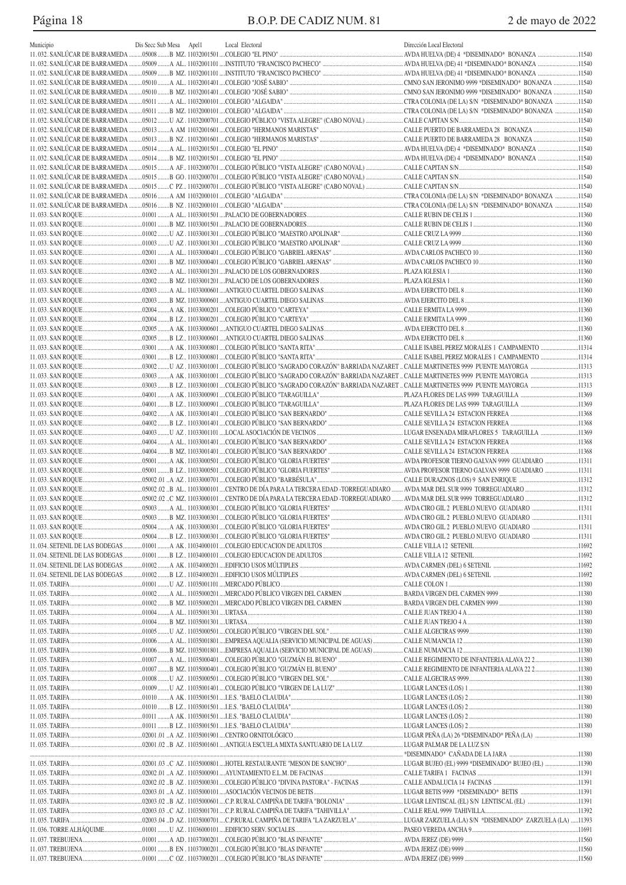| Municipio | Dis Secc Sub Mesa | Apel1 | Local Electoral | Dirección Local Electoral | |
|---|---|---|---|---|---|
| 11.032. SANLÚCAR DE BARRAMEDA | 05008 B | MZ. 11032001501 | COLEGIO "EL PINO" | AVDA HUELVA (DE) 4 *DISEMINADO* BONANZA | 11540 |
| 11.032. SANLÚCAR DE BARRAMEDA | 05009 A | AL. 11032001101 | INSTITUTO "FRANCISCO PACHECO" | AVDA HUELVA (DE) 41 *DISEMINADO* BONANZA | 11540 |
| 11.032. SANLÚCAR DE BARRAMEDA | 05009 B | MZ. 11032001101 | INSTITUTO "FRANCISCO PACHECO" | AVDA HUELVA (DE) 41 *DISEMINADO* BONANZA | 11540 |
| 11.032. SANLÚCAR DE BARRAMEDA | 05010 A | AL. 11032001401 | COLEGIO "JOSÉ SABIO" | CMNO SAN JERONIMO 9999 *DISEMINADO* BONANZA | 11540 |
| 11.032. SANLÚCAR DE BARRAMEDA | 05010 B | MZ. 11032001401 | COLEGIO "JOSÉ SABIO" | CMNO SAN JERONIMO 9999 *DISEMINADO* BONANZA | 11540 |
| 11.032. SANLÚCAR DE BARRAMEDA | 05011 A | AL. 11032000101 | COLEGIO "ALGAIDA" | CTRA COLONIA (DE LA) S/N *DISEMINADO* BONANZA | 11540 |
| 11.032. SANLÚCAR DE BARRAMEDA | 05011 B | MZ. 11032000101 | COLEGIO "ALGAIDA" | CTRA COLONIA (DE LA) S/N *DISEMINADO* BONANZA | 11540 |
| 11.032. SANLÚCAR DE BARRAMEDA | 05012 U | AZ. 11032000701 | COLEGIO PÚBLICO "VISTA ALEGRE" (CABO NOVAL) | CALLE CAPITAN S/N | 11540 |
| 11.032. SANLÚCAR DE BARRAMEDA | 05013 A | AM 11032001601 | COLEGIO "HERMANOS MARISTAS" | CALLE PUERTO DE BARRAMEDA 28 BONANZA | 11540 |
| 11.032. SANLÚCAR DE BARRAMEDA | 05013 B | NZ. 11032001601 | COLEGIO "HERMANOS MARISTAS" | CALLE PUERTO DE BARRAMEDA 28 BONANZA | 11540 |
| 11.032. SANLÚCAR DE BARRAMEDA | 05014 A | AL. 11032001501 | COLEGIO "EL PINO" | AVDA HUELVA (DE) 4 *DISEMINADO* BONANZA | 11540 |
| 11.032. SANLÚCAR DE BARRAMEDA | 05014 B | MZ. 11032001501 | COLEGIO "EL PINO" | AVDA HUELVA (DE) 4 *DISEMINADO* BONANZA | 11540 |
| 11.032. SANLÚCAR DE BARRAMEDA | 05015 A | AF. 11032000701 | COLEGIO PÚBLICO "VISTA ALEGRE" (CABO NOVAL) | CALLE CAPITAN S/N | 11540 |
| 11.032. SANLÚCAR DE BARRAMEDA | 05015 B | GO. 11032000701 | COLEGIO PÚBLICO "VISTA ALEGRE" (CABO NOVAL) | CALLE CAPITAN S/N | 11540 |
| 11.032. SANLÚCAR DE BARRAMEDA | 05015 C | PZ. 11032000701 | COLEGIO PÚBLICO "VISTA ALEGRE" (CABO NOVAL) | CALLE CAPITAN S/N | 11540 |
| 11.032. SANLÚCAR DE BARRAMEDA | 05016 A | AM 11032000101 | COLEGIO "ALGAIDA" | CTRA COLONIA (DE LA) S/N *DISEMINADO* BONANZA | 11540 |
| 11.032. SANLÚCAR DE BARRAMEDA | 05016 B | NZ. 11032000101 | COLEGIO "ALGAIDA" | CTRA COLONIA (DE LA) S/N *DISEMINADO* BONANZA | 11540 |
| 11.033. SAN ROQUE | 01001 A | AL. 11033001501 | PALACIO DE GOBERNADORES | CALLE RUBIN DE CELIS 1 | 11360 |
| 11.033. SAN ROQUE | 01001 B | MZ. 11033001501 | PALACIO DE GOBERNADORES | CALLE RUBIN DE CELIS 1 | 11360 |
| 11.033. SAN ROQUE | 01002 U | AZ. 11033001301 | COLEGIO PÚBLICO "MAESTRO APOLINAR" | CALLE CRUZ LA 9999 | 11360 |
| 11.033. SAN ROQUE | 01003 U | AZ. 11033001301 | COLEGIO PÚBLICO "MAESTRO APOLINAR" | CALLE CRUZ LA 9999 | 11360 |
| 11.033. SAN ROQUE | 02001 A | AL. 11033000401 | COLEGIO PÚBLICO "GABRIEL ARENAS" | AVDA CARLOS PACHECO 10 | 11360 |
| 11.033. SAN ROQUE | 02001 B | MZ. 11033000401 | COLEGIO PÚBLICO "GABRIEL ARENAS" | AVDA CARLOS PACHECO 10 | 11360 |
| 11.033. SAN ROQUE | 02002 A | AL. 11033001201 | PALACIO DE LOS GOBERNADORES | PLAZA IGLESIA 1 | 11360 |
| 11.033. SAN ROQUE | 02002 B | MZ. 11033001201 | PALACIO DE LOS GOBERNADORES | PLAZA IGLESIA 1 | 11360 |
| 11.033. SAN ROQUE | 02003 A | AL. 11033000601 | ANTIGUO CUARTEL DIEGO SALINAS | AVDA EJERCITO DEL 8 | 11360 |
| 11.033. SAN ROQUE | 02003 B | MZ. 11033000601 | ANTIGUO CUARTEL DIEGO SALINAS | AVDA EJERCITO DEL 8 | 11360 |
| 11.033. SAN ROQUE | 02004 A | AK. 11033000201 | COLEGIO PÚBLICO "CARTEYA" | CALLE ERMITA LA 9999 | 11360 |
| 11.033. SAN ROQUE | 02004 B | LZ. 11033000201 | COLEGIO PÚBLICO "CARTEYA" | CALLE ERMITA LA 9999 | 11360 |
| 11.033. SAN ROQUE | 02005 A | AK. 11033000601 | ANTIGUO CUARTEL DIEGO SALINAS | AVDA EJERCITO DEL 8 | 11360 |
| 11.033. SAN ROQUE | 02005 B | LZ. 11033000601 | ANTIGUO CUARTEL DIEGO SALINAS | AVDA EJERCITO DEL 8 | 11360 |
| 11.033. SAN ROQUE | 03001 A | AK. 11033000801 | COLEGIO PÚBLICO "SANTA RITA" | CALLE ISABEL PEREZ MORALES 1 CAMPAMENTO | 11314 |
| 11.033. SAN ROQUE | 03001 B | LZ. 11033000801 | COLEGIO PÚBLICO "SANTA RITA" | CALLE ISABEL PEREZ MORALES 1 CAMPAMENTO | 11314 |
| 11.033. SAN ROQUE | 03002 U | AZ. 11033001001 | COLEGIO PÚBLICO "SAGRADO CORAZÓN" BARRIADA NAZARET | CALLE MARTINETES 9999 PUENTE MAYORGA | 11313 |
| 11.033. SAN ROQUE | 03003 A | AK. 11033001001 | COLEGIO PÚBLICO "SAGRADO CORAZÓN" BARRIADA NAZARET | CALLE MARTINETES 9999 PUENTE MAYORGA | 11313 |
| 11.033. SAN ROQUE | 03003 B | LZ. 11033001001 | COLEGIO PÚBLICO "SAGRADO CORAZÓN" BARRIADA NAZARET | CALLE MARTINETES 9999 PUENTE MAYORGA | 11313 |
| 11.033. SAN ROQUE | 04001 A | AK. 11033000901 | COLEGIO PÚBLICO "TARAGUILLA" | PLAZA FLORES DE LAS 9999 TARAGUILLA | 11369 |
| 11.033. SAN ROQUE | 04001 B | LZ. 11033000901 | COLEGIO PÚBLICO "TARAGUILLA" | PLAZA FLORES DE LAS 9999 TARAGUILLA | 11369 |
| 11.033. SAN ROQUE | 04002 A | AK. 11033001401 | COLEGIO PÚBLICO "SAN BERNARDO" | CALLE SEVILLA 24 ESTACION FERREA | 11368 |
| 11.033. SAN ROQUE | 04002 B | LZ. 11033001401 | COLEGIO PÚBLICO "SAN BERNARDO" | CALLE SEVILLA 24 ESTACION FERREA | 11368 |
| 11.033. SAN ROQUE | 04003 U | AZ. 11033001101 | LOCAL ASOCIACIÓN DE VECINOS | LUGAR ENSENADA MIRAFLORES 5 TARAGUILLA | 11369 |
| 11.033. SAN ROQUE | 04004 A | AL. 11033001401 | COLEGIO PÚBLICO "SAN BERNARDO" | CALLE SEVILLA 24 ESTACION FERREA | 11368 |
| 11.033. SAN ROQUE | 04004 B | MZ. 11033001401 | COLEGIO PÚBLICO "SAN BERNARDO" | CALLE SEVILLA 24 ESTACION FERREA | 11368 |
| 11.033. SAN ROQUE | 05001 A | AK. 11033000501 | COLEGIO PÚBLICO "GLORIA FUERTES" | AVDA PROFESOR TIERNO GALVAN 9999 GUADIARO | 11311 |
| 11.033. SAN ROQUE | 05001 B | LZ. 11033000501 | COLEGIO PÚBLICO "GLORIA FUERTES" | AVDA PROFESOR TIERNO GALVAN 9999 GUADIARO | 11311 |
| 11.033. SAN ROQUE | 05002.01 A | AZ. 11033000701 | COLEGIO PÚBLICO "BARBÉSULA" | CALLE DURAZNOS (LOS) 9 SAN ENRIQUE | 11312 |
| 11.033. SAN ROQUE | 05002.02 B | AL. 11033000101 | CENTRO DE DÍA PARA LA TERCERA EDAD -TORREGUADIARO | AVDA MAR DEL SUR 9999 TORREGUADIARO | 11312 |
| 11.033. SAN ROQUE | 05002.02 C | MZ. 11033000101 | CENTRO DE DÍA PARA LA TERCERA EDAD -TORREGUADIARO | AVDA MAR DEL SUR 9999 TORREGUADIARO | 11312 |
| 11.033. SAN ROQUE | 05003 A | AL. 11033000301 | COLEGIO PÚBLICO "GLORIA FUERTES" | AVDA CIRO GIL 2 PUEBLO NUEVO GUADIARO | 11311 |
| 11.033. SAN ROQUE | 05003 B | MZ. 11033000301 | COLEGIO PÚBLICO "GLORIA FUERTES" | AVDA CIRO GIL 2 PUEBLO NUEVO GUADIARO | 11311 |
| 11.033. SAN ROQUE | 05004 A | AK. 11033000301 | COLEGIO PÚBLICO "GLORIA FUERTES" | AVDA CIRO GIL 2 PUEBLO NUEVO GUADIARO | 11311 |
| 11.033. SAN ROQUE | 05004 B | LZ. 11033000301 | COLEGIO PÚBLICO "GLORIA FUERTES" | AVDA CIRO GIL 2 PUEBLO NUEVO GUADIARO | 11311 |
| 11.034. SETENIL DE LAS BODEGAS | 01001 A | AK. 11034000101 | COLEGIO EDUCACION DE ADULTOS | CALLE VILLA 12 SETENIL | 11692 |
| 11.034. SETENIL DE LAS BODEGAS | 01001 B | LZ. 11034000101 | COLEGIO EDUCACION DE ADULTOS | CALLE VILLA 12 SETENIL | 11692 |
| 11.034. SETENIL DE LAS BODEGAS | 01002 A | AK. 11034000201 | EDIFICIO USOS MÚLTIPLES | AVDA CARMEN (DEL) 6 SETENIL | 11692 |
| 11.034. SETENIL DE LAS BODEGAS | 01002 B | LZ. 11034000201 | EDIFICIO USOS MÚLTIPLES | AVDA CARMEN (DEL) 6 SETENIL | 11692 |
| 11.035. TARIFA | 01001 U | AZ. 11035001101 | MERCADO PÚBLICO | CALLE COLON 1 | 11380 |
| 11.035. TARIFA | 01002 A | AL. 11035000201 | MERCADO PÚBLICO VIRGEN DEL CARMEN | BARDA VIRGEN DEL CARMEN 9999 | 11380 |
| 11.035. TARIFA | 01002 B | MZ. 11035000201 | MERCADO PÚBLICO VIRGEN DEL CARMEN | BARDA VIRGEN DEL CARMEN 9999 | 11380 |
| 11.035. TARIFA | 01004 A | AL. 11035001301 | URTASA | CALLE JUAN TREJO 4 A | 11380 |
| 11.035. TARIFA | 01004 B | MZ. 11035001301 | URTASA | CALLE JUAN TREJO 4 A | 11380 |
| 11.035. TARIFA | 01005 U | AZ. 11035000501 | COLEGIO PÚBLICO "VIRGEN DEL SOL" | CALLE ALGECIRAS 9999 | 11380 |
| 11.035. TARIFA | 01006 A | AL. 11035001801 | EMPRESA AQUALIA (SERVICIO MUNICIPAL DE AGUAS) | CALLE NUMANCIA 12 | 11380 |
| 11.035. TARIFA | 01006 B | MZ. 11035001801 | EMPRESA AQUALIA (SERVICIO MUNICIPAL DE AGUAS) | CALLE NUMANCIA 12 | 11380 |
| 11.035. TARIFA | 01007 A | AL. 11035000401 | COLEGIO PÚBLICO "GUZMÁN EL BUENO" | CALLE REGIMIENTO DE INFANTERIA ALAVA 22 2 | 11380 |
| 11.035. TARIFA | 01007 B | MZ. 11035000401 | COLEGIO PÚBLICO "GUZMÁN EL BUENO" | CALLE REGIMIENTO DE INFANTERIA ALAVA 22 2 | 11380 |
| 11.035. TARIFA | 01008 U | AZ. 11035000501 | COLEGIO PÚBLICO "VIRGEN DEL SOL" | CALLE ALGECIRAS 9999 | 11380 |
| 11.035. TARIFA | 01009 U | AZ. 11035001401 | COLEGIO PÚBLICO "VIRGEN DE LA LUZ" | LUGAR LANCES (LOS) 1 | 11380 |
| 11.035. TARIFA | 01010 A | AK. 11035001501 | I.E.S. "BAELO CLAUDIA" | LUGAR LANCES (LOS) 2 | 11380 |
| 11.035. TARIFA | 01010 B | LZ. 11035001501 | I.E.S. "BAELO CLAUDIA" | LUGAR LANCES (LOS) 2 | 11380 |
| 11.035. TARIFA | 01011 A | AK. 11035001501 | I.E.S. "BAELO CLAUDIA" | LUGAR LANCES (LOS) 2 | 11380 |
| 11.035. TARIFA | 01011 B | LZ. 11035001501 | I.E.S. "BAELO CLAUDIA" | LUGAR LANCES (LOS) 2 | 11380 |
| 11.035. TARIFA | 02001.01 A | AZ. 11035001901 | CENTRO ORNITOLÓGICO | LUGAR PEÑA (LA) 26 *DISEMINADO* PEÑA (LA) | 11380 |
| 11.035. TARIFA | 02001.02 B | AZ. 11035001601 | ANTIGUA ESCUELA MIXTA SANTUARIO DE LA LUZ | LUGAR PALMAR DE LA LUZ S/N *DISEMINADO* CAÑADA DE LA JARA | 11380 |
| 11.035. TARIFA | 02001.03 C | AZ. 11035000801 | HOTEL RESTAURANTE "MESON DE SANCHO" | LUGAR BUJEO (EL) 9999 *DISEMINADO* BUJEO (EL) | 11390 |
| 11.035. TARIFA | 02002.01 A | AZ. 11035000901 | AYUNTAMIENTO E.L.M. DE FACINAS | CALLE TARIFA 1 FACINAS | 11391 |
| 11.035. TARIFA | 02002.02 B | AZ. 11035000301 | COLEGIO PÚBLICO "DIVINA PASTORA" - FACINAS | CALLE ANDALUCIA 14 FACINAS | 11391 |
| 11.035. TARIFA | 02003.01 A | AZ. 11035000101 | ASOCIACIÓN VECINOS DE BETIS | LUGAR BETIS 9999 *DISEMINADO* BETIS | 11391 |
| 11.035. TARIFA | 02003.02 B | AZ. 11035000601 | C.P. RURAL CAMPIÑA DE TARIFA "BOLONIA" | LUGAR LENTISCAL (EL) S/N LENTISCAL (EL) | 11391 |
| 11.035. TARIFA | 02003.03 C | AZ. 11035001701 | C.P. RURAL CAMPIÑA DE TARIFA "TAHIVILLA" | CALLE REAL 9999 TAHIVILLA | 11392 |
| 11.035. TARIFA | 02003.04 D | AZ. 11035000701 | C.P.RURAL CAMPIÑA DE TARIFA "LA ZARZUELA" | LUGAR ZARZUELA (LA) S/N *DISEMINADO* ZARZUELA (LA) | 11393 |
| 11.036. TORRE ALHÁQUIME | 01001 U | AZ. 11036000101 | EDIFICIO SERV. SOCIALES | PASEO VEREDA ANCHA 9 | 11691 |
| 11.037. TREBUJENA | 01001 A | AD. 11037000201 | COLEGIO PÚBLICO "BLAS INFANTE" | AVDA JEREZ (DE) 9999 | 11560 |
| 11.037. TREBUJENA | 01001 B | EN. 11037000201 | COLEGIO PÚBLICO "BLAS INFANTE" | AVDA JEREZ (DE) 9999 | 11560 |
| 11.037. TREBUJENA | 01001 C | OZ. 11037000201 | COLEGIO PÚBLICO "BLAS INFANTE" | AVDA JEREZ (DE) 9999 | 11560 |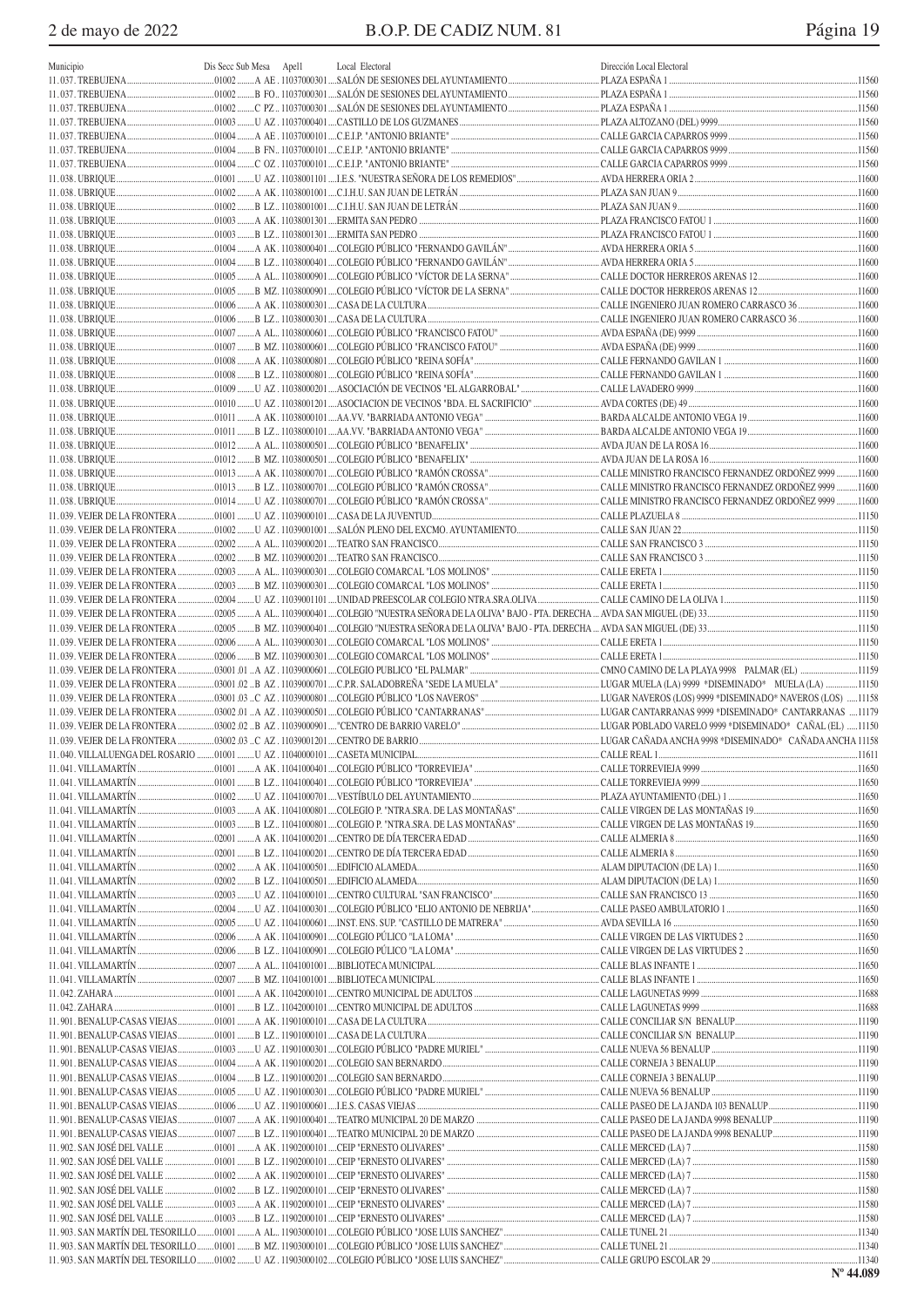| Municipio | Dis Secc Sub Mesa | Apel1 | Local Electoral | Dirección Local Electoral | |
|---|---|---|---|---|---|
| 11.037. TREBUJENA | 01002 | A AE | 11037000301 SALÓN DE SESIONES DEL AYUNTAMIENTO | PLAZA ESPAÑA 1 | 11560 |
| 11.037. TREBUJENA | 01002 | B FO | 11037000301 SALÓN DE SESIONES DEL AYUNTAMIENTO | PLAZA ESPAÑA 1 | 11560 |
| 11.037. TREBUJENA | 01002 | C PZ | 11037000301 SALÓN DE SESIONES DEL AYUNTAMIENTO | PLAZA ESPAÑA 1 | 11560 |
| 11.037. TREBUJENA | 01003 | U AZ | 11037000401 CASTILLO DE LOS GUZMANES | PLAZA ALTOZANO (DEL) 9999 | 11560 |
| 11.037. TREBUJENA | 01004 | A AE | 11037000101 C.E.I.P. "ANTONIO BRIANTE" | CALLE GARCIA CAPARROS 9999 | 11560 |
| 11.037. TREBUJENA | 01004 | B FN | 11037000101 C.E.I.P. "ANTONIO BRIANTE" | CALLE GARCIA CAPARROS 9999 | 11560 |
| 11.037. TREBUJENA | 01004 | C OZ | 11037000101 C.E.I.P. "ANTONIO BRIANTE" | CALLE GARCIA CAPARROS 9999 | 11560 |
| 11.038. UBRIQUE | 01001 | U AZ | 11038001101 I.E.S. "NUESTRA SEÑORA DE LOS REMEDIOS" | AVDA HERRERA ORIA 2 | 11600 |
| 11.038. UBRIQUE | 01002 | A AK | 11038001001 C.I.H.U. SAN JUAN DE LETRÁN | PLAZA SAN JUAN 9 | 11600 |
| 11.038. UBRIQUE | 01002 | B LZ | 11038001001 C.I.H.U. SAN JUAN DE LETRÁN | PLAZA SAN JUAN 9 | 11600 |
| 11.038. UBRIQUE | 01003 | A AK | 11038001301 ERMITA SAN PEDRO | PLAZA FRANCISCO FATOU 1 | 11600 |
| 11.038. UBRIQUE | 01003 | B LZ | 11038001301 ERMITA SAN PEDRO | PLAZA FRANCISCO FATOU 1 | 11600 |
| 11.038. UBRIQUE | 01004 | A AK | 11038000401 COLEGIO PÚBLICO "FERNANDO GAVILÁN" | AVDA HERRERA ORIA 5 | 11600 |
| 11.038. UBRIQUE | 01004 | B LZ | 11038000401 COLEGIO PÚBLICO "FERNANDO GAVILÁN" | AVDA HERRERA ORIA 5 | 11600 |
| 11.038. UBRIQUE | 01005 | A AL | 11038000901 COLEGIO PÚBLICO "VÍCTOR DE LA SERNA" | CALLE DOCTOR HERREROS ARENAS 12 | 11600 |
| 11.038. UBRIQUE | 01005 | B MZ | 11038000901 COLEGIO PÚBLICO "VÍCTOR DE LA SERNA" | CALLE DOCTOR HERREROS ARENAS 12 | 11600 |
| 11.038. UBRIQUE | 01006 | A AK | 11038000301 CASA DE LA CULTURA | CALLE INGENIERO JUAN ROMERO CARRASCO 36 | 11600 |
| 11.038. UBRIQUE | 01006 | B LZ | 11038000301 CASA DE LA CULTURA | CALLE INGENIERO JUAN ROMERO CARRASCO 36 | 11600 |
| 11.038. UBRIQUE | 01007 | A AL | 11038000601 COLEGIO PÚBLICO "FRANCISCO FATOU" | AVDA ESPAÑA (DE) 9999 | 11600 |
| 11.038. UBRIQUE | 01007 | B MZ | 11038000601 COLEGIO PÚBLICO "FRANCISCO FATOU" | AVDA ESPAÑA (DE) 9999 | 11600 |
| 11.038. UBRIQUE | 01008 | A AK | 11038000801 COLEGIO PÚBLICO "REINA SOFÍA" | CALLE FERNANDO GAVILAN 1 | 11600 |
| 11.038. UBRIQUE | 01008 | B LZ | 11038000801 COLEGIO PÚBLICO "REINA SOFÍA" | CALLE FERNANDO GAVILAN 1 | 11600 |
| 11.038. UBRIQUE | 01009 | U AZ | 11038000201 ASOCIACIÓN DE VECINOS "EL ALGARROBAL" | CALLE LAVADERO 9999 | 11600 |
| 11.038. UBRIQUE | 01010 | U AZ | 11038001201 ASOCIACION DE VECINOS "BDA. EL SACRIFICIO" | AVDA CORTES (DE) 49 | 11600 |
| 11.038. UBRIQUE | 01011 | A AK | 11038000101 AA.VV. "BARRIADA ANTONIO VEGA" | BARDA ALCALDE ANTONIO VEGA 19 | 11600 |
| 11.038. UBRIQUE | 01011 | B LZ | 11038000101 AA.VV. "BARRIADA ANTONIO VEGA" | BARDA ALCALDE ANTONIO VEGA 19 | 11600 |
| 11.038. UBRIQUE | 01012 | A AL | 11038000501 COLEGIO PÚBLICO "BENAFELIX" | AVDA JUAN DE LA ROSA 16 | 11600 |
| 11.038. UBRIQUE | 01012 | B MZ | 11038000501 COLEGIO PÚBLICO "BENAFELIX" | AVDA JUAN DE LA ROSA 16 | 11600 |
| 11.038. UBRIQUE | 01013 | A AK | 11038000701 COLEGIO PÚBLICO "RAMÓN CROSSA" | CALLE MINISTRO FRANCISCO FERNANDEZ ORDOÑEZ 9999 | 11600 |
| 11.038. UBRIQUE | 01013 | B LZ | 11038000701 COLEGIO PÚBLICO "RAMÓN CROSSA" | CALLE MINISTRO FRANCISCO FERNANDEZ ORDOÑEZ 9999 | 11600 |
| 11.038. UBRIQUE | 01014 | U AZ | 11038000701 COLEGIO PÚBLICO "RAMÓN CROSSA" | CALLE MINISTRO FRANCISCO FERNANDEZ ORDOÑEZ 9999 | 11600 |
| 11.039. VEJER DE LA FRONTERA | 01001 | U AZ | 11039000101 CASA DE LA JUVENTUD | CALLE PLAZUELA 8 | 11150 |
| 11.039. VEJER DE LA FRONTERA | 01002 | U AZ | 11039001001 SALÓN PLENO DEL EXCMO. AYUNTAMIENTO | CALLE SAN JUAN 22 | 11150 |
| 11.039. VEJER DE LA FRONTERA | 02002 | A AL | 11039000201 TEATRO SAN FRANCISCO | CALLE SAN FRANCISCO 3 | 11150 |
| 11.039. VEJER DE LA FRONTERA | 02002 | B MZ | 11039000201 TEATRO SAN FRANCISCO | CALLE SAN FRANCISCO 3 | 11150 |
| 11.039. VEJER DE LA FRONTERA | 02003 | A AL | 11039000301 COLEGIO COMARCAL "LOS MOLINOS" | CALLE ERETA 1 | 11150 |
| 11.039. VEJER DE LA FRONTERA | 02003 | B MZ | 11039000301 COLEGIO COMARCAL "LOS MOLINOS" | CALLE ERETA 1 | 11150 |
| 11.039. VEJER DE LA FRONTERA | 02004 | U AZ | 11039001101 UNIDAD PREESCOLAR COLEGIO NTRA.SRA.OLIVA | CALLE CAMINO DE LA OLIVA 1 | 11150 |
| 11.039. VEJER DE LA FRONTERA | 02005 | A AL | 11039000401 COLEGIO "NUESTRA SEÑORA DE LA OLIVA" BAJO - PTA. DERECHA | AVDA SAN MIGUEL (DE) 33 | 11150 |
| 11.039. VEJER DE LA FRONTERA | 02005 | B MZ | 11039000401 COLEGIO "NUESTRA SEÑORA DE LA OLIVA" BAJO - PTA. DERECHA | AVDA SAN MIGUEL (DE) 33 | 11150 |
| 11.039. VEJER DE LA FRONTERA | 02006 | A AL | 11039000301 COLEGIO COMARCAL "LOS MOLINOS" | CALLE ERETA 1 | 11150 |
| 11.039. VEJER DE LA FRONTERA | 02006 | B MZ | 11039000301 COLEGIO COMARCAL "LOS MOLINOS" | CALLE ERETA 1 | 11150 |
| 11.039. VEJER DE LA FRONTERA | 03001 .01 | A AZ | 11039000601 COLEGIO PUBLICO "EL PALMAR" | CMNO CAMINO DE LA PLAYA 9998 PALMAR (EL) | 11159 |
| 11.039. VEJER DE LA FRONTERA | 03001 .02 | B AZ | 11039000701 C.P.R. SALADOBREÑA "SEDE LA MUELA" | LUGAR MUELA (LA) 9999 *DISEMINADO* MUELA (LA) | 11150 |
| 11.039. VEJER DE LA FRONTERA | 03001 .03 | C AZ | 11039000801 COLEGIO PUBLICO "LOS NAVEROS" | LUGAR NAVEROS (LOS) 9999 *DISEMINADO* NAVEROS (LOS) | 11158 |
| 11.039. VEJER DE LA FRONTERA | 03002 .01 | A AZ | 11039000501 COLEGIO PÚBLICO "CANTARRANAS" | LUGAR CANTARRANAS 9999 *DISEMINADO* CANTARRANAS | 11179 |
| 11.039. VEJER DE LA FRONTERA | 03002 .02 | B AZ | 11039000901 "CENTRO DE BARRIO VARELO" | LUGAR POBLADO VARELO 9999 *DISEMINADO* CAÑAL (EL) | 11150 |
| 11.039. VEJER DE LA FRONTERA | 03002 .03 | C AZ | 11039001201 CENTRO DE BARRIO | LUGAR CAÑADA ANCHA 9998 *DISEMINADO* CAÑADA ANCHA | 11158 |
| 11.040. VILLALUENGA DEL ROSARIO | 01001 | U AZ | 11040000101 CASETA MUNICIPAL | CALLE REAL 1 | 11611 |
| 11.041. VILLAMARTÍN | 01001 | A AK | 11041000401 COLEGIO PÚBLICO "TORREVIEJA" | CALLE TORREVIEJA 9999 | 11650 |
| 11.041. VILLAMARTÍN | 01001 | B LZ | 11041000401 COLEGIO PÚBLICO "TORREVIEJA" | CALLE TORREVIEJA 9999 | 11650 |
| 11.041. VILLAMARTÍN | 01002 | U AZ | 11041000701 VESTÍBULO DEL AYUNTAMIENTO | PLAZA AYUNTAMIENTO (DEL) 1 | 11650 |
| 11.041. VILLAMARTÍN | 01003 | A AK | 11041000801 COLEGIO P. "NTRA.SRA. DE LAS MONTAÑAS" | CALLE VIRGEN DE LAS MONTAÑAS 19 | 11650 |
| 11.041. VILLAMARTÍN | 01003 | B LZ | 11041000801 COLEGIO P. "NTRA.SRA. DE LAS MONTAÑAS" | CALLE VIRGEN DE LAS MONTAÑAS 19 | 11650 |
| 11.041. VILLAMARTÍN | 02001 | A AK | 11041000201 CENTRO DE DÍA TERCERA EDAD | CALLE ALMERIA 8 | 11650 |
| 11.041. VILLAMARTÍN | 02001 | B LZ | 11041000201 CENTRO DE DÍA TERCERA EDAD | CALLE ALMERIA 8 | 11650 |
| 11.041. VILLAMARTÍN | 02002 | A AK | 11041000501 EDIFICIO ALAMEDA | ALAM DIPUTACION (DE LA) 1 | 11650 |
| 11.041. VILLAMARTÍN | 02002 | B LZ | 11041000501 EDIFICIO ALAMEDA | ALAM DIPUTACION (DE LA) 1 | 11650 |
| 11.041. VILLAMARTÍN | 02003 | U AZ | 11041000101 CENTRO CULTURAL "SAN FRANCISCO" | CALLE SAN FRANCISCO 13 | 11650 |
| 11.041. VILLAMARTÍN | 02004 | U AZ | 11041000301 COLEGIO PÚBLICO "ELIO ANTONIO DE NEBRIJA" | CALLE PASEO AMBULATORIO 1 | 11650 |
| 11.041. VILLAMARTÍN | 02005 | U AZ | 11041000601 INST. ENS. SUP. "CASTILLO DE MATRERA" | AVDA SEVILLA 16 | 11650 |
| 11.041. VILLAMARTÍN | 02006 | A AK | 11041000901 COLEGIO PÚLICO "LA LOMA" | CALLE VIRGEN DE LAS VIRTUDES 2 | 11650 |
| 11.041. VILLAMARTÍN | 02006 | B LZ | 11041000901 COLEGIO PÚLICO "LA LOMA" | CALLE VIRGEN DE LAS VIRTUDES 2 | 11650 |
| 11.041. VILLAMARTÍN | 02007 | A AL | 11041001001 BIBLIOTECA MUNICIPAL | CALLE BLAS INFANTE 1 | 11650 |
| 11.041. VILLAMARTÍN | 02007 | B MZ | 11041001001 BIBLIOTECA MUNICIPAL | CALLE BLAS INFANTE 1 | 11650 |
| 11.042. ZAHARA | 01001 | A AK | 11042000101 CENTRO MUNICIPAL DE ADULTOS | CALLE LAGUNETAS 9999 | 11688 |
| 11.042. ZAHARA | 01001 | B LZ | 11042000101 CENTRO MUNICIPAL DE ADULTOS | CALLE LAGUNETAS 9999 | 11688 |
| 11.901. BENALUP-CASAS VIEJAS | 01001 | A AK | 11901000101 CASA DE LA CULTURA | CALLE CONCILIAR S/N BENALUP | 11190 |
| 11.901. BENALUP-CASAS VIEJAS | 01001 | B LZ | 11901000101 CASA DE LA CULTURA | CALLE CONCILIAR S/N BENALUP | 11190 |
| 11.901. BENALUP-CASAS VIEJAS | 01003 | U AZ | 11901000301 COLEGIO PÚBLICO "PADRE MURIEL" | CALLE NUEVA 56 BENALUP | 11190 |
| 11.901. BENALUP-CASAS VIEJAS | 01004 | A AK | 11901000201 COLEGIO SAN BERNARDO | CALLE CORNEJA 3 BENALUP | 11190 |
| 11.901. BENALUP-CASAS VIEJAS | 01004 | B LZ | 11901000201 COLEGIO SAN BERNARDO | CALLE CORNEJA 3 BENALUP | 11190 |
| 11.901. BENALUP-CASAS VIEJAS | 01005 | U AZ | 11901000301 COLEGIO PÚBLICO "PADRE MURIEL" | CALLE NUEVA 56 BENALUP | 11190 |
| 11.901. BENALUP-CASAS VIEJAS | 01006 | U AZ | 11901000601 I.E.S. CASAS VIEJAS | CALLE PASEO DE LA JANDA 103 BENALUP | 11190 |
| 11.901. BENALUP-CASAS VIEJAS | 01007 | A AK | 11901000401 TEATRO MUNICIPAL 20 DE MARZO | CALLE PASEO DE LA JANDA 9998 BENALUP | 11190 |
| 11.901. BENALUP-CASAS VIEJAS | 01007 | B LZ | 11901000401 TEATRO MUNICIPAL 20 DE MARZO | CALLE PASEO DE LA JANDA 9998 BENALUP | 11190 |
| 11.902. SAN JOSÉ DEL VALLE | 01001 | A AK | 11902000101 CEIP "ERNESTO OLIVARES" | CALLE MERCED (LA) 7 | 11580 |
| 11.902. SAN JOSÉ DEL VALLE | 01001 | B LZ | 11902000101 CEIP "ERNESTO OLIVARES" | CALLE MERCED (LA) 7 | 11580 |
| 11.902. SAN JOSÉ DEL VALLE | 01002 | A AK | 11902000101 CEIP "ERNESTO OLIVARES" | CALLE MERCED (LA) 7 | 11580 |
| 11.902. SAN JOSÉ DEL VALLE | 01002 | B LZ | 11902000101 CEIP "ERNESTO OLIVARES" | CALLE MERCED (LA) 7 | 11580 |
| 11.902. SAN JOSÉ DEL VALLE | 01003 | A AK | 11902000101 CEIP "ERNESTO OLIVARES" | CALLE MERCED (LA) 7 | 11580 |
| 11.902. SAN JOSÉ DEL VALLE | 01003 | B LZ | 11902000101 CEIP "ERNESTO OLIVARES" | CALLE MERCED (LA) 7 | 11580 |
| 11.903. SAN MARTÍN DEL TESORILLO | 01001 | A AL | 11903000101 COLEGIO PÚBLICO "JOSE LUIS SANCHEZ" | CALLE TUNEL 21 | 11340 |
| 11.903. SAN MARTÍN DEL TESORILLO | 01001 | B MZ | 11903000101 COLEGIO PÚBLICO "JOSE LUIS SANCHEZ" | CALLE TUNEL 21 | 11340 |
| 11.903. SAN MARTÍN DEL TESORILLO | 01002 | U AZ | 11903000102 COLEGIO PÚBLICO "JOSE LUIS SANCHEZ" | CALLE GRUPO ESCOLAR 29 | 11340 |

**Nº 44.089**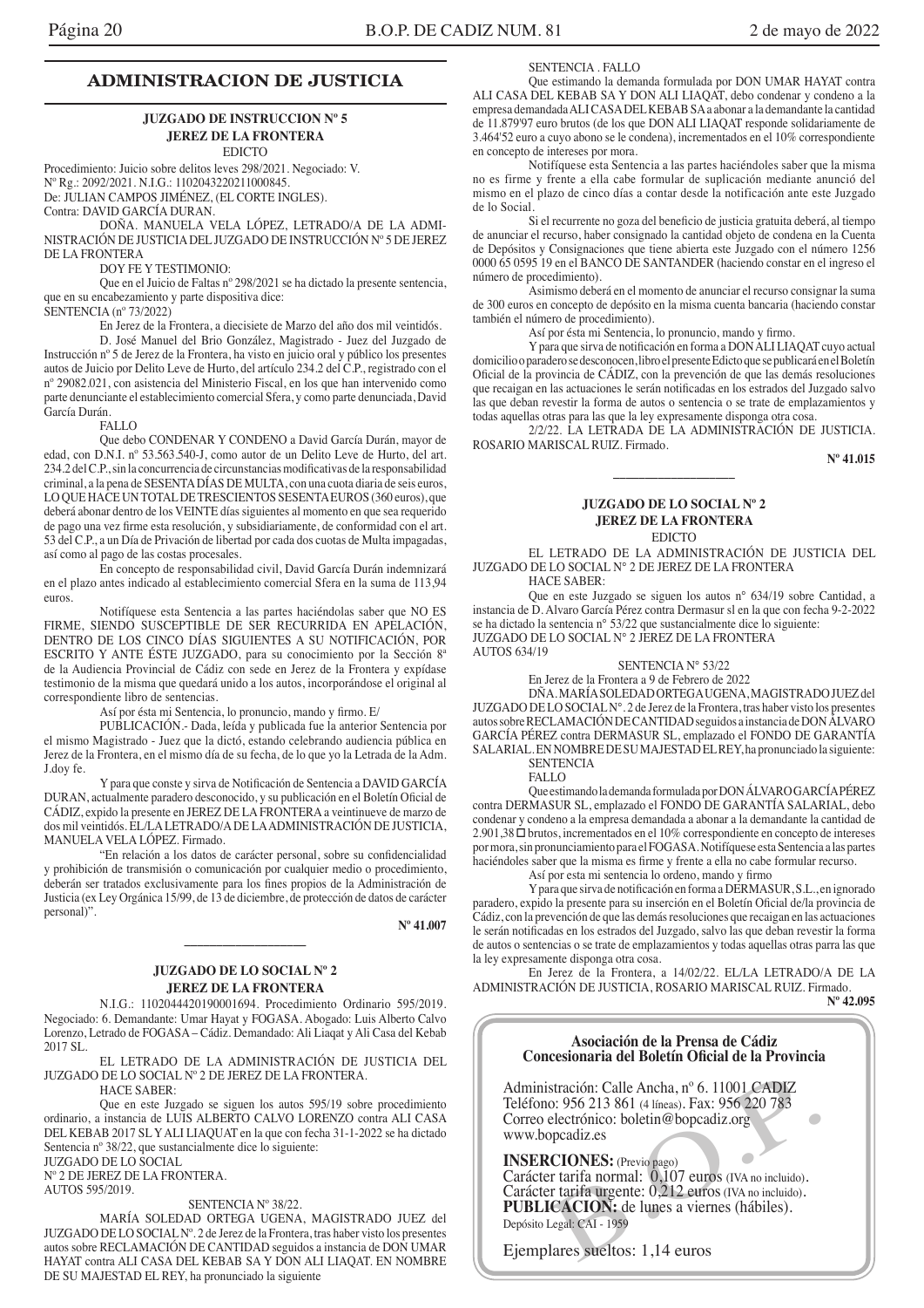## ADMINISTRACION DE JUSTICIA

### JUZGADO DE INSTRUCCION Nº 5
### JEREZ DE LA FRONTERA

EDICTO

Procedimiento: Juicio sobre delitos leves 298/2021. Negociado: V.

Nº Rg.: 2092/2021. N.I.G.: 1102043220211000845.

De: JULIAN CAMPOS JIMÉNEZ, (EL CORTE INGLES).

Contra: DAVID GARCÍA DURAN.

DOÑA. MANUELA VELA LÓPEZ, LETRADO/A DE LA ADMINISTRACIÓN DE JUSTICIA DEL JUZGADO DE INSTRUCCIÓN Nº 5 DE JEREZ DE LA FRONTERA

DOY FE Y TESTIMONIO:

Que en el Juicio de Faltas nº 298/2021 se ha dictado la presente sentencia, que en su encabezamiento y parte dispositiva dice:

SENTENCIA (nº 73/2022)

En Jerez de la Frontera, a diecisiete de Marzo del año dos mil veintidós.

D. José Manuel del Brio González, Magistrado - Juez del Juzgado de Instrucción nº 5 de Jerez de la Frontera, ha visto en juicio oral y público los presentes autos de Juicio por Delito Leve de Hurto, del artículo 234.2 del C.P., registrado con el nº 29082.021, con asistencia del Ministerio Fiscal, en los que han intervenido como parte denunciante el establecimiento comercial Sfera, y como parte denunciada, David García Durán.

FALLO

Que debo CONDENAR Y CONDENO a David García Durán, mayor de edad, con D.N.I. nº 53.563.540-J, como autor de un Delito Leve de Hurto, del art. 234.2 del C.P., sin la concurrencia de circunstancias modificativas de la responsabilidad criminal, a la pena de SESENTA DÍAS DE MULTA, con una cuota diaria de seis euros, LO QUE HACE UN TOTAL DE TRESCIENTOS SESENTA EUROS (360 euros), que deberá abonar dentro de los VEINTE días siguientes al momento en que sea requerido de pago una vez firme esta resolución, y subsidiariamente, de conformidad con el art. 53 del C.P., a un Día de Privación de libertad por cada dos cuotas de Multa impagadas, así como al pago de las costas procesales.

En concepto de responsabilidad civil, David García Durán indemnizará en el plazo antes indicado al establecimiento comercial Sfera en la suma de 113,94 euros.

Notifíquese esta Sentencia a las partes haciéndolas saber que NO ES FIRME, SIENDO SUSCEPTIBLE DE SER RECURRIDA EN APELACIÓN, DENTRO DE LOS CINCO DÍAS SIGUIENTES A SU NOTIFICACIÓN, POR ESCRITO Y ANTE ÉSTE JUZGADO, para su conocimiento por la Sección 8ª de la Audiencia Provincial de Cádiz con sede en Jerez de la Frontera y expídase testimonio de la misma que quedará unido a los autos, incorporándose el original al correspondiente libro de sentencias.

Así por ésta mi Sentencia, lo pronuncio, mando y firmo. E/

PUBLICACIÓN.- Dada, leída y publicada fue la anterior Sentencia por el mismo Magistrado - Juez que la dictó, estando celebrando audiencia pública en Jerez de la Frontera, en el mismo día de su fecha, de lo que yo la Letrada de la Adm. J.doy fe.

Y para que conste y sirva de Notificación de Sentencia a DAVID GARCÍA DURAN, actualmente paradero desconocido, y su publicación en el Boletín Oficial de CÁDIZ, expido la presente en JEREZ DE LA FRONTERA a veintinueve de marzo de dos mil veintidós. EL/LA LETRADO/A DE LA ADMINISTRACIÓN DE JUSTICIA, MANUELA VELA LÓPEZ. Firmado.

"En relación a los datos de carácter personal, sobre su confidencialidad y prohibición de transmisión o comunicación por cualquier medio o procedimiento, deberán ser tratados exclusivamente para los fines propios de la Administración de Justicia (ex Ley Orgánica 15/99, de 13 de diciembre, de protección de datos de carácter personal)".

**Nº 41.007**

---

### JUZGADO DE LO SOCIAL Nº 2
### JEREZ DE LA FRONTERA

N.I.G.: 1102044420190001694. Procedimiento Ordinario 595/2019. Negociado: 6. Demandante: Umar Hayat y FOGASA. Abogado: Luis Alberto Calvo Lorenzo, Letrado de FOGASA – Cádiz. Demandado: Ali Liaqat y Ali Casa del Kebab 2017 SL.

EL LETRADO DE LA ADMINISTRACIÓN DE JUSTICIA DEL JUZGADO DE LO SOCIAL Nº 2 DE JEREZ DE LA FRONTERA.

HACE SABER:

Que en este Juzgado se siguen los autos 595/19 sobre procedimiento ordinario, a instancia de LUIS ALBERTO CALVO LORENZO contra ALI CASA DEL KEBAB 2017 SL Y ALI LIAQUAT en la que con fecha 31-1-2022 se ha dictado Sentencia nº 38/22, que sustancialmente dice lo siguiente:

JUZGADO DE LO SOCIAL

Nº 2 DE JEREZ DE LA FRONTERA.

AUTOS 595/2019.

SENTENCIA Nº 38/22.

MARÍA SOLEDAD ORTEGA UGENA, MAGISTRADO JUEZ del JUZGADO DE LO SOCIAL Nº. 2 de Jerez de la Frontera, tras haber visto los presentes autos sobre RECLAMACIÓN DE CANTIDAD seguidos a instancia de DON UMAR HAYAT contra ALI CASA DEL KEBAB SA Y DON ALI LIAQAT. EN NOMBRE DE SU MAJESTAD EL REY, ha pronunciado la siguiente

SENTENCIA . FALLO

Que estimando la demanda formulada por DON UMAR HAYAT contra ALI CASA DEL KEBAB SA Y DON ALI LIAQAT, debo condenar y condeno a la empresa demandada ALI CASA DEL KEBAB SA a abonar a la demandante la cantidad de 11.879'97 euro brutos (de los que DON ALI LIAQAT responde solidariamente de 3.464'52 euro a cuyo abono se le condena), incrementados en el 10% correspondiente en concepto de intereses por mora.

Notifíquese esta Sentencia a las partes haciéndoles saber que la misma no es firme y frente a ella cabe formular suplicación mediante anuncié del mismo en el plazo de cinco días a contar desde la notificación ante este Juzgado de lo Social.

Si el recurrente no goza del beneficio de justicia gratuita deberá, al tiempo de anunciar el recurso, haber consignado la cantidad objeto de condena en la Cuenta de Depósitos y Consignaciones que tiene abierta este Juzgado con el número 1256 0000 65 0595 19 en el BANCO DE SANTANDER (haciendo constar en el ingreso el número de procedimiento).

Asimismo deberá en el momento de anunciar el recurso consignar la suma de 300 euros en concepto de depósito en la misma cuenta bancaria (haciendo constar también el número de procedimiento).

Así por ésta mi Sentencia, lo pronuncio, mando y firmo.

Y para que sirva de notificación en forma a DON ALI LIAQAT cuyo actual domicilio o paradero se desconocen, libro el presente Edicto que se publicará en el Boletín Oficial de la provincia de CÁDIZ, con la prevención de que las demás resoluciones que recaigan en las actuaciones le serán notificadas en los estrados del Juzgado salvo las que deban revestir la forma de autos o sentencia o se trate de emplazamientos y todas aquellas otras para las que la ley expresamente disponga otra cosa.

2/2/22. LA LETRADA DE LA ADMINISTRACIÓN DE JUSTICIA. ROSARIO MARISCAL RUIZ. Firmado.

**Nº 41.015**

---

### JUZGADO DE LO SOCIAL Nº 2
### JEREZ DE LA FRONTERA

EDICTO

EL LETRADO DE LA ADMINISTRACIÓN DE JUSTICIA DEL JUZGADO DE LO SOCIAL N° 2 DE JEREZ DE LA FRONTERA

HACE SABER:

Que en este Juzgado se siguen los autos nº 634/19 sobre Cantidad, a instancia de D. Alvaro García Pérez contra Dermasur sl en la que con fecha 9-2-2022 se ha dictado la sentencia nº 53/22 que sustancialmente dice lo siguiente:

JUZGADO DE LO SOCIAL Nº 2 JEREZ DE LA FRONTERA

AUTOS 634/19

SENTENCIA Nº 53/22

En Jerez de la Frontera a 9 de Febrero de 2022

DÑA. MARÍA SOLEDAD ORTEGA UGENA, MAGISTRADO JUEZ del JUZGADO DE LO SOCIAL Nº. 2 de Jerez de la Frontera, tras haber visto los presentes autos sobre RECLAMACIÓN DE CANTIDAD seguidos a instancia de DON ÁLVARO GARCÍA PÉREZ contra DERMASUR SL, emplazado el FONDO DE GARANTÍA SALARIAL. EN NOMBRE DE SU MAJESTAD EL REY, ha pronunciado la siguiente:

SENTENCIA

FALLO

Que estimando la demanda formulada por DON ÁLVARO GARCÍA PÉREZ contra DERMASUR SL, emplazado el FONDO DE GARANTÍA SALARIAL, debo condenar y condeno a la empresa demandada a abonar a la demandante la cantidad de 2.901,38 ☐ brutos, incrementados en el 10% correspondiente en concepto de intereses por mora, sin pronunciamiento para el FOGASA. Notifíquese esta Sentencia a las partes haciéndoles saber que la misma es firme y frente a ella no cabe formular recurso.

Así por esta mi sentencia lo ordeno, mando y firmo

Y para que sirva de notificación en forma a DERMASUR, S.L., en ignorado paradero, expido la presente para su inserción en el Boletín Oficial de/la provincia de Cádiz, con la prevención de que las demás resoluciones que recaigan en las actuaciones le serán notificadas en los estrados del Juzgado, salvo las que deban revestir la forma de autos o sentencias o se trate de emplazamientos y todas aquellas otras para las que la ley expresamente disponga otra cosa.

En Jerez de la Frontera, a 14/02/22. EL/LA LETRADO/A DE LA ADMINISTRACIÓN DE JUSTICIA, ROSARIO MARISCAL RUIZ. Firmado.

**Nº 42.095**

---

**Asociación de la Prensa de Cádiz**
**Concesionaria del Boletín Oficial de la Provincia**

Administración: Calle Ancha, nº 6. 11001 CADIZ
Teléfono: 956 213 861 (4 líneas). Fax: 956 220 783
Correo electrónico: boletin@bopcadiz.org
www.bopcadiz.es

**INSERCIONES:** (Previo pago)
Carácter tarifa normal: 0,107 euros (IVA no incluido).
Carácter tarifa urgente: 0,212 euros (IVA no incluido).
**PUBLICACION:** de lunes a viernes (hábiles).
Depósito Legal: CAI - 1959

Ejemplares sueltos: 1,14 euros